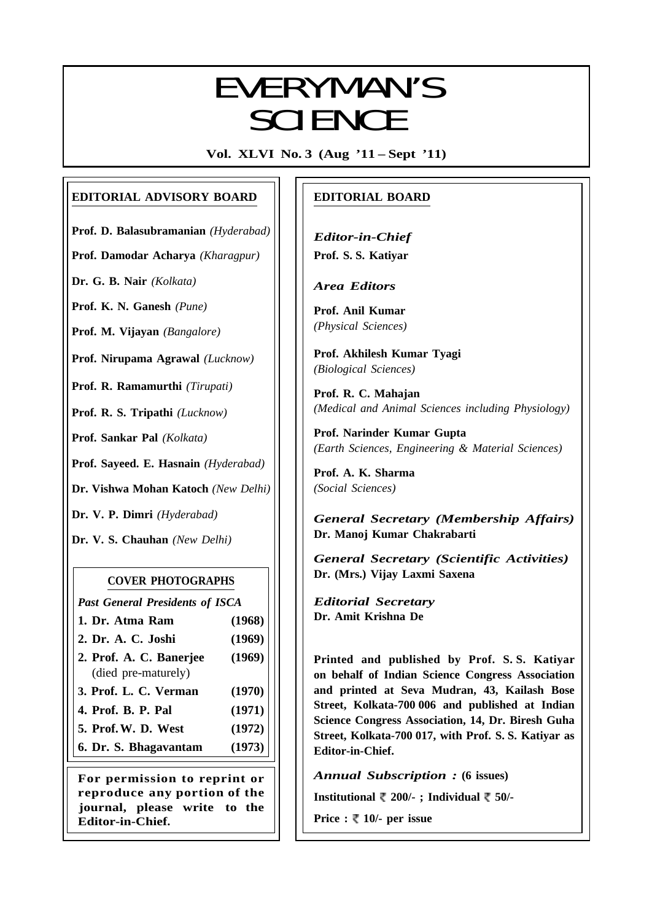# EVERYMAN'S SCIENCE

**Vol. XLVI No. 3 (Aug '11 – Sept '11)**

## EDITORIAL ADVISORY BOARD

**Prof. D. Balasubramanian** *(Hyderabad)*

**Prof. Damodar Acharya** *(Kharagpur)*

**Dr. G. B. Nair** *(Kolkata)*

**Prof. K. N. Ganesh** *(Pune)*

**Prof. M. Vijayan** *(Bangalore)*

**Prof. Nirupama Agrawal** *(Lucknow)*

**Prof. R. Ramamurthi** *(Tirupati)*

**Prof. R. S. Tripathi** *(Lucknow)*

**Prof. Sankar Pal** *(Kolkata)*

**Prof. Sayeed. E. Hasnain** *(Hyderabad)*

**Dr. Vishwa Mohan Katoch** *(New Delhi)*

**Dr. V. P. Dimri** *(Hyderabad)*

**Dr. V. S. Chauhan** *(New Delhi)*

### COVER PHOTOGRAPHS

*Past General Presidents of ISCA*

| | |
|---|---|
| **1. Dr. Atma Ram** | **(1968)** |
| **2. Dr. A. C. Joshi** | **(1969)** |
| **2. Prof. A. C. Banerjee** (died pre-maturely) | **(1969)** |
| **3. Prof. L. C. Verman** | **(1970)** |
| **4. Prof. B. P. Pal** | **(1971)** |
| **5. Prof. W. D. West** | **(1972)** |
| **6. Dr. S. Bhagavantam** | **(1973)** |

**For permission to reprint or reproduce any portion of the journal, please write to the Editor-in-Chief.**

## EDITORIAL BOARD

***Editor-in-Chief***
**Prof. S. S. Katiyar**

***Area Editors***

**Prof. Anil Kumar**
*(Physical Sciences)*

**Prof. Akhilesh Kumar Tyagi**
*(Biological Sciences)*

**Prof. R. C. Mahajan**
*(Medical and Animal Sciences including Physiology)*

**Prof. Narinder Kumar Gupta**
*(Earth Sciences, Engineering & Material Sciences)*

**Prof. A. K. Sharma**
*(Social Sciences)*

***General Secretary (Membership Affairs)***
**Dr. Manoj Kumar Chakrabarti**

***General Secretary (Scientific Activities)***
**Dr. (Mrs.) Vijay Laxmi Saxena**

***Editorial Secretary***
**Dr. Amit Krishna De**

**Printed and published by Prof. S. S. Katiyar on behalf of Indian Science Congress Association and printed at Seva Mudran, 43, Kailash Bose Street, Kolkata-700 006 and published at Indian Science Congress Association, 14, Dr. Biresh Guha Street, Kolkata-700 017, with Prof. S. S. Katiyar as Editor-in-Chief.**

***Annual Subscription :*** **(6 issues)**

**Institutional ₹ 200/- ; Individual ₹ 50/-**

**Price : ₹ 10/- per issue**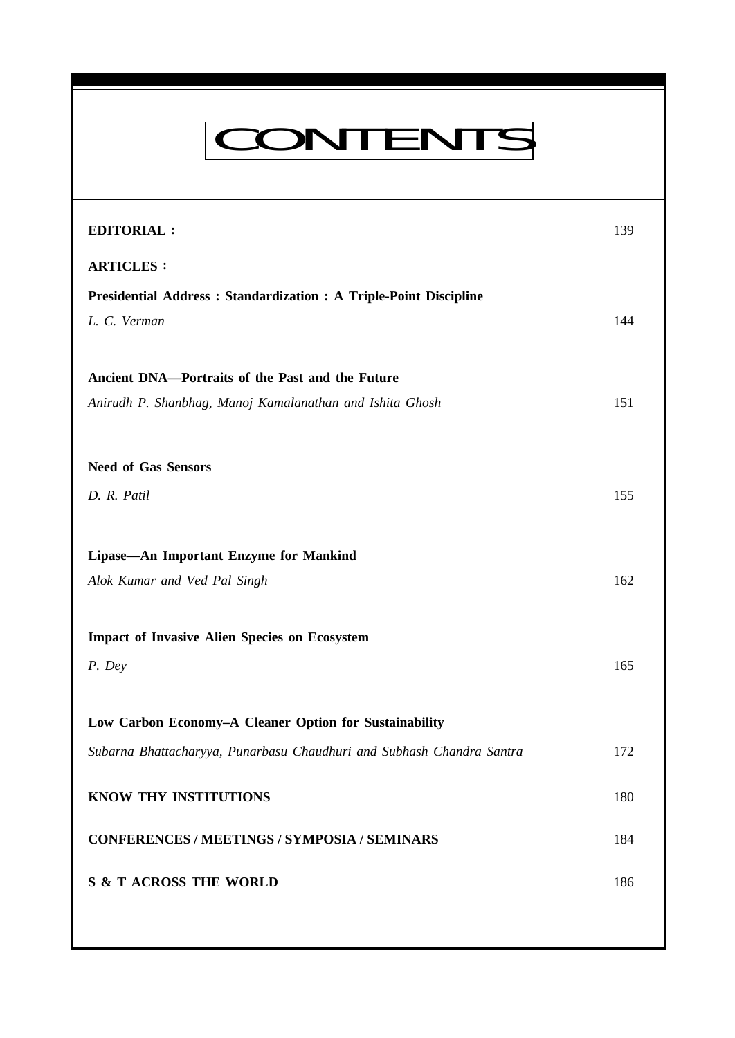# CONTENTS

| | |
|---|---|
| **EDITORIAL :** | 139 |
| **ARTICLES :** | |
| **Presidential Address : Standardization : A Triple-Point Discipline** | |
| *L. C. Verman* | 144 |
| **Ancient DNA—Portraits of the Past and the Future** | |
| *Anirudh P. Shanbhag, Manoj Kamalanathan and Ishita Ghosh* | 151 |
| **Need of Gas Sensors** | |
| *D. R. Patil* | 155 |
| **Lipase—An Important Enzyme for Mankind** | |
| *Alok Kumar and Ved Pal Singh* | 162 |
| **Impact of Invasive Alien Species on Ecosystem** | |
| *P. Dey* | 165 |
| **Low Carbon Economy–A Cleaner Option for Sustainability** | |
| *Subarna Bhattacharyya, Punarbasu Chaudhuri and Subhash Chandra Santra* | 172 |
| **KNOW THY INSTITUTIONS** | 180 |
| **CONFERENCES / MEETINGS / SYMPOSIA / SEMINARS** | 184 |
| **S & T ACROSS THE WORLD** | 186 |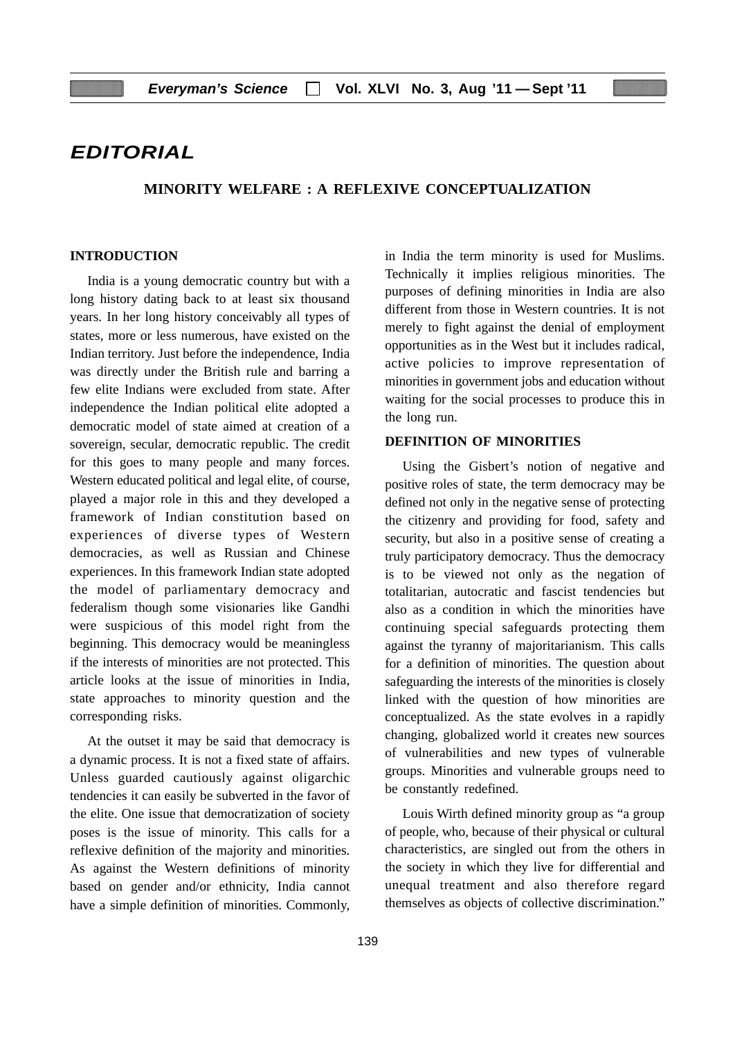# EDITORIAL

## MINORITY WELFARE : A REFLEXIVE CONCEPTUALIZATION

### INTRODUCTION

India is a young democratic country but with a long history dating back to at least six thousand years. In her long history conceivably all types of states, more or less numerous, have existed on the Indian territory. Just before the independence, India was directly under the British rule and barring a few elite Indians were excluded from state. After independence the Indian political elite adopted a democratic model of state aimed at creation of a sovereign, secular, democratic republic. The credit for this goes to many people and many forces. Western educated political and legal elite, of course, played a major role in this and they developed a framework of Indian constitution based on experiences of diverse types of Western democracies, as well as Russian and Chinese experiences. In this framework Indian state adopted the model of parliamentary democracy and federalism though some visionaries like Gandhi were suspicious of this model right from the beginning. This democracy would be meaningless if the interests of minorities are not protected. This article looks at the issue of minorities in India, state approaches to minority question and the corresponding risks.

At the outset it may be said that democracy is a dynamic process. It is not a fixed state of affairs. Unless guarded cautiously against oligarchic tendencies it can easily be subverted in the favor of the elite. One issue that democratization of society poses is the issue of minority. This calls for a reflexive definition of the majority and minorities. As against the Western definitions of minority based on gender and/or ethnicity, India cannot have a simple definition of minorities. Commonly, in India the term minority is used for Muslims. Technically it implies religious minorities. The purposes of defining minorities in India are also different from those in Western countries. It is not merely to fight against the denial of employment opportunities as in the West but it includes radical, active policies to improve representation of minorities in government jobs and education without waiting for the social processes to produce this in the long run.

### DEFINITION OF MINORITIES

Using the Gisbert's notion of negative and positive roles of state, the term democracy may be defined not only in the negative sense of protecting the citizenry and providing for food, safety and security, but also in a positive sense of creating a truly participatory democracy. Thus the democracy is to be viewed not only as the negation of totalitarian, autocratic and fascist tendencies but also as a condition in which the minorities have continuing special safeguards protecting them against the tyranny of majoritarianism. This calls for a definition of minorities. The question about safeguarding the interests of the minorities is closely linked with the question of how minorities are conceptualized. As the state evolves in a rapidly changing, globalized world it creates new sources of vulnerabilities and new types of vulnerable groups. Minorities and vulnerable groups need to be constantly redefined.

Louis Wirth defined minority group as "a group of people, who, because of their physical or cultural characteristics, are singled out from the others in the society in which they live for differential and unequal treatment and also therefore regard themselves as objects of collective discrimination."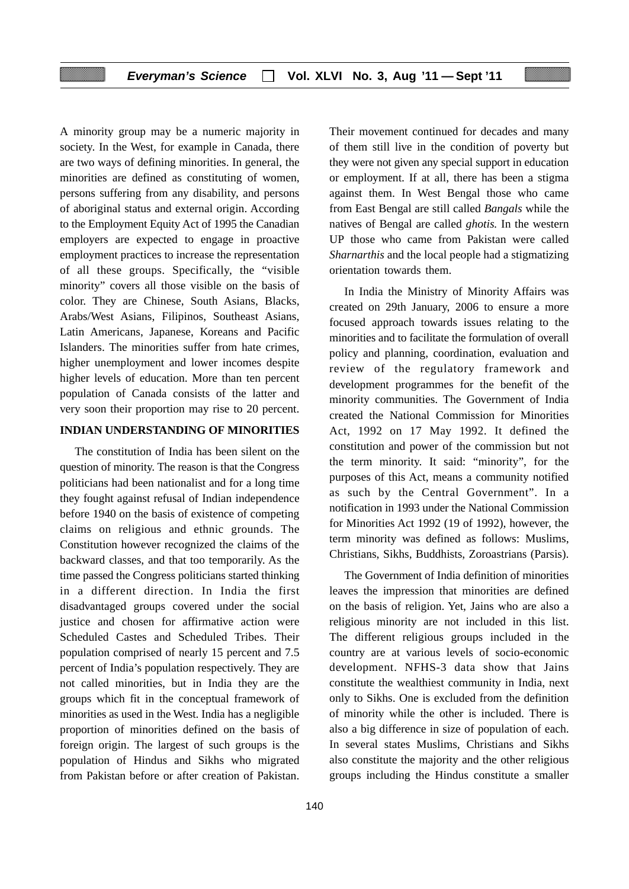A minority group may be a numeric majority in society. In the West, for example in Canada, there are two ways of defining minorities. In general, the minorities are defined as constituting of women, persons suffering from any disability, and persons of aboriginal status and external origin. According to the Employment Equity Act of 1995 the Canadian employers are expected to engage in proactive employment practices to increase the representation of all these groups. Specifically, the "visible minority" covers all those visible on the basis of color. They are Chinese, South Asians, Blacks, Arabs/West Asians, Filipinos, Southeast Asians, Latin Americans, Japanese, Koreans and Pacific Islanders. The minorities suffer from hate crimes, higher unemployment and lower incomes despite higher levels of education. More than ten percent population of Canada consists of the latter and very soon their proportion may rise to 20 percent.

## INDIAN UNDERSTANDING OF MINORITIES

The constitution of India has been silent on the question of minority. The reason is that the Congress politicians had been nationalist and for a long time they fought against refusal of Indian independence before 1940 on the basis of existence of competing claims on religious and ethnic grounds. The Constitution however recognized the claims of the backward classes, and that too temporarily. As the time passed the Congress politicians started thinking in a different direction. In India the first disadvantaged groups covered under the social justice and chosen for affirmative action were Scheduled Castes and Scheduled Tribes. Their population comprised of nearly 15 percent and 7.5 percent of India's population respectively. They are not called minorities, but in India they are the groups which fit in the conceptual framework of minorities as used in the West. India has a negligible proportion of minorities defined on the basis of foreign origin. The largest of such groups is the population of Hindus and Sikhs who migrated from Pakistan before or after creation of Pakistan. Their movement continued for decades and many of them still live in the condition of poverty but they were not given any special support in education or employment. If at all, there has been a stigma against them. In West Bengal those who came from East Bengal are still called *Bangals* while the natives of Bengal are called *ghotis.* In the western UP those who came from Pakistan were called *Sharnarthis* and the local people had a stigmatizing orientation towards them.

In India the Ministry of Minority Affairs was created on 29th January, 2006 to ensure a more focused approach towards issues relating to the minorities and to facilitate the formulation of overall policy and planning, coordination, evaluation and review of the regulatory framework and development programmes for the benefit of the minority communities. The Government of India created the National Commission for Minorities Act, 1992 on 17 May 1992. It defined the constitution and power of the commission but not the term minority. It said: "minority", for the purposes of this Act, means a community notified as such by the Central Government". In a notification in 1993 under the National Commission for Minorities Act 1992 (19 of 1992), however, the term minority was defined as follows: Muslims, Christians, Sikhs, Buddhists, Zoroastrians (Parsis).

The Government of India definition of minorities leaves the impression that minorities are defined on the basis of religion. Yet, Jains who are also a religious minority are not included in this list. The different religious groups included in the country are at various levels of socio-economic development. NFHS-3 data show that Jains constitute the wealthiest community in India, next only to Sikhs. One is excluded from the definition of minority while the other is included. There is also a big difference in size of population of each. In several states Muslims, Christians and Sikhs also constitute the majority and the other religious groups including the Hindus constitute a smaller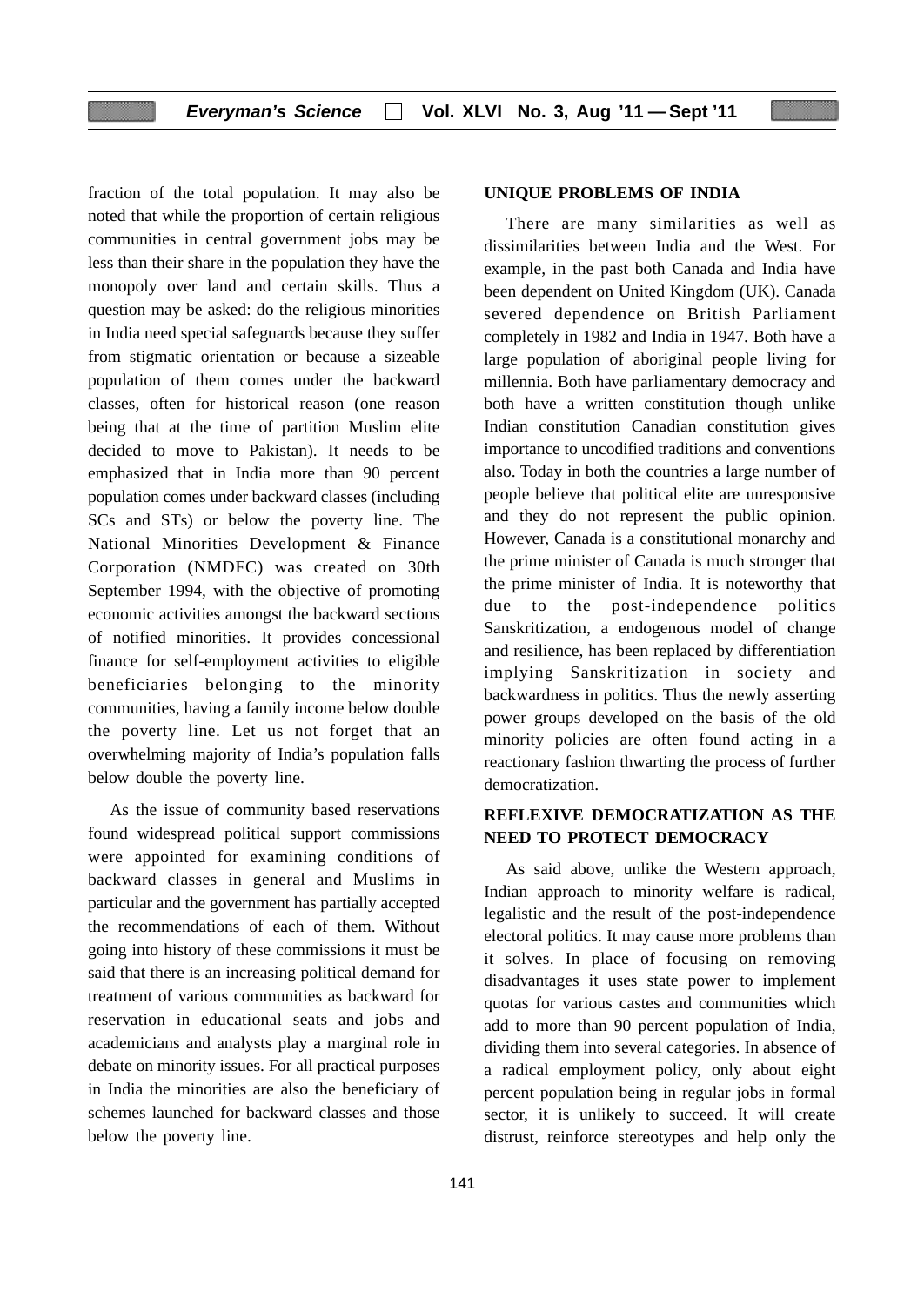fraction of the total population. It may also be noted that while the proportion of certain religious communities in central government jobs may be less than their share in the population they have the monopoly over land and certain skills. Thus a question may be asked: do the religious minorities in India need special safeguards because they suffer from stigmatic orientation or because a sizeable population of them comes under the backward classes, often for historical reason (one reason being that at the time of partition Muslim elite decided to move to Pakistan). It needs to be emphasized that in India more than 90 percent population comes under backward classes (including SCs and STs) or below the poverty line. The National Minorities Development & Finance Corporation (NMDFC) was created on 30th September 1994, with the objective of promoting economic activities amongst the backward sections of notified minorities. It provides concessional finance for self-employment activities to eligible beneficiaries belonging to the minority communities, having a family income below double the poverty line. Let us not forget that an overwhelming majority of India's population falls below double the poverty line.

As the issue of community based reservations found widespread political support commissions were appointed for examining conditions of backward classes in general and Muslims in particular and the government has partially accepted the recommendations of each of them. Without going into history of these commissions it must be said that there is an increasing political demand for treatment of various communities as backward for reservation in educational seats and jobs and academicians and analysts play a marginal role in debate on minority issues. For all practical purposes in India the minorities are also the beneficiary of schemes launched for backward classes and those below the poverty line.

## UNIQUE PROBLEMS OF INDIA

There are many similarities as well as dissimilarities between India and the West. For example, in the past both Canada and India have been dependent on United Kingdom (UK). Canada severed dependence on British Parliament completely in 1982 and India in 1947. Both have a large population of aboriginal people living for millennia. Both have parliamentary democracy and both have a written constitution though unlike Indian constitution Canadian constitution gives importance to uncodified traditions and conventions also. Today in both the countries a large number of people believe that political elite are unresponsive and they do not represent the public opinion. However, Canada is a constitutional monarchy and the prime minister of Canada is much stronger that the prime minister of India. It is noteworthy that due to the post-independence politics Sanskritization, a endogenous model of change and resilience, has been replaced by differentiation implying Sanskritization in society and backwardness in politics. Thus the newly asserting power groups developed on the basis of the old minority policies are often found acting in a reactionary fashion thwarting the process of further democratization.

## REFLEXIVE DEMOCRATIZATION AS THE NEED TO PROTECT DEMOCRACY

As said above, unlike the Western approach, Indian approach to minority welfare is radical, legalistic and the result of the post-independence electoral politics. It may cause more problems than it solves. In place of focusing on removing disadvantages it uses state power to implement quotas for various castes and communities which add to more than 90 percent population of India, dividing them into several categories. In absence of a radical employment policy, only about eight percent population being in regular jobs in formal sector, it is unlikely to succeed. It will create distrust, reinforce stereotypes and help only the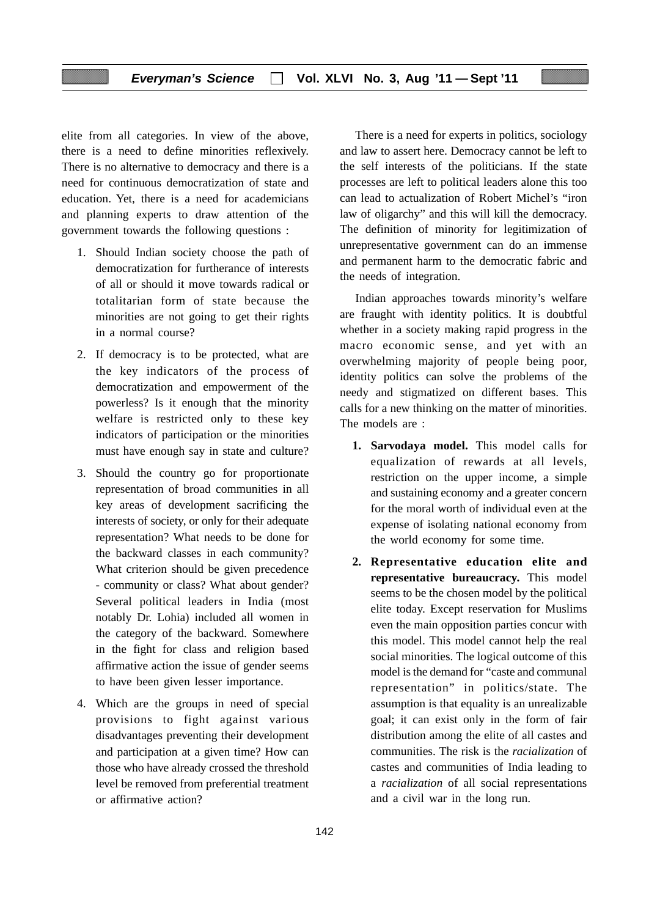elite from all categories. In view of the above, there is a need to define minorities reflexively. There is no alternative to democracy and there is a need for continuous democratization of state and education. Yet, there is a need for academicians and planning experts to draw attention of the government towards the following questions :

1. Should Indian society choose the path of democratization for furtherance of interests of all or should it move towards radical or totalitarian form of state because the minorities are not going to get their rights in a normal course?
2. If democracy is to be protected, what are the key indicators of the process of democratization and empowerment of the powerless? Is it enough that the minority welfare is restricted only to these key indicators of participation or the minorities must have enough say in state and culture?
3. Should the country go for proportionate representation of broad communities in all key areas of development sacrificing the interests of society, or only for their adequate representation? What needs to be done for the backward classes in each community? What criterion should be given precedence - community or class? What about gender? Several political leaders in India (most notably Dr. Lohia) included all women in the category of the backward. Somewhere in the fight for class and religion based affirmative action the issue of gender seems to have been given lesser importance.
4. Which are the groups in need of special provisions to fight against various disadvantages preventing their development and participation at a given time? How can those who have already crossed the threshold level be removed from preferential treatment or affirmative action?

There is a need for experts in politics, sociology and law to assert here. Democracy cannot be left to the self interests of the politicians. If the state processes are left to political leaders alone this too can lead to actualization of Robert Michel's "iron law of oligarchy" and this will kill the democracy. The definition of minority for legitimization of unrepresentative government can do an immense and permanent harm to the democratic fabric and the needs of integration.

Indian approaches towards minority's welfare are fraught with identity politics. It is doubtful whether in a society making rapid progress in the macro economic sense, and yet with an overwhelming majority of people being poor, identity politics can solve the problems of the needy and stigmatized on different bases. This calls for a new thinking on the matter of minorities. The models are :

1. **Sarvodaya model.** This model calls for equalization of rewards at all levels, restriction on the upper income, a simple and sustaining economy and a greater concern for the moral worth of individual even at the expense of isolating national economy from the world economy for some time.
2. **Representative education elite and representative bureaucracy.** This model seems to be the chosen model by the political elite today. Except reservation for Muslims even the main opposition parties concur with this model. This model cannot help the real social minorities. The logical outcome of this model is the demand for "caste and communal representation" in politics/state. The assumption is that equality is an unrealizable goal; it can exist only in the form of fair distribution among the elite of all castes and communities. The risk is the *racialization* of castes and communities of India leading to a *racialization* of all social representations and a civil war in the long run.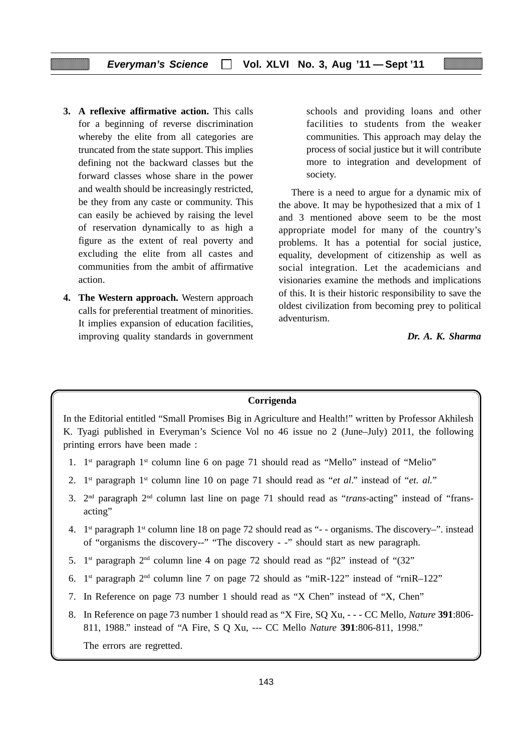3. **A reflexive affirmative action.** This calls for a beginning of reverse discrimination whereby the elite from all categories are truncated from the state support. This implies defining not the backward classes but the forward classes whose share in the power and wealth should be increasingly restricted, be they from any caste or community. This can easily be achieved by raising the level of reservation dynamically to as high a figure as the extent of real poverty and excluding the elite from all castes and communities from the ambit of affirmative action.

4. **The Western approach.** Western approach calls for preferential treatment of minorities. It implies expansion of education facilities, improving quality standards in government schools and providing loans and other facilities to students from the weaker communities. This approach may delay the process of social justice but it will contribute more to integration and development of society.

There is a need to argue for a dynamic mix of the above. It may be hypothesized that a mix of 1 and 3 mentioned above seem to be the most appropriate model for many of the country's problems. It has a potential for social justice, equality, development of citizenship as well as social integration. Let the academicians and visionaries examine the methods and implications of this. It is their historic responsibility to save the oldest civilization from becoming prey to political adventurism.

***Dr. A. K. Sharma***

---

**Corrigenda**

In the Editorial entitled "Small Promises Big in Agriculture and Health!" written by Professor Akhilesh K. Tyagi published in Everyman's Science Vol no 46 issue no 2 (June–July) 2011, the following printing errors have been made :

1. 1st paragraph 1st column line 6 on page 71 should read as "Mello" instead of "Melio"
2. 1st paragraph 1st column line 10 on page 71 should read as "*et al*." instead of "*et. al.*"
3. 2nd paragraph 2nd column last line on page 71 should read as "*trans*-acting" instead of "frans-acting"
4. 1st paragraph 1st column line 18 on page 72 should read as "- - organisms. The discovery–". instead of "organisms the discovery--" "The discovery - -" should start as new paragraph.
5. 1st paragraph 2nd column line 4 on page 72 should read as "β2" instead of "(32"
6. 1st paragraph 2nd column line 7 on page 72 should as "miR-122" instead of "rniR–122"
7. In Reference on page 73 number 1 should read as "X Chen" instead of "X, Chen"
8. In Reference on page 73 number 1 should read as "X Fire, SQ Xu, - - - CC Mello, *Nature* **391**:806-811, 1988." instead of "A Fire, S Q Xu, --- CC Mello *Nature* **391**:806-811, 1998."

The errors are regretted.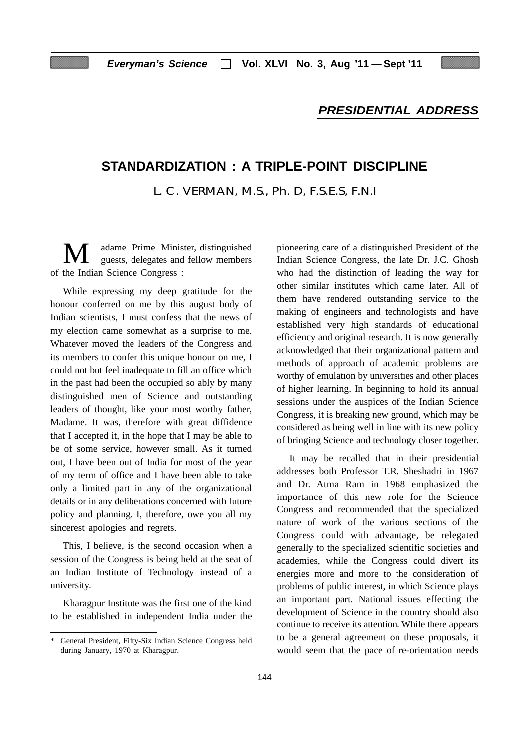## PRESIDENTIAL ADDRESS

# STANDARDIZATION : A TRIPLE-POINT DISCIPLINE

L. C. VERMAN, M.S., Ph. D, F.S.E.S, F.N.I

Madame Prime Minister, distinguished guests, delegates and fellow members of the Indian Science Congress :

While expressing my deep gratitude for the honour conferred on me by this august body of Indian scientists, I must confess that the news of my election came somewhat as a surprise to me. Whatever moved the leaders of the Congress and its members to confer this unique honour on me, I could not but feel inadequate to fill an office which in the past had been the occupied so ably by many distinguished men of Science and outstanding leaders of thought, like your most worthy father, Madame. It was, therefore with great diffidence that I accepted it, in the hope that I may be able to be of some service, however small. As it turned out, I have been out of India for most of the year of my term of office and I have been able to take only a limited part in any of the organizational details or in any deliberations concerned with future policy and planning. I, therefore, owe you all my sincerest apologies and regrets.

This, I believe, is the second occasion when a session of the Congress is being held at the seat of an Indian Institute of Technology instead of a university.

Kharagpur Institute was the first one of the kind to be established in independent India under the pioneering care of a distinguished President of the Indian Science Congress, the late Dr. J.C. Ghosh who had the distinction of leading the way for other similar institutes which came later. All of them have rendered outstanding service to the making of engineers and technologists and have established very high standards of educational efficiency and original research. It is now generally acknowledged that their organizational pattern and methods of approach of academic problems are worthy of emulation by universities and other places of higher learning. In beginning to hold its annual sessions under the auspices of the Indian Science Congress, it is breaking new ground, which may be considered as being well in line with its new policy of bringing Science and technology closer together.

It may be recalled that in their presidential addresses both Professor T.R. Sheshadri in 1967 and Dr. Atma Ram in 1968 emphasized the importance of this new role for the Science Congress and recommended that the specialized nature of work of the various sections of the Congress could with advantage, be relegated generally to the specialized scientific societies and academies, while the Congress could divert its energies more and more to the consideration of problems of public interest, in which Science plays an important part. National issues effecting the development of Science in the country should also continue to receive its attention. While there appears to be a general agreement on these proposals, it would seem that the pace of re-orientation needs

\* General President, Fifty-Six Indian Science Congress held during January, 1970 at Kharagpur.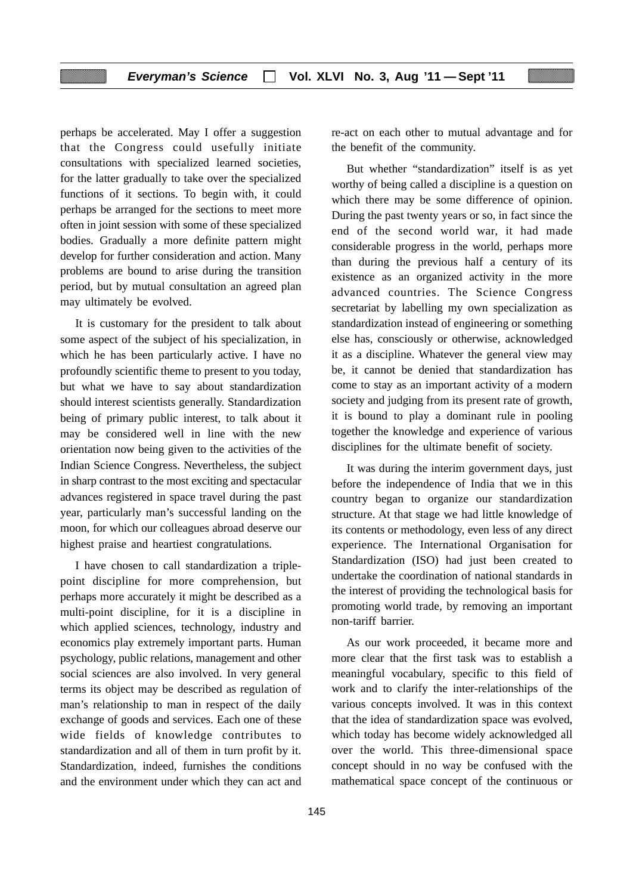perhaps be accelerated. May I offer a suggestion that the Congress could usefully initiate consultations with specialized learned societies, for the latter gradually to take over the specialized functions of it sections. To begin with, it could perhaps be arranged for the sections to meet more often in joint session with some of these specialized bodies. Gradually a more definite pattern might develop for further consideration and action. Many problems are bound to arise during the transition period, but by mutual consultation an agreed plan may ultimately be evolved.

It is customary for the president to talk about some aspect of the subject of his specialization, in which he has been particularly active. I have no profoundly scientific theme to present to you today, but what we have to say about standardization should interest scientists generally. Standardization being of primary public interest, to talk about it may be considered well in line with the new orientation now being given to the activities of the Indian Science Congress. Nevertheless, the subject in sharp contrast to the most exciting and spectacular advances registered in space travel during the past year, particularly man's successful landing on the moon, for which our colleagues abroad deserve our highest praise and heartiest congratulations.

I have chosen to call standardization a triple-point discipline for more comprehension, but perhaps more accurately it might be described as a multi-point discipline, for it is a discipline in which applied sciences, technology, industry and economics play extremely important parts. Human psychology, public relations, management and other social sciences are also involved. In very general terms its object may be described as regulation of man's relationship to man in respect of the daily exchange of goods and services. Each one of these wide fields of knowledge contributes to standardization and all of them in turn profit by it. Standardization, indeed, furnishes the conditions and the environment under which they can act and re-act on each other to mutual advantage and for the benefit of the community.

But whether "standardization" itself is as yet worthy of being called a discipline is a question on which there may be some difference of opinion. During the past twenty years or so, in fact since the end of the second world war, it had made considerable progress in the world, perhaps more than during the previous half a century of its existence as an organized activity in the more advanced countries. The Science Congress secretariat by labelling my own specialization as standardization instead of engineering or something else has, consciously or otherwise, acknowledged it as a discipline. Whatever the general view may be, it cannot be denied that standardization has come to stay as an important activity of a modern society and judging from its present rate of growth, it is bound to play a dominant rule in pooling together the knowledge and experience of various disciplines for the ultimate benefit of society.

It was during the interim government days, just before the independence of India that we in this country began to organize our standardization structure. At that stage we had little knowledge of its contents or methodology, even less of any direct experience. The International Organisation for Standardization (ISO) had just been created to undertake the coordination of national standards in the interest of providing the technological basis for promoting world trade, by removing an important non-tariff barrier.

As our work proceeded, it became more and more clear that the first task was to establish a meaningful vocabulary, specific to this field of work and to clarify the inter-relationships of the various concepts involved. It was in this context that the idea of standardization space was evolved, which today has become widely acknowledged all over the world. This three-dimensional space concept should in no way be confused with the mathematical space concept of the continuous or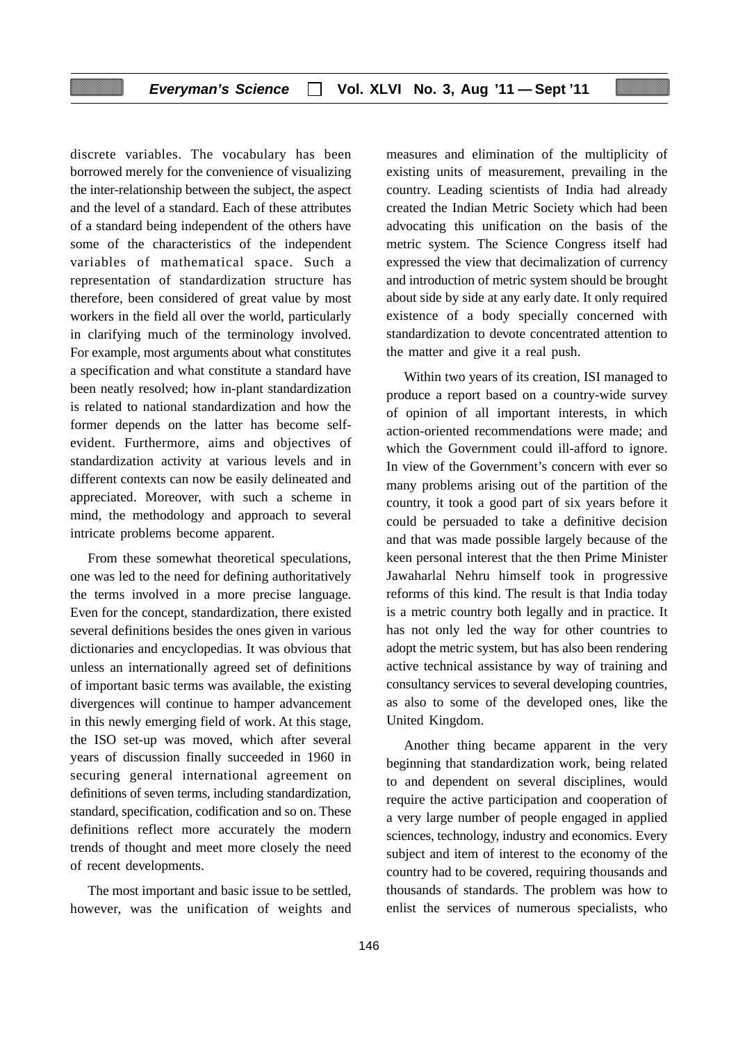discrete variables. The vocabulary has been borrowed merely for the convenience of visualizing the inter-relationship between the subject, the aspect and the level of a standard. Each of these attributes of a standard being independent of the others have some of the characteristics of the independent variables of mathematical space. Such a representation of standardization structure has therefore, been considered of great value by most workers in the field all over the world, particularly in clarifying much of the terminology involved. For example, most arguments about what constitutes a specification and what constitute a standard have been neatly resolved; how in-plant standardization is related to national standardization and how the former depends on the latter has become self-evident. Furthermore, aims and objectives of standardization activity at various levels and in different contexts can now be easily delineated and appreciated. Moreover, with such a scheme in mind, the methodology and approach to several intricate problems become apparent.

From these somewhat theoretical speculations, one was led to the need for defining authoritatively the terms involved in a more precise language. Even for the concept, standardization, there existed several definitions besides the ones given in various dictionaries and encyclopedias. It was obvious that unless an internationally agreed set of definitions of important basic terms was available, the existing divergences will continue to hamper advancement in this newly emerging field of work. At this stage, the ISO set-up was moved, which after several years of discussion finally succeeded in 1960 in securing general international agreement on definitions of seven terms, including standardization, standard, specification, codification and so on. These definitions reflect more accurately the modern trends of thought and meet more closely the need of recent developments.

The most important and basic issue to be settled, however, was the unification of weights and measures and elimination of the multiplicity of existing units of measurement, prevailing in the country. Leading scientists of India had already created the Indian Metric Society which had been advocating this unification on the basis of the metric system. The Science Congress itself had expressed the view that decimalization of currency and introduction of metric system should be brought about side by side at any early date. It only required existence of a body specially concerned with standardization to devote concentrated attention to the matter and give it a real push.

Within two years of its creation, ISI managed to produce a report based on a country-wide survey of opinion of all important interests, in which action-oriented recommendations were made; and which the Government could ill-afford to ignore. In view of the Government's concern with ever so many problems arising out of the partition of the country, it took a good part of six years before it could be persuaded to take a definitive decision and that was made possible largely because of the keen personal interest that the then Prime Minister Jawaharlal Nehru himself took in progressive reforms of this kind. The result is that India today is a metric country both legally and in practice. It has not only led the way for other countries to adopt the metric system, but has also been rendering active technical assistance by way of training and consultancy services to several developing countries, as also to some of the developed ones, like the United Kingdom.

Another thing became apparent in the very beginning that standardization work, being related to and dependent on several disciplines, would require the active participation and cooperation of a very large number of people engaged in applied sciences, technology, industry and economics. Every subject and item of interest to the economy of the country had to be covered, requiring thousands and thousands of standards. The problem was how to enlist the services of numerous specialists, who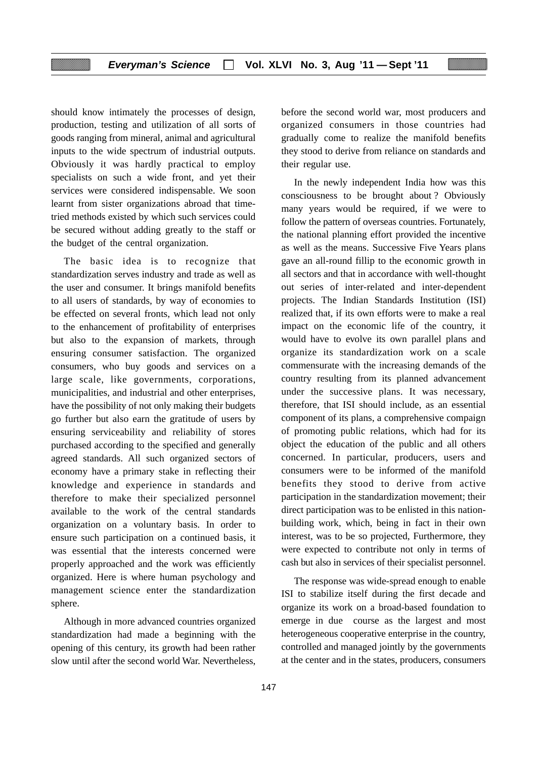should know intimately the processes of design, production, testing and utilization of all sorts of goods ranging from mineral, animal and agricultural inputs to the wide spectrum of industrial outputs. Obviously it was hardly practical to employ specialists on such a wide front, and yet their services were considered indispensable. We soon learnt from sister organizations abroad that time-tried methods existed by which such services could be secured without adding greatly to the staff or the budget of the central organization.

The basic idea is to recognize that standardization serves industry and trade as well as the user and consumer. It brings manifold benefits to all users of standards, by way of economies to be effected on several fronts, which lead not only to the enhancement of profitability of enterprises but also to the expansion of markets, through ensuring consumer satisfaction. The organized consumers, who buy goods and services on a large scale, like governments, corporations, municipalities, and industrial and other enterprises, have the possibility of not only making their budgets go further but also earn the gratitude of users by ensuring serviceability and reliability of stores purchased according to the specified and generally agreed standards. All such organized sectors of economy have a primary stake in reflecting their knowledge and experience in standards and therefore to make their specialized personnel available to the work of the central standards organization on a voluntary basis. In order to ensure such participation on a continued basis, it was essential that the interests concerned were properly approached and the work was efficiently organized. Here is where human psychology and management science enter the standardization sphere.

Although in more advanced countries organized standardization had made a beginning with the opening of this century, its growth had been rather slow until after the second world War. Nevertheless, before the second world war, most producers and organized consumers in those countries had gradually come to realize the manifold benefits they stood to derive from reliance on standards and their regular use.

In the newly independent India how was this consciousness to be brought about ? Obviously many years would be required, if we were to follow the pattern of overseas countries. Fortunately, the national planning effort provided the incentive as well as the means. Successive Five Years plans gave an all-round fillip to the economic growth in all sectors and that in accordance with well-thought out series of inter-related and inter-dependent projects. The Indian Standards Institution (ISI) realized that, if its own efforts were to make a real impact on the economic life of the country, it would have to evolve its own parallel plans and organize its standardization work on a scale commensurate with the increasing demands of the country resulting from its planned advancement under the successive plans. It was necessary, therefore, that ISI should include, as an essential component of its plans, a comprehensive compaign of promoting public relations, which had for its object the education of the public and all others concerned. In particular, producers, users and consumers were to be informed of the manifold benefits they stood to derive from active participation in the standardization movement; their direct participation was to be enlisted in this nation-building work, which, being in fact in their own interest, was to be so projected, Furthermore, they were expected to contribute not only in terms of cash but also in services of their specialist personnel.

The response was wide-spread enough to enable ISI to stabilize itself during the first decade and organize its work on a broad-based foundation to emerge in due course as the largest and most heterogeneous cooperative enterprise in the country, controlled and managed jointly by the governments at the center and in the states, producers, consumers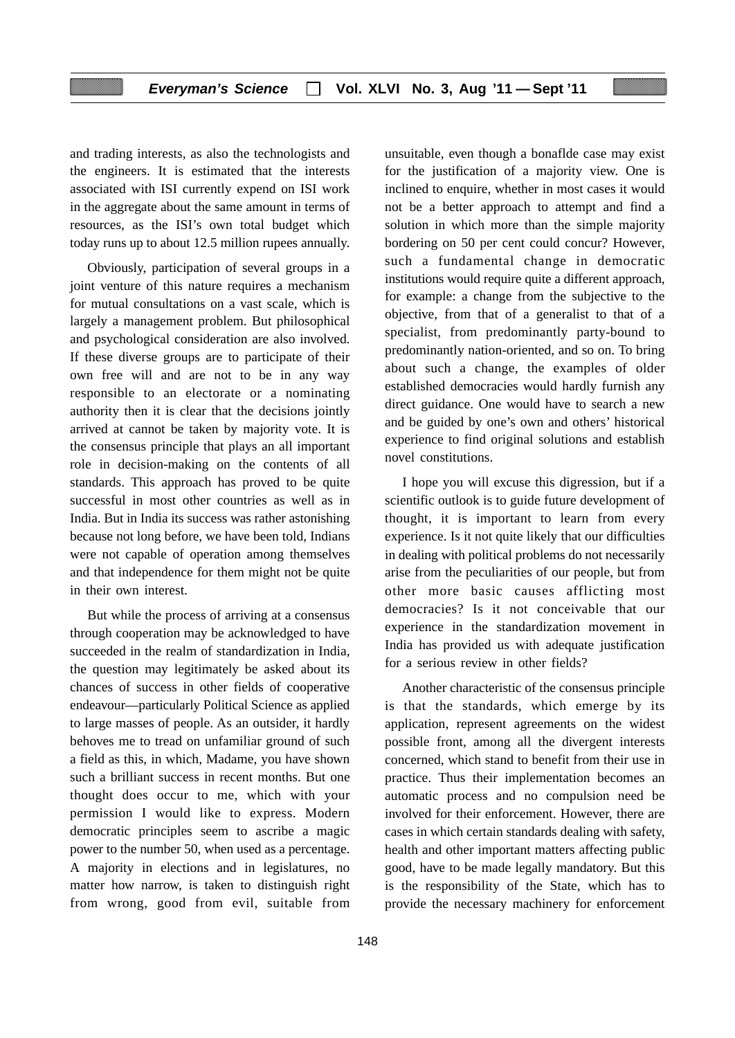and trading interests, as also the technologists and the engineers. It is estimated that the interests associated with ISI currently expend on ISI work in the aggregate about the same amount in terms of resources, as the ISI's own total budget which today runs up to about 12.5 million rupees annually.

Obviously, participation of several groups in a joint venture of this nature requires a mechanism for mutual consultations on a vast scale, which is largely a management problem. But philosophical and psychological consideration are also involved. If these diverse groups are to participate of their own free will and are not to be in any way responsible to an electorate or a nominating authority then it is clear that the decisions jointly arrived at cannot be taken by majority vote. It is the consensus principle that plays an all important role in decision-making on the contents of all standards. This approach has proved to be quite successful in most other countries as well as in India. But in India its success was rather astonishing because not long before, we have been told, Indians were not capable of operation among themselves and that independence for them might not be quite in their own interest.

But while the process of arriving at a consensus through cooperation may be acknowledged to have succeeded in the realm of standardization in India, the question may legitimately be asked about its chances of success in other fields of cooperative endeavour—particularly Political Science as applied to large masses of people. As an outsider, it hardly behoves me to tread on unfamiliar ground of such a field as this, in which, Madame, you have shown such a brilliant success in recent months. But one thought does occur to me, which with your permission I would like to express. Modern democratic principles seem to ascribe a magic power to the number 50, when used as a percentage. A majority in elections and in legislatures, no matter how narrow, is taken to distinguish right from wrong, good from evil, suitable from unsuitable, even though a bonaflde case may exist for the justification of a majority view. One is inclined to enquire, whether in most cases it would not be a better approach to attempt and find a solution in which more than the simple majority bordering on 50 per cent could concur? However, such a fundamental change in democratic institutions would require quite a different approach, for example: a change from the subjective to the objective, from that of a generalist to that of a specialist, from predominantly party-bound to predominantly nation-oriented, and so on. To bring about such a change, the examples of older established democracies would hardly furnish any direct guidance. One would have to search a new and be guided by one's own and others' historical experience to find original solutions and establish novel constitutions.

I hope you will excuse this digression, but if a scientific outlook is to guide future development of thought, it is important to learn from every experience. Is it not quite likely that our difficulties in dealing with political problems do not necessarily arise from the peculiarities of our people, but from other more basic causes afflicting most democracies? Is it not conceivable that our experience in the standardization movement in India has provided us with adequate justification for a serious review in other fields?

Another characteristic of the consensus principle is that the standards, which emerge by its application, represent agreements on the widest possible front, among all the divergent interests concerned, which stand to benefit from their use in practice. Thus their implementation becomes an automatic process and no compulsion need be involved for their enforcement. However, there are cases in which certain standards dealing with safety, health and other important matters affecting public good, have to be made legally mandatory. But this is the responsibility of the State, which has to provide the necessary machinery for enforcement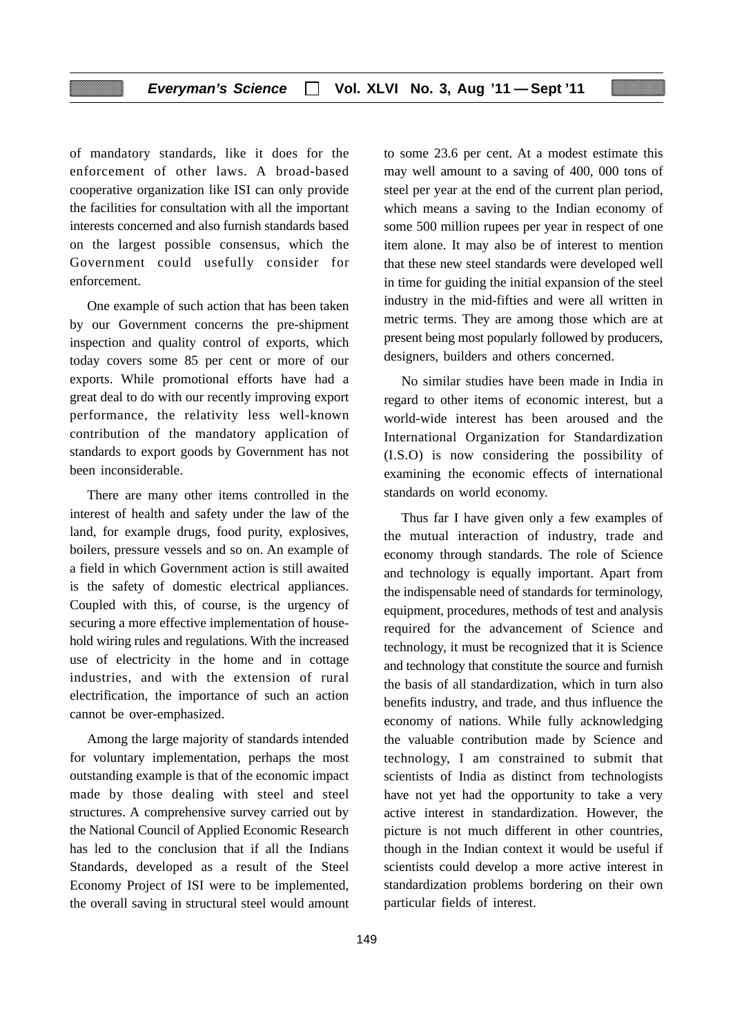of mandatory standards, like it does for the enforcement of other laws. A broad-based cooperative organization like ISI can only provide the facilities for consultation with all the important interests concerned and also furnish standards based on the largest possible consensus, which the Government could usefully consider for enforcement.

One example of such action that has been taken by our Government concerns the pre-shipment inspection and quality control of exports, which today covers some 85 per cent or more of our exports. While promotional efforts have had a great deal to do with our recently improving export performance, the relativity less well-known contribution of the mandatory application of standards to export goods by Government has not been inconsiderable.

There are many other items controlled in the interest of health and safety under the law of the land, for example drugs, food purity, explosives, boilers, pressure vessels and so on. An example of a field in which Government action is still awaited is the safety of domestic electrical appliances. Coupled with this, of course, is the urgency of securing a more effective implementation of house-hold wiring rules and regulations. With the increased use of electricity in the home and in cottage industries, and with the extension of rural electrification, the importance of such an action cannot be over-emphasized.

Among the large majority of standards intended for voluntary implementation, perhaps the most outstanding example is that of the economic impact made by those dealing with steel and steel structures. A comprehensive survey carried out by the National Council of Applied Economic Research has led to the conclusion that if all the Indians Standards, developed as a result of the Steel Economy Project of ISI were to be implemented, the overall saving in structural steel would amount to some 23.6 per cent. At a modest estimate this may well amount to a saving of 400, 000 tons of steel per year at the end of the current plan period, which means a saving to the Indian economy of some 500 million rupees per year in respect of one item alone. It may also be of interest to mention that these new steel standards were developed well in time for guiding the initial expansion of the steel industry in the mid-fifties and were all written in metric terms. They are among those which are at present being most popularly followed by producers, designers, builders and others concerned.

No similar studies have been made in India in regard to other items of economic interest, but a world-wide interest has been aroused and the International Organization for Standardization (I.S.O) is now considering the possibility of examining the economic effects of international standards on world economy.

Thus far I have given only a few examples of the mutual interaction of industry, trade and economy through standards. The role of Science and technology is equally important. Apart from the indispensable need of standards for terminology, equipment, procedures, methods of test and analysis required for the advancement of Science and technology, it must be recognized that it is Science and technology that constitute the source and furnish the basis of all standardization, which in turn also benefits industry, and trade, and thus influence the economy of nations. While fully acknowledging the valuable contribution made by Science and technology, I am constrained to submit that scientists of India as distinct from technologists have not yet had the opportunity to take a very active interest in standardization. However, the picture is not much different in other countries, though in the Indian context it would be useful if scientists could develop a more active interest in standardization problems bordering on their own particular fields of interest.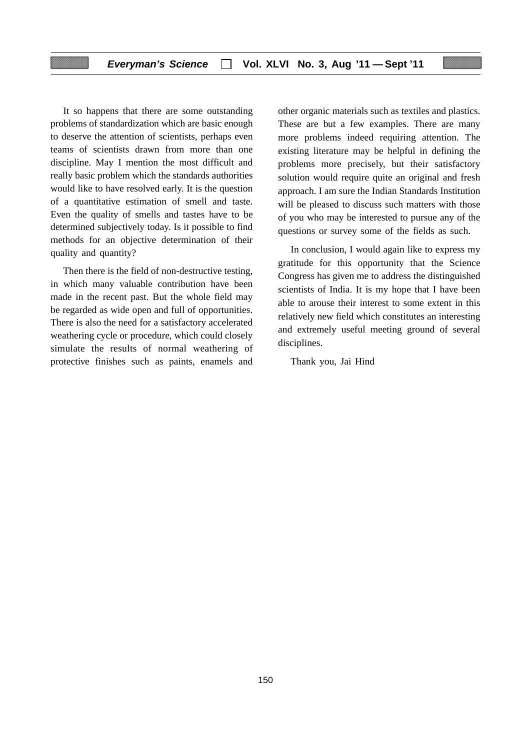It so happens that there are some outstanding problems of standardization which are basic enough to deserve the attention of scientists, perhaps even teams of scientists drawn from more than one discipline. May I mention the most difficult and really basic problem which the standards authorities would like to have resolved early. It is the question of a quantitative estimation of smell and taste. Even the quality of smells and tastes have to be determined subjectively today. Is it possible to find methods for an objective determination of their quality and quantity?

Then there is the field of non-destructive testing, in which many valuable contribution have been made in the recent past. But the whole field may be regarded as wide open and full of opportunities. There is also the need for a satisfactory accelerated weathering cycle or procedure, which could closely simulate the results of normal weathering of protective finishes such as paints, enamels and other organic materials such as textiles and plastics. These are but a few examples. There are many more problems indeed requiring attention. The existing literature may be helpful in defining the problems more precisely, but their satisfactory solution would require quite an original and fresh approach. I am sure the Indian Standards Institution will be pleased to discuss such matters with those of you who may be interested to pursue any of the questions or survey some of the fields as such.

In conclusion, I would again like to express my gratitude for this opportunity that the Science Congress has given me to address the distinguished scientists of India. It is my hope that I have been able to arouse their interest to some extent in this relatively new field which constitutes an interesting and extremely useful meeting ground of several disciplines.

Thank you, Jai Hind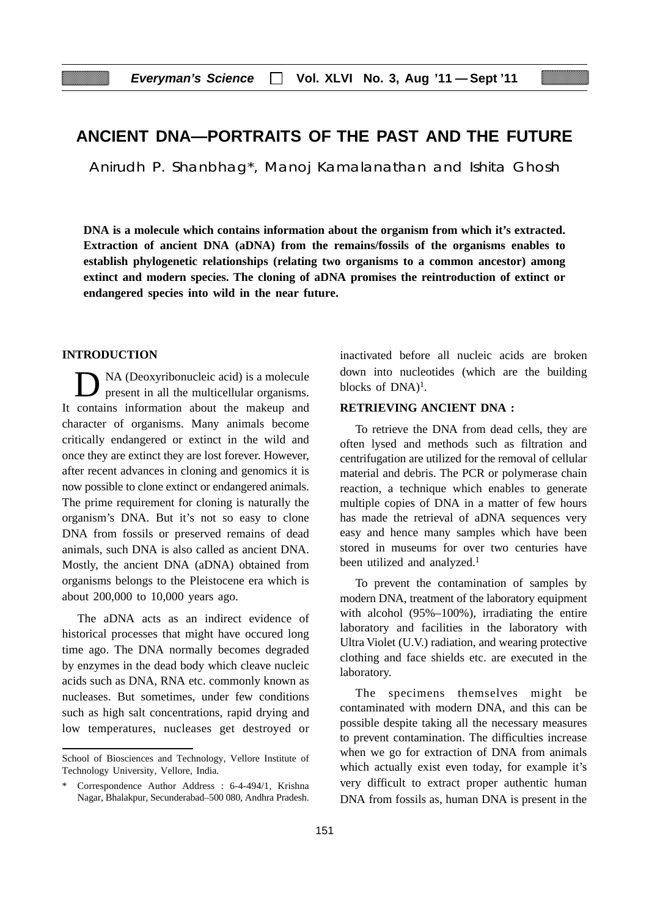# ANCIENT DNA—PORTRAITS OF THE PAST AND THE FUTURE

Anirudh P. Shanbhag*, Manoj Kamalanathan and Ishita Ghosh

**DNA is a molecule which contains information about the organism from which it's extracted. Extraction of ancient DNA (aDNA) from the remains/fossils of the organisms enables to establish phylogenetic relationships (relating two organisms to a common ancestor) among extinct and modern species. The cloning of aDNA promises the reintroduction of extinct or endangered species into wild in the near future.**

## INTRODUCTION

DNA (Deoxyribonucleic acid) is a molecule present in all the multicellular organisms. It contains information about the makeup and character of organisms. Many animals become critically endangered or extinct in the wild and once they are extinct they are lost forever. However, after recent advances in cloning and genomics it is now possible to clone extinct or endangered animals. The prime requirement for cloning is naturally the organism's DNA. But it's not so easy to clone DNA from fossils or preserved remains of dead animals, such DNA is also called as ancient DNA. Mostly, the ancient DNA (aDNA) obtained from organisms belongs to the Pleistocene era which is about 200,000 to 10,000 years ago.

The aDNA acts as an indirect evidence of historical processes that might have occured long time ago. The DNA normally becomes degraded by enzymes in the dead body which cleave nucleic acids such as DNA, RNA etc. commonly known as nucleases. But sometimes, under few conditions such as high salt concentrations, rapid drying and low temperatures, nucleases get destroyed or inactivated before all nucleic acids are broken down into nucleotides (which are the building blocks of DNA)[1].

## RETRIEVING ANCIENT DNA :

To retrieve the DNA from dead cells, they are often lysed and methods such as filtration and centrifugation are utilized for the removal of cellular material and debris. The PCR or polymerase chain reaction, a technique which enables to generate multiple copies of DNA in a matter of few hours has made the retrieval of aDNA sequences very easy and hence many samples which have been stored in museums for over two centuries have been utilized and analyzed.[1]

To prevent the contamination of samples by modern DNA, treatment of the laboratory equipment with alcohol (95%–100%), irradiating the entire laboratory and facilities in the laboratory with Ultra Violet (U.V.) radiation, and wearing protective clothing and face shields etc. are executed in the laboratory.

The specimens themselves might be contaminated with modern DNA, and this can be possible despite taking all the necessary measures to prevent contamination. The difficulties increase when we go for extraction of DNA from animals which actually exist even today, for example it's very difficult to extract proper authentic human DNA from fossils as, human DNA is present in the

---

School of Biosciences and Technology, Vellore Institute of Technology University, Vellore, India.

\* Correspondence Author Address : 6-4-494/1, Krishna Nagar, Bhalakpur, Secunderabad–500 080, Andhra Pradesh.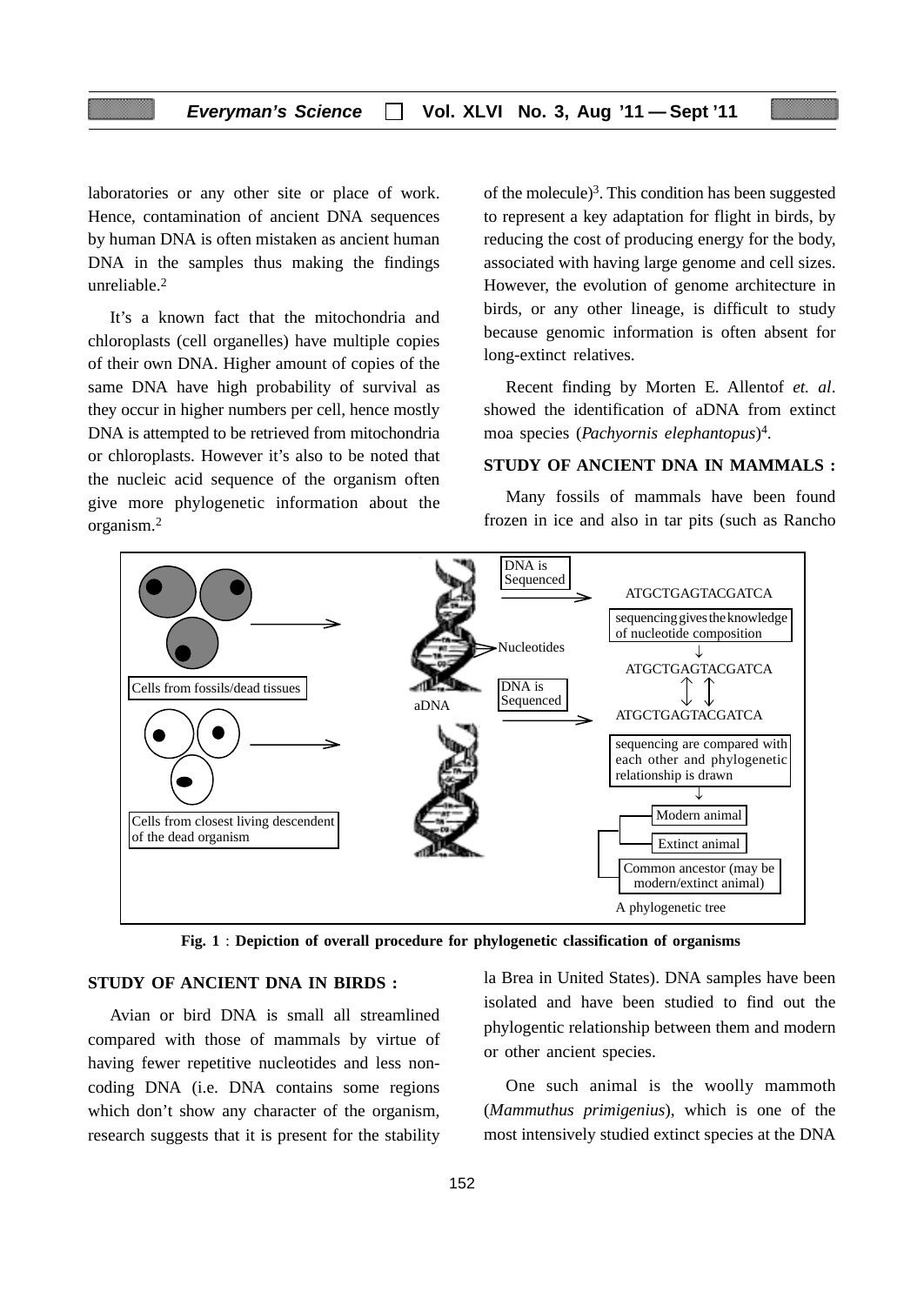laboratories or any other site or place of work. Hence, contamination of ancient DNA sequences by human DNA is often mistaken as ancient human DNA in the samples thus making the findings unreliable.[2]

It's a known fact that the mitochondria and chloroplasts (cell organelles) have multiple copies of their own DNA. Higher amount of copies of the same DNA have high probability of survival as they occur in higher numbers per cell, hence mostly DNA is attempted to be retrieved from mitochondria or chloroplasts. However it's also to be noted that the nucleic acid sequence of the organism often give more phylogenetic information about the organism.[2]

Fig. 1 : Depiction of overall procedure for phylogenetic classification of organisms

## STUDY OF ANCIENT DNA IN BIRDS :

Avian or bird DNA is small all streamlined compared with those of mammals by virtue of having fewer repetitive nucleotides and less non-coding DNA (i.e. DNA contains some regions which don't show any character of the organism, research suggests that it is present for the stability of the molecule)[3]. This condition has been suggested to represent a key adaptation for flight in birds, by reducing the cost of producing energy for the body, associated with having large genome and cell sizes. However, the evolution of genome architecture in birds, or any other lineage, is difficult to study because genomic information is often absent for long-extinct relatives.

Recent finding by Morten E. Allentof *et. al*. showed the identification of aDNA from extinct moa species (*Pachyornis elephantopus*)[4].

## STUDY OF ANCIENT DNA IN MAMMALS :

Many fossils of mammals have been found frozen in ice and also in tar pits (such as Rancho la Brea in United States). DNA samples have been isolated and have been studied to find out the phylogentic relationship between them and modern or other ancient species.

One such animal is the woolly mammoth (*Mammuthus primigenius*), which is one of the most intensively studied extinct species at the DNA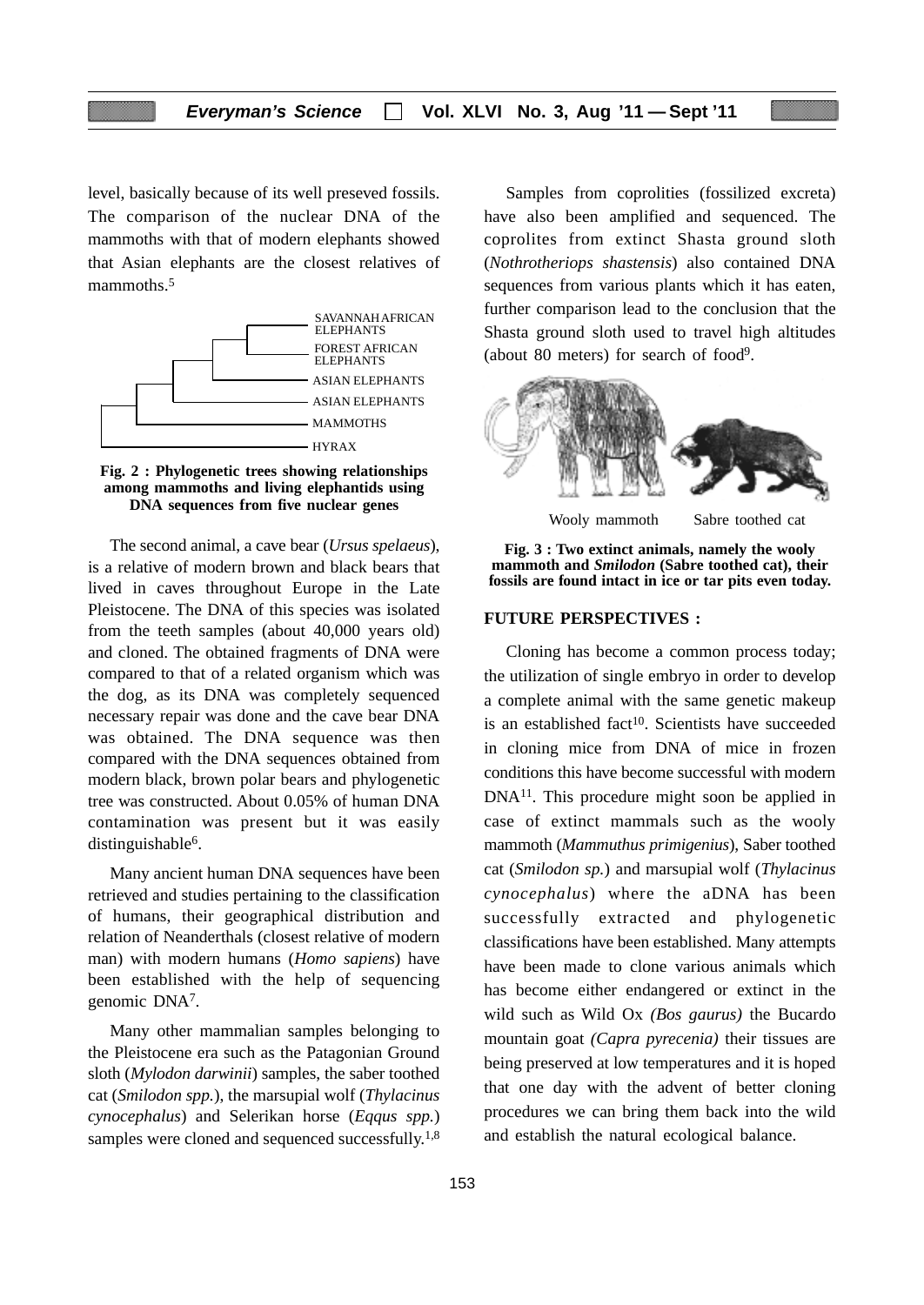level, basically because of its well preseved fossils. The comparison of the nuclear DNA of the mammoths with that of modern elephants showed that Asian elephants are the closest relatives of mammoths.[5]

**Fig. 2 : Phylogenetic trees showing relationships among mammoths and living elephantids using DNA sequences from five nuclear genes**

The second animal, a cave bear (*Ursus spelaeus*), is a relative of modern brown and black bears that lived in caves throughout Europe in the Late Pleistocene. The DNA of this species was isolated from the teeth samples (about 40,000 years old) and cloned. The obtained fragments of DNA were compared to that of a related organism which was the dog, as its DNA was completely sequenced necessary repair was done and the cave bear DNA was obtained. The DNA sequence was then compared with the DNA sequences obtained from modern black, brown polar bears and phylogenetic tree was constructed. About 0.05% of human DNA contamination was present but it was easily distinguishable[6].

Many ancient human DNA sequences have been retrieved and studies pertaining to the classification of humans, their geographical distribution and relation of Neanderthals (closest relative of modern man) with modern humans (*Homo sapiens*) have been established with the help of sequencing genomic DNA[7].

Many other mammalian samples belonging to the Pleistocene era such as the Patagonian Ground sloth (*Mylodon darwinii*) samples, the saber toothed cat (*Smilodon spp.*), the marsupial wolf (*Thylacinus cynocephalus*) and Selerikan horse (*Eqqus spp.*) samples were cloned and sequenced successfully.[1,8]

Samples from coprolities (fossilized excreta) have also been amplified and sequenced. The coprolites from extinct Shasta ground sloth (*Nothrotheriops shastensis*) also contained DNA sequences from various plants which it has eaten, further comparison lead to the conclusion that the Shasta ground sloth used to travel high altitudes (about 80 meters) for search of food[9].

Wooly mammoth Sabre toothed cat

**Fig. 3 : Two extinct animals, namely the wooly mammoth and *Smilodon* (Sabre toothed cat), their fossils are found intact in ice or tar pits even today.**

## FUTURE PERSPECTIVES :

Cloning has become a common process today; the utilization of single embryo in order to develop a complete animal with the same genetic makeup is an established fact[10]. Scientists have succeeded in cloning mice from DNA of mice in frozen conditions this have become successful with modern DNA[11]. This procedure might soon be applied in case of extinct mammals such as the wooly mammoth (*Mammuthus primigenius*), Saber toothed cat (*Smilodon sp.*) and marsupial wolf (*Thylacinus cynocephalus*) where the aDNA has been successfully extracted and phylogenetic classifications have been established. Many attempts have been made to clone various animals which has become either endangered or extinct in the wild such as Wild Ox *(Bos gaurus)* the Bucardo mountain goat *(Capra pyrecenia)* their tissues are being preserved at low temperatures and it is hoped that one day with the advent of better cloning procedures we can bring them back into the wild and establish the natural ecological balance.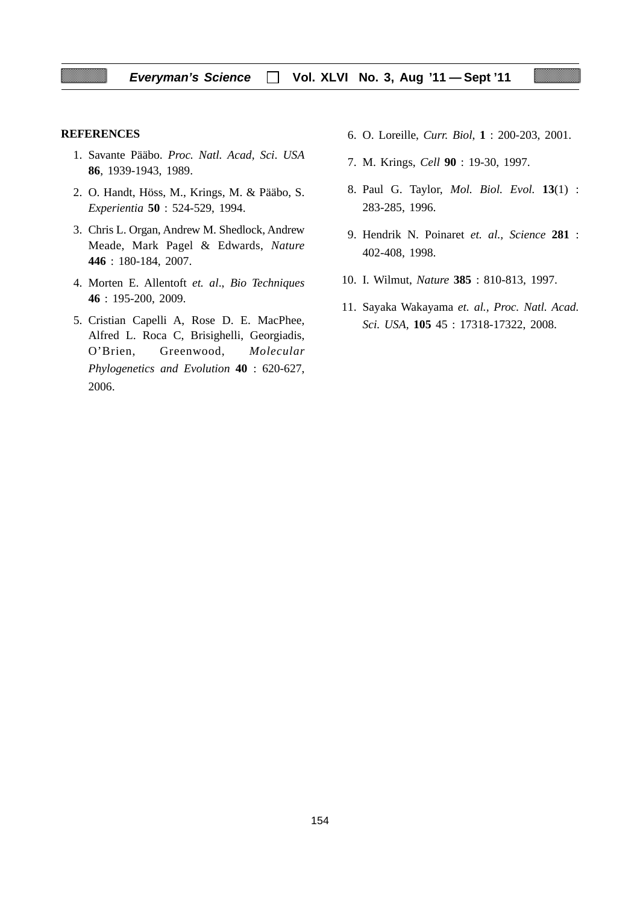## REFERENCES

1. Savante Pääbo. *Proc. Natl. Acad, Sci. USA* **86**, 1939-1943, 1989.
2. O. Handt, Höss, M., Krings, M. & Pääbo, S. *Experientia* **50** : 524-529, 1994.
3. Chris L. Organ, Andrew M. Shedlock, Andrew Meade, Mark Pagel & Edwards, *Nature* **446** : 180-184, 2007.
4. Morten E. Allentoft *et. al*., *Bio Techniques* **46** : 195-200, 2009.
5. Cristian Capelli A, Rose D. E. MacPhee, Alfred L. Roca C, Brisighelli, Georgiadis, O'Brien, Greenwood, *Molecular Phylogenetics and Evolution* **40** : 620-627, 2006.
6. O. Loreille, *Curr. Biol*, **1** : 200-203, 2001.
7. M. Krings, *Cell* **90** : 19-30, 1997.
8. Paul G. Taylor, *Mol. Biol. Evol.* **13**(1) : 283-285, 1996.
9. Hendrik N. Poinaret *et. al., Science* **281** : 402-408, 1998.
10. I. Wilmut, *Nature* **385** : 810-813, 1997.
11. Sayaka Wakayama *et. al., Proc. Natl. Acad. Sci. USA,* **105** 45 : 17318-17322, 2008.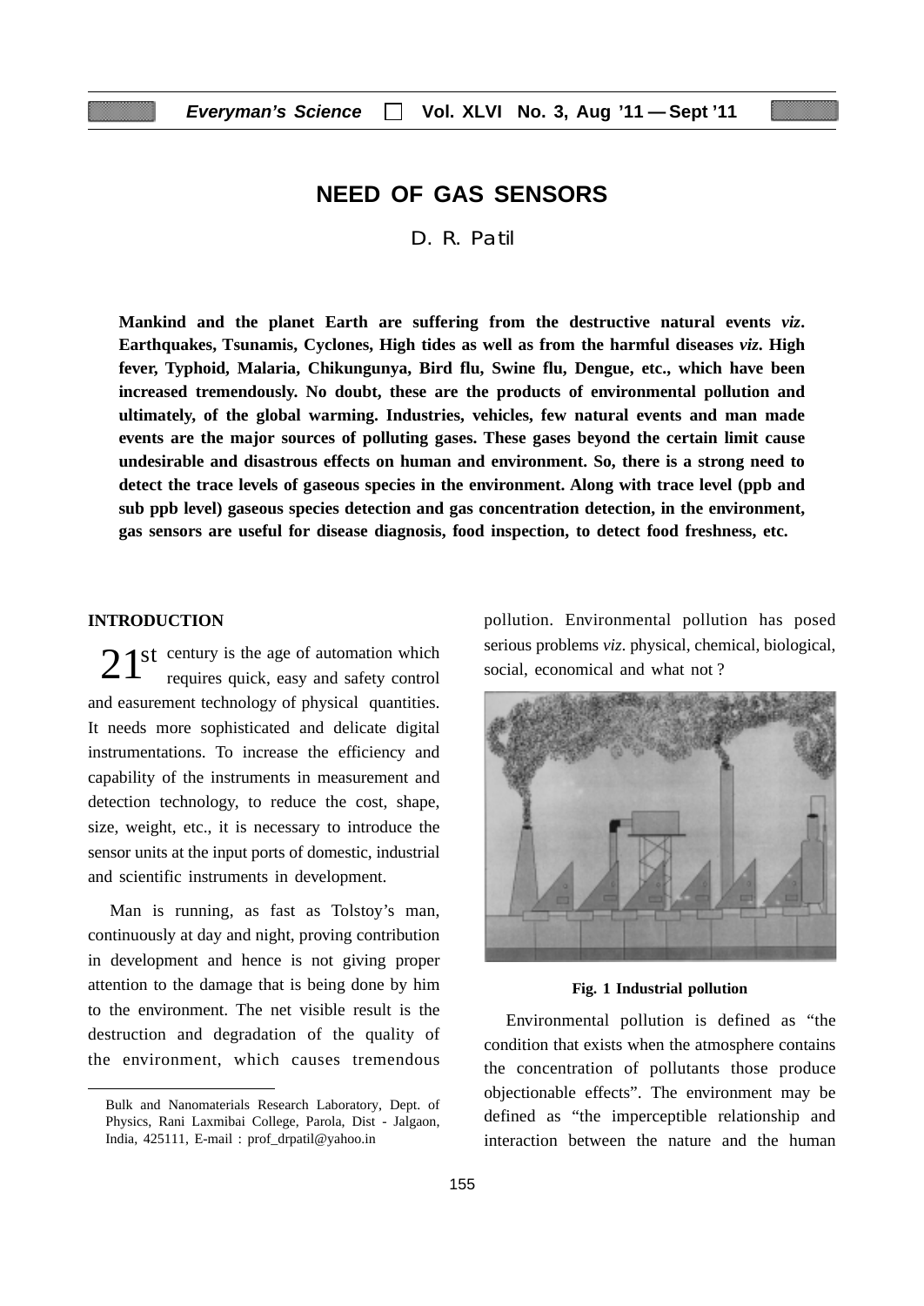# NEED OF GAS SENSORS

D. R. Patil

**Mankind and the planet Earth are suffering from the destructive natural events *viz*. Earthquakes, Tsunamis, Cyclones, High tides as well as from the harmful diseases *viz*. High fever, Typhoid, Malaria, Chikungunya, Bird flu, Swine flu, Dengue, etc., which have been increased tremendously. No doubt, these are the products of environmental pollution and ultimately, of the global warming. Industries, vehicles, few natural events and man made events are the major sources of polluting gases. These gases beyond the certain limit cause undesirable and disastrous effects on human and environment. So, there is a strong need to detect the trace levels of gaseous species in the environment. Along with trace level (ppb and sub ppb level) gaseous species detection and gas concentration detection, in the environment, gas sensors are useful for disease diagnosis, food inspection, to detect food freshness, etc.**

## INTRODUCTION

21st century is the age of automation which requires quick, easy and safety control and easurement technology of physical quantities. It needs more sophisticated and delicate digital instrumentations. To increase the efficiency and capability of the instruments in measurement and detection technology, to reduce the cost, shape, size, weight, etc., it is necessary to introduce the sensor units at the input ports of domestic, industrial and scientific instruments in development.

Man is running, as fast as Tolstoy's man, continuously at day and night, proving contribution in development and hence is not giving proper attention to the damage that is being done by him to the environment. The net visible result is the destruction and degradation of the quality of the environment, which causes tremendous pollution. Environmental pollution has posed serious problems *viz.* physical, chemical, biological, social, economical and what not ?

**Fig. 1 Industrial pollution**

Environmental pollution is defined as "the condition that exists when the atmosphere contains the concentration of pollutants those produce objectionable effects". The environment may be defined as "the imperceptible relationship and interaction between the nature and the human

---

Bulk and Nanomaterials Research Laboratory, Dept. of Physics, Rani Laxmibai College, Parola, Dist - Jalgaon, India, 425111, E-mail : prof_drpatil@yahoo.in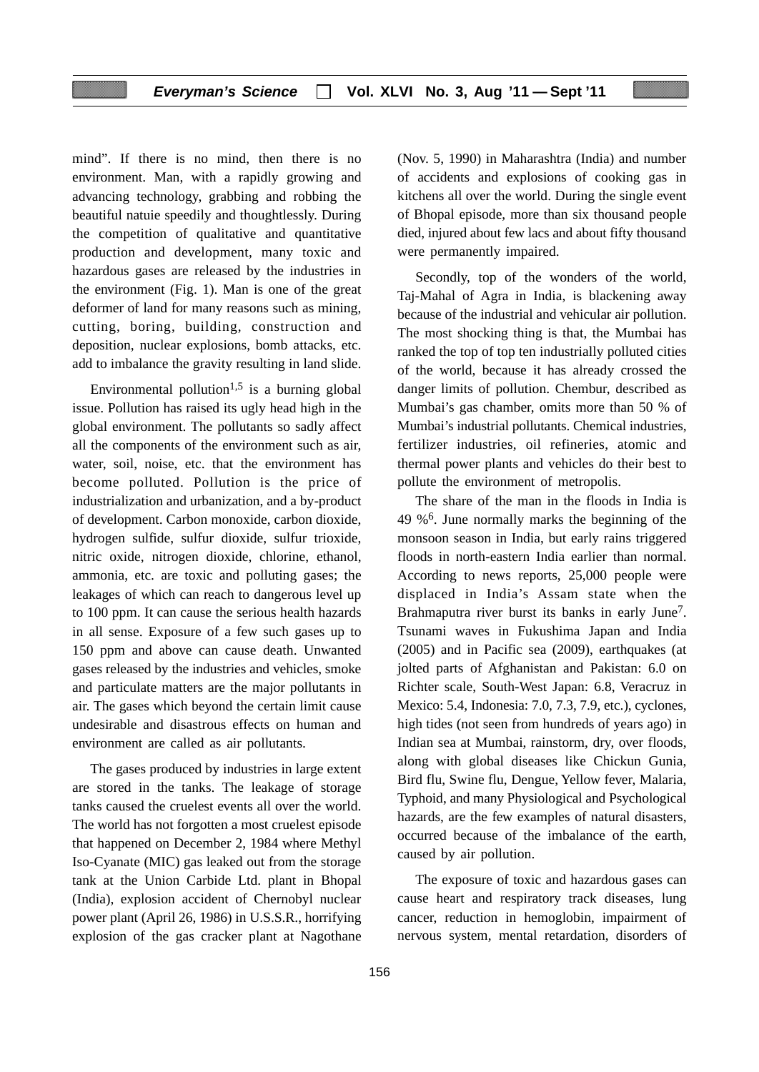mind". If there is no mind, then there is no environment. Man, with a rapidly growing and advancing technology, grabbing and robbing the beautiful natuie speedily and thoughtlessly. During the competition of qualitative and quantitative production and development, many toxic and hazardous gases are released by the industries in the environment (Fig. 1). Man is one of the great deformer of land for many reasons such as mining, cutting, boring, building, construction and deposition, nuclear explosions, bomb attacks, etc. add to imbalance the gravity resulting in land slide.

Environmental pollution[1,5] is a burning global issue. Pollution has raised its ugly head high in the global environment. The pollutants so sadly affect all the components of the environment such as air, water, soil, noise, etc. that the environment has become polluted. Pollution is the price of industrialization and urbanization, and a by-product of development. Carbon monoxide, carbon dioxide, hydrogen sulfide, sulfur dioxide, sulfur trioxide, nitric oxide, nitrogen dioxide, chlorine, ethanol, ammonia, etc. are toxic and polluting gases; the leakages of which can reach to dangerous level up to 100 ppm. It can cause the serious health hazards in all sense. Exposure of a few such gases up to 150 ppm and above can cause death. Unwanted gases released by the industries and vehicles, smoke and particulate matters are the major pollutants in air. The gases which beyond the certain limit cause undesirable and disastrous effects on human and environment are called as air pollutants.

The gases produced by industries in large extent are stored in the tanks. The leakage of storage tanks caused the cruelest events all over the world. The world has not forgotten a most cruelest episode that happened on December 2, 1984 where Methyl Iso-Cyanate (MIC) gas leaked out from the storage tank at the Union Carbide Ltd. plant in Bhopal (India), explosion accident of Chernobyl nuclear power plant (April 26, 1986) in U.S.S.R., horrifying explosion of the gas cracker plant at Nagothane (Nov. 5, 1990) in Maharashtra (India) and number of accidents and explosions of cooking gas in kitchens all over the world. During the single event of Bhopal episode, more than six thousand people died, injured about few lacs and about fifty thousand were permanently impaired.

Secondly, top of the wonders of the world, Taj-Mahal of Agra in India, is blackening away because of the industrial and vehicular air pollution. The most shocking thing is that, the Mumbai has ranked the top of top ten industrially polluted cities of the world, because it has already crossed the danger limits of pollution. Chembur, described as Mumbai's gas chamber, omits more than 50 % of Mumbai's industrial pollutants. Chemical industries, fertilizer industries, oil refineries, atomic and thermal power plants and vehicles do their best to pollute the environment of metropolis.

The share of the man in the floods in India is 49 %[6]. June normally marks the beginning of the monsoon season in India, but early rains triggered floods in north-eastern India earlier than normal. According to news reports, 25,000 people were displaced in India's Assam state when the Brahmaputra river burst its banks in early June[7]. Tsunami waves in Fukushima Japan and India (2005) and in Pacific sea (2009), earthquakes (at jolted parts of Afghanistan and Pakistan: 6.0 on Richter scale, South-West Japan: 6.8, Veracruz in Mexico: 5.4, Indonesia: 7.0, 7.3, 7.9, etc.), cyclones, high tides (not seen from hundreds of years ago) in Indian sea at Mumbai, rainstorm, dry, over floods, along with global diseases like Chickun Gunia, Bird flu, Swine flu, Dengue, Yellow fever, Malaria, Typhoid, and many Physiological and Psychological hazards, are the few examples of natural disasters, occurred because of the imbalance of the earth, caused by air pollution.

The exposure of toxic and hazardous gases can cause heart and respiratory track diseases, lung cancer, reduction in hemoglobin, impairment of nervous system, mental retardation, disorders of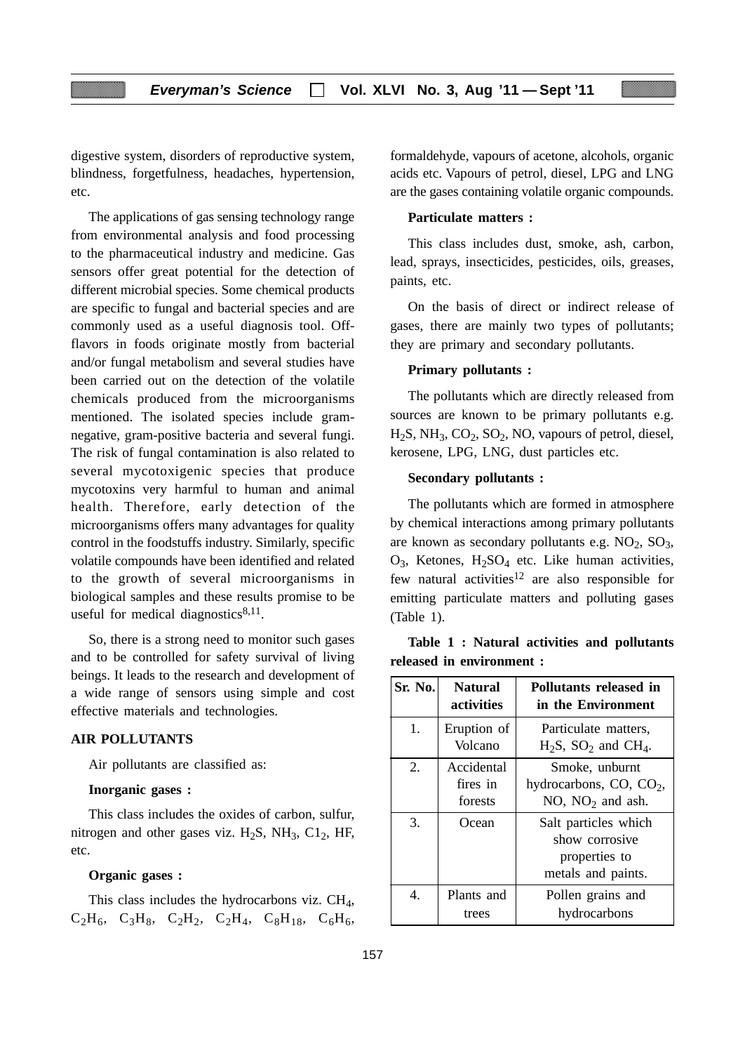digestive system, disorders of reproductive system, blindness, forgetfulness, headaches, hypertension, etc.

The applications of gas sensing technology range from environmental analysis and food processing to the pharmaceutical industry and medicine. Gas sensors offer great potential for the detection of different microbial species. Some chemical products are specific to fungal and bacterial species and are commonly used as a useful diagnosis tool. Off-flavors in foods originate mostly from bacterial and/or fungal metabolism and several studies have been carried out on the detection of the volatile chemicals produced from the microorganisms mentioned. The isolated species include gram-negative, gram-positive bacteria and several fungi. The risk of fungal contamination is also related to several mycotoxigenic species that produce mycotoxins very harmful to human and animal health. Therefore, early detection of the microorganisms offers many advantages for quality control in the foodstuffs industry. Similarly, specific volatile compounds have been identified and related to the growth of several microorganisms in biological samples and these results promise to be useful for medical diagnostics[8,11].

So, there is a strong need to monitor such gases and to be controlled for safety survival of living beings. It leads to the research and development of a wide range of sensors using simple and cost effective materials and technologies.

## AIR POLLUTANTS

Air pollutants are classified as:

**Inorganic gases :**

This class includes the oxides of carbon, sulfur, nitrogen and other gases viz. $H_2S$, $NH_3$, $C1_2$, HF, etc.

**Organic gases :**

This class includes the hydrocarbons viz. $CH_4$, $C_2H_6$, $C_3H_8$, $C_2H_2$, $C_2H_4$, $C_8H_{18}$, $C_6H_6$, formaldehyde, vapours of acetone, alcohols, organic acids etc. Vapours of petrol, diesel, LPG and LNG are the gases containing volatile organic compounds.

**Particulate matters :**

This class includes dust, smoke, ash, carbon, lead, sprays, insecticides, pesticides, oils, greases, paints, etc.

On the basis of direct or indirect release of gases, there are mainly two types of pollutants; they are primary and secondary pollutants.

**Primary pollutants :**

The pollutants which are directly released from sources are known to be primary pollutants e.g. $H_2S$, $NH_3$, $CO_2$, $SO_2$, NO, vapours of petrol, diesel, kerosene, LPG, LNG, dust particles etc.

**Secondary pollutants :**

The pollutants which are formed in atmosphere by chemical interactions among primary pollutants are known as secondary pollutants e.g. $NO_2$, $SO_3$, $O_3$, Ketones, $H_2SO_4$ etc. Like human activities, few natural activities[12] are also responsible for emitting particulate matters and polluting gases (Table 1).

**Table 1 : Natural activities and pollutants released in environment :**

| Sr. No. | Natural activities | Pollutants released in the Environment |
|---|---|---|
| 1. | Eruption of Volcano | Particulate matters, $H_2S$, $SO_2$ and $CH_4$. |
| 2. | Accidental fires in forests | Smoke, unburnt hydrocarbons, CO, $CO_2$, NO, $NO_2$ and ash. |
| 3. | Ocean | Salt particles which show corrosive properties to metals and paints. |
| 4. | Plants and trees | Pollen grains and hydrocarbons |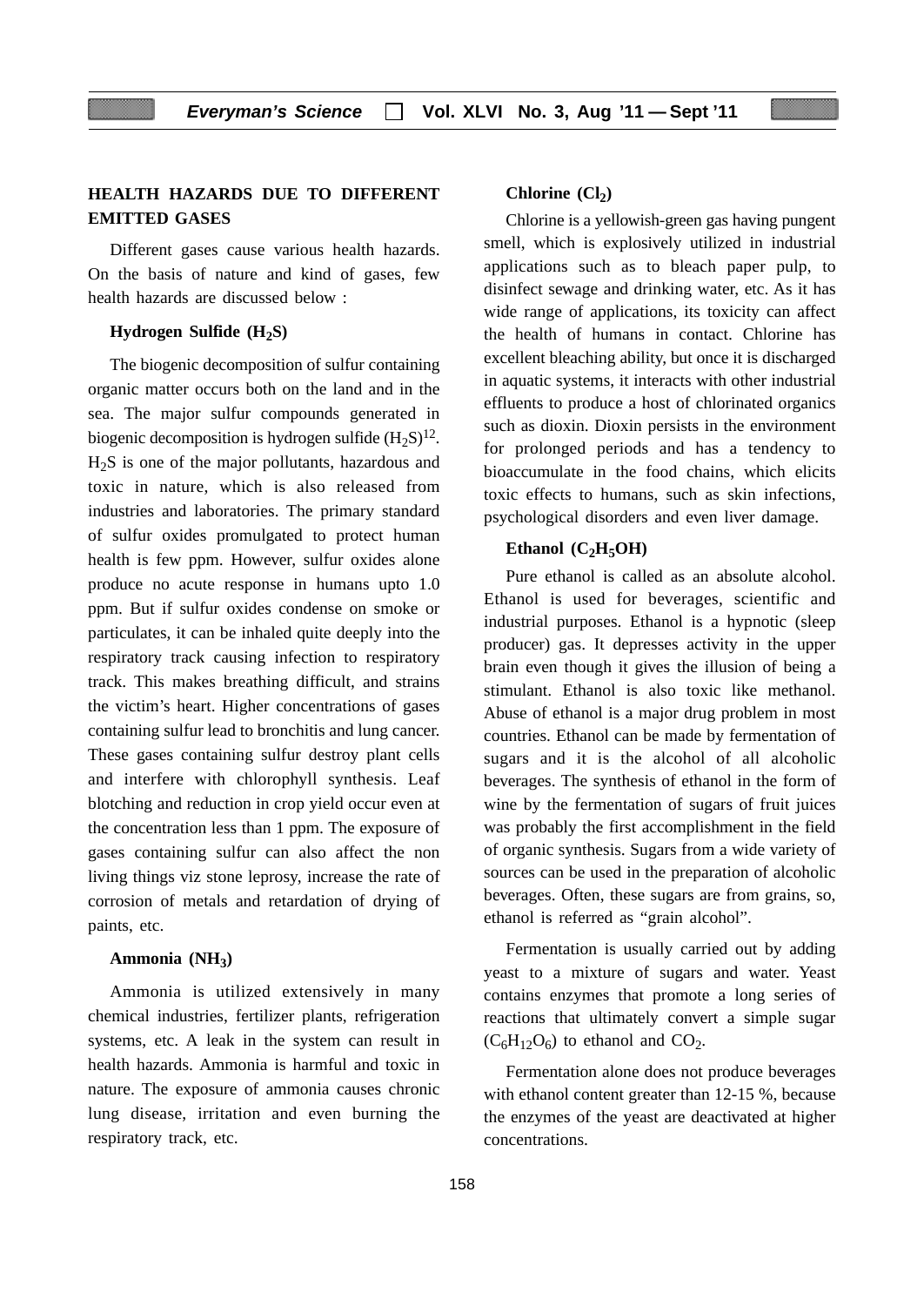## HEALTH HAZARDS DUE TO DIFFERENT EMITTED GASES

Different gases cause various health hazards. On the basis of nature and kind of gases, few health hazards are discussed below :

### Hydrogen Sulfide ($H_2S$)

The biogenic decomposition of sulfur containing organic matter occurs both on the land and in the sea. The major sulfur compounds generated in biogenic decomposition is hydrogen sulfide ($H_2S$)[12]. $H_2S$ is one of the major pollutants, hazardous and toxic in nature, which is also released from industries and laboratories. The primary standard of sulfur oxides promulgated to protect human health is few ppm. However, sulfur oxides alone produce no acute response in humans upto 1.0 ppm. But if sulfur oxides condense on smoke or particulates, it can be inhaled quite deeply into the respiratory track causing infection to respiratory track. This makes breathing difficult, and strains the victim's heart. Higher concentrations of gases containing sulfur lead to bronchitis and lung cancer. These gases containing sulfur destroy plant cells and interfere with chlorophyll synthesis. Leaf blotching and reduction in crop yield occur even at the concentration less than 1 ppm. The exposure of gases containing sulfur can also affect the non living things viz stone leprosy, increase the rate of corrosion of metals and retardation of drying of paints, etc.

### Ammonia ($NH_3$)

Ammonia is utilized extensively in many chemical industries, fertilizer plants, refrigeration systems, etc. A leak in the system can result in health hazards. Ammonia is harmful and toxic in nature. The exposure of ammonia causes chronic lung disease, irritation and even burning the respiratory track, etc.

### Chlorine ($Cl_2$)

Chlorine is a yellowish-green gas having pungent smell, which is explosively utilized in industrial applications such as to bleach paper pulp, to disinfect sewage and drinking water, etc. As it has wide range of applications, its toxicity can affect the health of humans in contact. Chlorine has excellent bleaching ability, but once it is discharged in aquatic systems, it interacts with other industrial effluents to produce a host of chlorinated organics such as dioxin. Dioxin persists in the environment for prolonged periods and has a tendency to bioaccumulate in the food chains, which elicits toxic effects to humans, such as skin infections, psychological disorders and even liver damage.

### Ethanol ($C_2H_5OH$)

Pure ethanol is called as an absolute alcohol. Ethanol is used for beverages, scientific and industrial purposes. Ethanol is a hypnotic (sleep producer) gas. It depresses activity in the upper brain even though it gives the illusion of being a stimulant. Ethanol is also toxic like methanol. Abuse of ethanol is a major drug problem in most countries. Ethanol can be made by fermentation of sugars and it is the alcohol of all alcoholic beverages. The synthesis of ethanol in the form of wine by the fermentation of sugars of fruit juices was probably the first accomplishment in the field of organic synthesis. Sugars from a wide variety of sources can be used in the preparation of alcoholic beverages. Often, these sugars are from grains, so, ethanol is referred as "grain alcohol".

Fermentation is usually carried out by adding yeast to a mixture of sugars and water. Yeast contains enzymes that promote a long series of reactions that ultimately convert a simple sugar ($C_6H_{12}O_6$) to ethanol and $CO_2$.

Fermentation alone does not produce beverages with ethanol content greater than 12-15 %, because the enzymes of the yeast are deactivated at higher concentrations.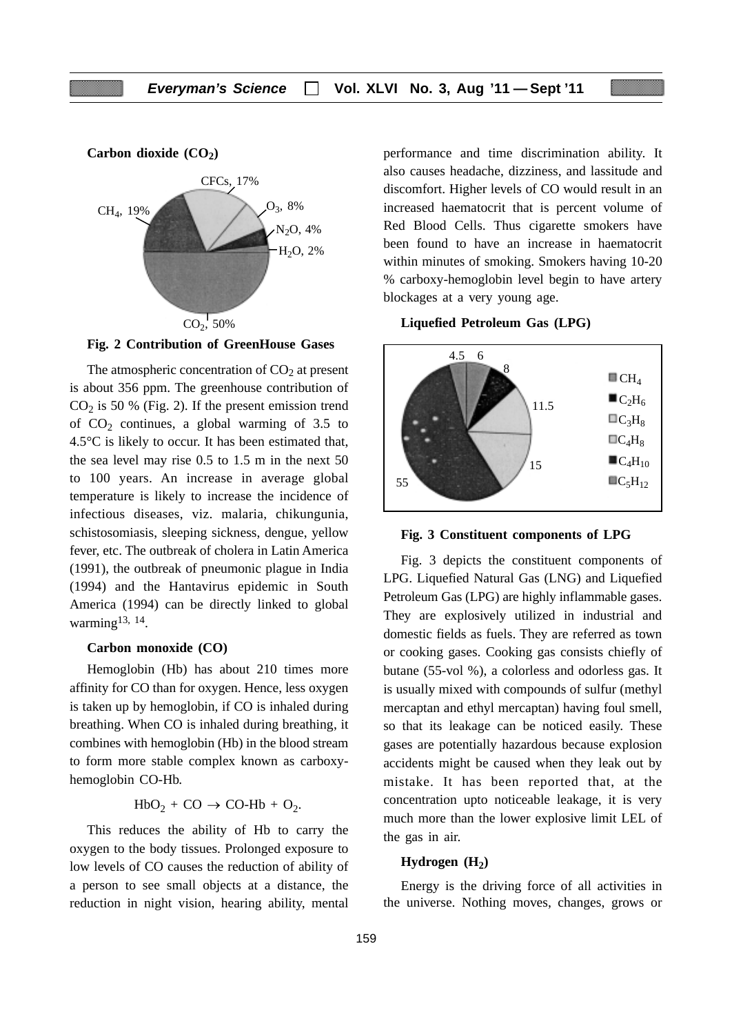**Carbon dioxide ($CO_2$)**

Fig. 2 Contribution of GreenHouse Gases

The atmospheric concentration of $CO_2$ at present is about 356 ppm. The greenhouse contribution of $CO_2$ is 50 % (Fig. 2). If the present emission trend of $CO_2$ continues, a global warming of 3.5 to 4.5°C is likely to occur. It has been estimated that, the sea level may rise 0.5 to 1.5 m in the next 50 to 100 years. An increase in average global temperature is likely to increase the incidence of infectious diseases, viz. malaria, chikungunia, schistosomiasis, sleeping sickness, dengue, yellow fever, etc. The outbreak of cholera in Latin America (1991), the outbreak of pneumonic plague in India (1994) and the Hantavirus epidemic in South America (1994) can be directly linked to global warming[13, 14].

**Carbon monoxide (CO)**

Hemoglobin (Hb) has about 210 times more affinity for CO than for oxygen. Hence, less oxygen is taken up by hemoglobin, if CO is inhaled during breathing. When CO is inhaled during breathing, it combines with hemoglobin (Hb) in the blood stream to form more stable complex known as carboxy-hemoglobin CO-Hb.

$$HbO_2 + CO \rightarrow CO\text{-}Hb + O_2.$$

This reduces the ability of Hb to carry the oxygen to the body tissues. Prolonged exposure to low levels of CO causes the reduction of ability of a person to see small objects at a distance, the reduction in night vision, hearing ability, mental performance and time discrimination ability. It also causes headache, dizziness, and lassitude and discomfort. Higher levels of CO would result in an increased haematocrit that is percent volume of Red Blood Cells. Thus cigarette smokers have been found to have an increase in haematocrit within minutes of smoking. Smokers having 10-20 % carboxy-hemoglobin level begin to have artery blockages at a very young age.

**Liquefied Petroleum Gas (LPG)**

**Fig. 3 Constituent components of LPG**

Fig. 3 depicts the constituent components of LPG. Liquefied Natural Gas (LNG) and Liquefied Petroleum Gas (LPG) are highly inflammable gases. They are explosively utilized in industrial and domestic fields as fuels. They are referred as town or cooking gases. Cooking gas consists chiefly of butane (55-vol %), a colorless and odorless gas. It is usually mixed with compounds of sulfur (methyl mercaptan and ethyl mercaptan) having foul smell, so that its leakage can be noticed easily. These gases are potentially hazardous because explosion accidents might be caused when they leak out by mistake. It has been reported that, at the concentration upto noticeable leakage, it is very much more than the lower explosive limit LEL of the gas in air.

**Hydrogen ($H_2$)**

Energy is the driving force of all activities in the universe. Nothing moves, changes, grows or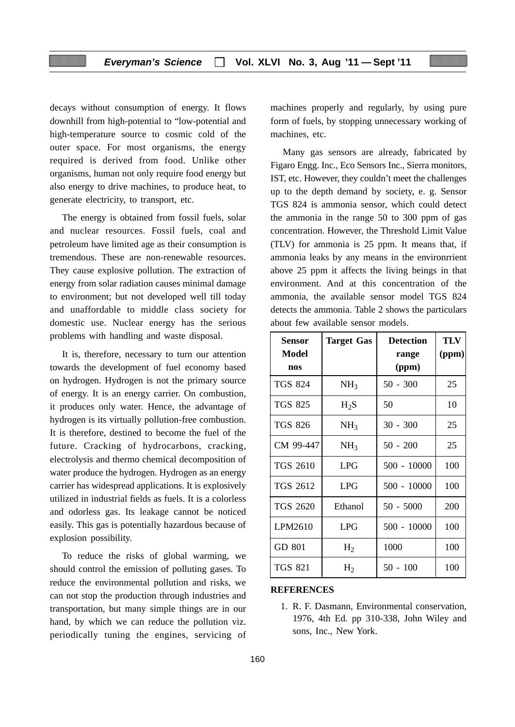decays without consumption of energy. It flows downhill from high-potential to "low-potential and high-temperature source to cosmic cold of the outer space. For most organisms, the energy required is derived from food. Unlike other organisms, human not only require food energy but also energy to drive machines, to produce heat, to generate electricity, to transport, etc.

The energy is obtained from fossil fuels, solar and nuclear resources. Fossil fuels, coal and petroleum have limited age as their consumption is tremendous. These are non-renewable resources. They cause explosive pollution. The extraction of energy from solar radiation causes minimal damage to environment; but not developed well till today and unaffordable to middle class society for domestic use. Nuclear energy has the serious problems with handling and waste disposal.

It is, therefore, necessary to turn our attention towards the development of fuel economy based on hydrogen. Hydrogen is not the primary source of energy. It is an energy carrier. On combustion, it produces only water. Hence, the advantage of hydrogen is its virtually pollution-free combustion. It is therefore, destined to become the fuel of the future. Cracking of hydrocarbons, cracking, electrolysis and thermo chemical decomposition of water produce the hydrogen. Hydrogen as an energy carrier has widespread applications. It is explosively utilized in industrial fields as fuels. It is a colorless and odorless gas. Its leakage cannot be noticed easily. This gas is potentially hazardous because of explosion possibility.

To reduce the risks of global warming, we should control the emission of polluting gases. To reduce the environmental pollution and risks, we can not stop the production through industries and transportation, but many simple things are in our hand, by which we can reduce the pollution viz. periodically tuning the engines, servicing of machines properly and regularly, by using pure form of fuels, by stopping unnecessary working of machines, etc.

Many gas sensors are already, fabricated by Figaro Engg. Inc., Eco Sensors Inc., Sierra monitors, IST, etc. However, they couldn't meet the challenges up to the depth demand by society, e. g. Sensor TGS 824 is ammonia sensor, which could detect the ammonia in the range 50 to 300 ppm of gas concentration. However, the Threshold Limit Value (TLV) for ammonia is 25 ppm. It means that, if ammonia leaks by any means in the environrrient above 25 ppm it affects the living beings in that environment. And at this concentration of the ammonia, the available sensor model TGS 824 detects the ammonia. Table 2 shows the particulars about few available sensor models.

| Sensor Model nos | Target Gas | Detection range (ppm) | TLV (ppm) |
|---|---|---|---|
| TGS 824 | $NH_3$ | 50 - 300 | 25 |
| TGS 825 | $H_2S$ | 50 | 10 |
| TGS 826 | $NH_3$ | 30 - 300 | 25 |
| CM 99-447 | $NH_3$ | 50 - 200 | 25 |
| TGS 2610 | LPG | 500 - 10000 | 100 |
| TGS 2612 | LPG | 500 - 10000 | 100 |
| TGS 2620 | Ethanol | 50 - 5000 | 200 |
| LPM2610 | LPG | 500 - 10000 | 100 |
| GD 801 | $H_2$ | 1000 | 100 |
| TGS 821 | $H_2$ | 50 - 100 | 100 |

## REFERENCES

1. R. F. Dasmann, Environmental conservation, 1976, 4th Ed. pp 310-338, John Wiley and sons, Inc., New York.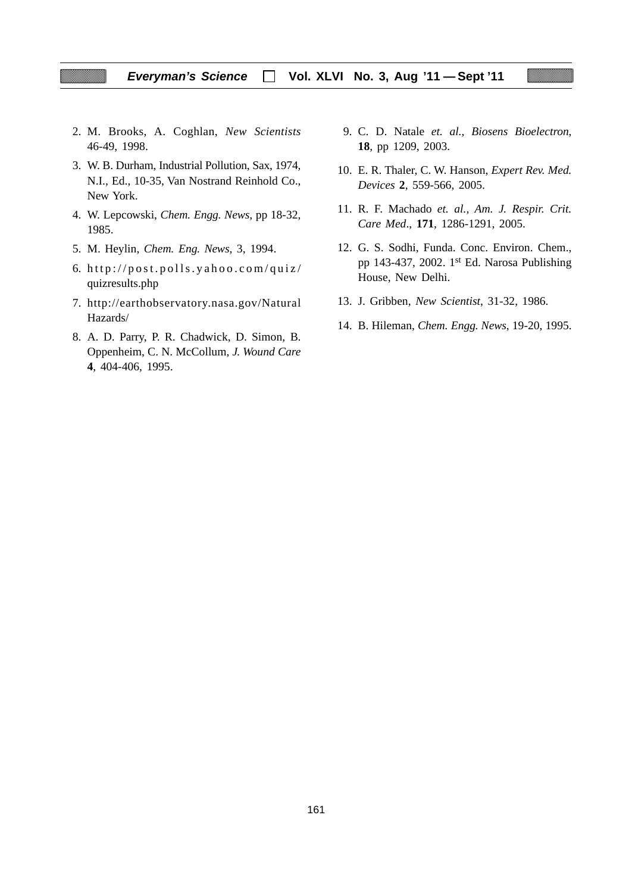2. M. Brooks, A. Coghlan, *New Scientists* 46-49, 1998.
3. W. B. Durham, Industrial Pollution, Sax, 1974, N.I., Ed., 10-35, Van Nostrand Reinhold Co., New York.
4. W. Lepcowski, *Chem. Engg. News*, pp 18-32, 1985.
5. M. Heylin, *Chem. Eng. News*, 3, 1994.
6. http://post.polls.yahoo.com/quiz/quizresults.php
7. http://earthobservatory.nasa.gov/NaturalHazards/
8. A. D. Parry, P. R. Chadwick, D. Simon, B. Oppenheim, C. N. McCollum, *J. Wound Care* **4**, 404-406, 1995.
9. C. D. Natale *et. al., Biosens Bioelectron*, **18**, pp 1209, 2003.
10. E. R. Thaler, C. W. Hanson, *Expert Rev. Med. Devices* **2**, 559-566, 2005.
11. R. F. Machado *et. al., Am. J. Respir. Crit. Care Med*., **171**, 1286-1291, 2005.
12. G. S. Sodhi, Funda. Conc. Environ. Chem., pp 143-437, 2002. 1st Ed. Narosa Publishing House, New Delhi.
13. J. Gribben, *New Scientist*, 31-32, 1986.
14. B. Hileman, *Chem. Engg. News*, 19-20, 1995.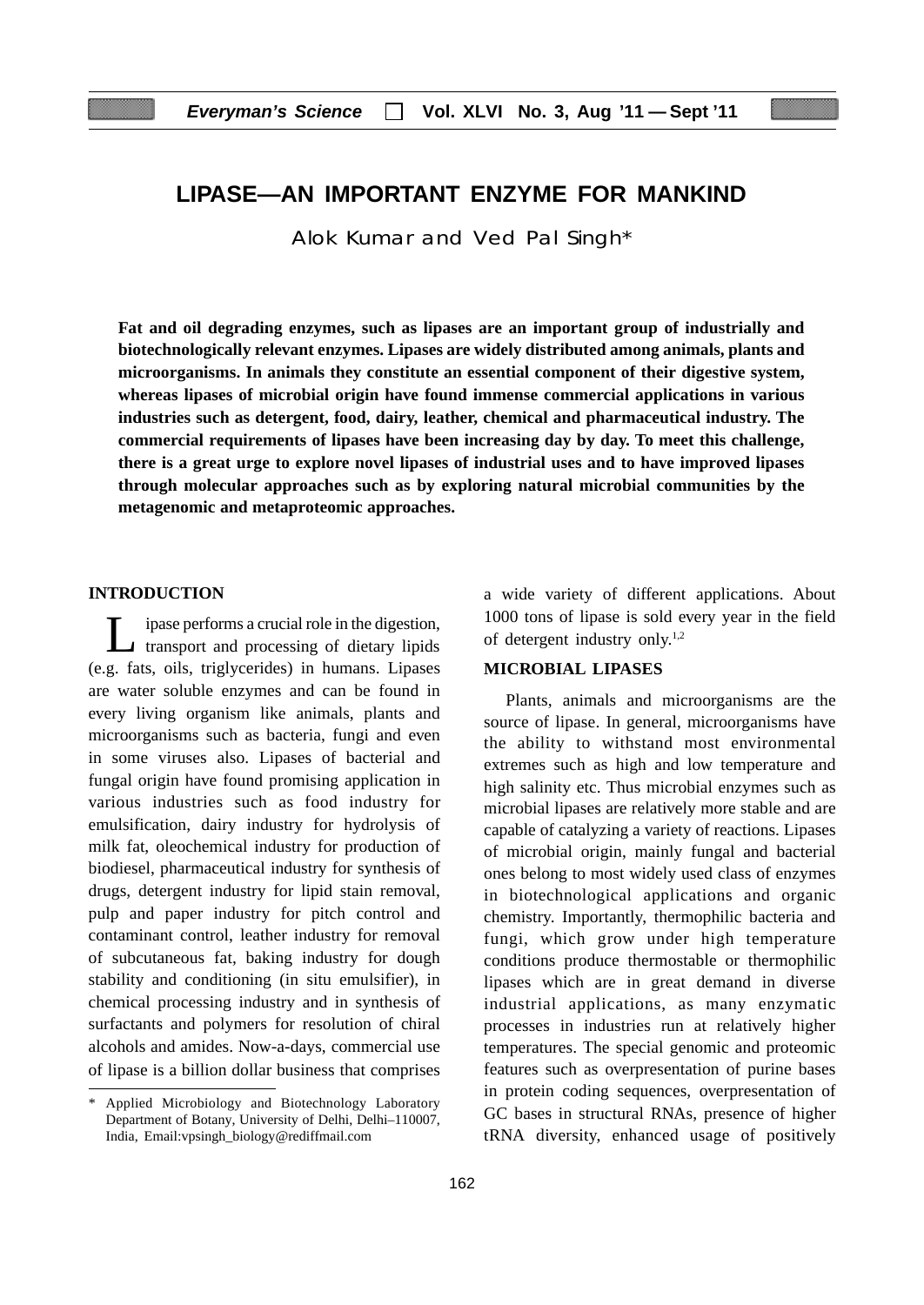# LIPASE—AN IMPORTANT ENZYME FOR MANKIND

Alok Kumar and Ved Pal Singh*

**Fat and oil degrading enzymes, such as lipases are an important group of industrially and biotechnologically relevant enzymes. Lipases are widely distributed among animals, plants and microorganisms. In animals they constitute an essential component of their digestive system, whereas lipases of microbial origin have found immense commercial applications in various industries such as detergent, food, dairy, leather, chemical and pharmaceutical industry. The commercial requirements of lipases have been increasing day by day. To meet this challenge, there is a great urge to explore novel lipases of industrial uses and to have improved lipases through molecular approaches such as by exploring natural microbial communities by the metagenomic and metaproteomic approaches.**

## INTRODUCTION

Lipase performs a crucial role in the digestion, transport and processing of dietary lipids (e.g. fats, oils, triglycerides) in humans. Lipases are water soluble enzymes and can be found in every living organism like animals, plants and microorganisms such as bacteria, fungi and even in some viruses also. Lipases of bacterial and fungal origin have found promising application in various industries such as food industry for emulsification, dairy industry for hydrolysis of milk fat, oleochemical industry for production of biodiesel, pharmaceutical industry for synthesis of drugs, detergent industry for lipid stain removal, pulp and paper industry for pitch control and contaminant control, leather industry for removal of subcutaneous fat, baking industry for dough stability and conditioning (in situ emulsifier), in chemical processing industry and in synthesis of surfactants and polymers for resolution of chiral alcohols and amides. Now-a-days, commercial use of lipase is a billion dollar business that comprises a wide variety of different applications. About 1000 tons of lipase is sold every year in the field of detergent industry only.[1,2]

## MICROBIAL LIPASES

Plants, animals and microorganisms are the source of lipase. In general, microorganisms have the ability to withstand most environmental extremes such as high and low temperature and high salinity etc. Thus microbial enzymes such as microbial lipases are relatively more stable and are capable of catalyzing a variety of reactions. Lipases of microbial origin, mainly fungal and bacterial ones belong to most widely used class of enzymes in biotechnological applications and organic chemistry. Importantly, thermophilic bacteria and fungi, which grow under high temperature conditions produce thermostable or thermophilic lipases which are in great demand in diverse industrial applications, as many enzymatic processes in industries run at relatively higher temperatures. The special genomic and proteomic features such as overpresentation of purine bases in protein coding sequences, overpresentation of GC bases in structural RNAs, presence of higher tRNA diversity, enhanced usage of positively

---

\* Applied Microbiology and Biotechnology Laboratory Department of Botany, University of Delhi, Delhi–110007, India, Email:vpsingh_biology@rediffmail.com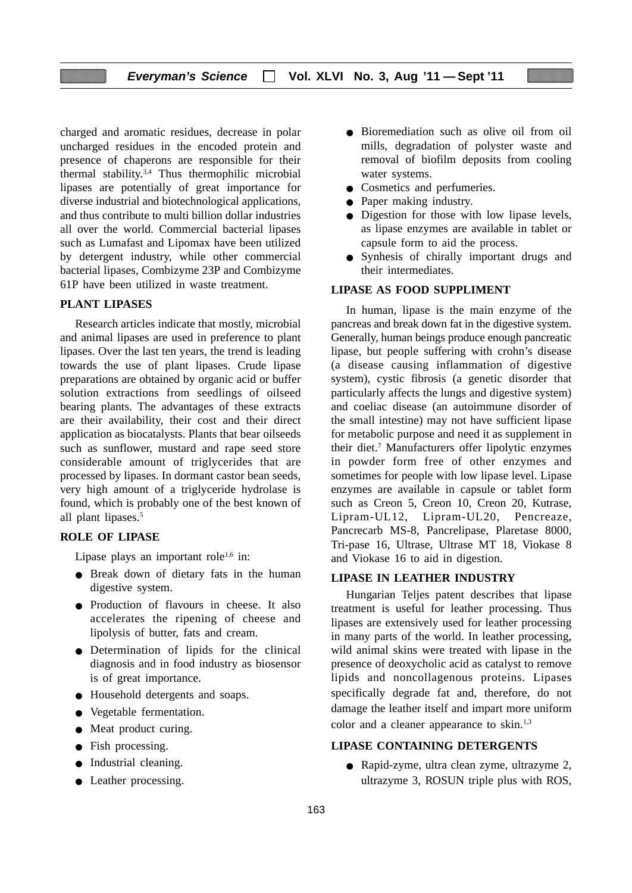charged and aromatic residues, decrease in polar uncharged residues in the encoded protein and presence of chaperons are responsible for their thermal stability.[3,4] Thus thermophilic microbial lipases are potentially of great importance for diverse industrial and biotechnological applications, and thus contribute to multi billion dollar industries all over the world. Commercial bacterial lipases such as Lumafast and Lipomax have been utilized by detergent industry, while other commercial bacterial lipases, Combizyme 23P and Combizyme 61P have been utilized in waste treatment.

## PLANT LIPASES

Research articles indicate that mostly, microbial and animal lipases are used in preference to plant lipases. Over the last ten years, the trend is leading towards the use of plant lipases. Crude lipase preparations are obtained by organic acid or buffer solution extractions from seedlings of oilseed bearing plants. The advantages of these extracts are their availability, their cost and their direct application as biocatalysts. Plants that bear oilseeds such as sunflower, mustard and rape seed store considerable amount of triglycerides that are processed by lipases. In dormant castor bean seeds, very high amount of a triglyceride hydrolase is found, which is probably one of the best known of all plant lipases.[5]

## ROLE OF LIPASE

Lipase plays an important role[1,6] in:

- Break down of dietary fats in the human digestive system.
- Production of flavours in cheese. It also accelerates the ripening of cheese and lipolysis of butter, fats and cream.
- Determination of lipids for the clinical diagnosis and in food industry as biosensor is of great importance.
- Household detergents and soaps.
- Vegetable fermentation.
- Meat product curing.
- Fish processing.
- Industrial cleaning.
- Leather processing.
- Bioremediation such as olive oil from oil mills, degradation of polyster waste and removal of biofilm deposits from cooling water systems.
- Cosmetics and perfumeries.
- Paper making industry.
- Digestion for those with low lipase levels, as lipase enzymes are available in tablet or capsule form to aid the process.
- Synhesis of chirally important drugs and their intermediates.

## LIPASE AS FOOD SUPPLIMENT

In human, lipase is the main enzyme of the pancreas and break down fat in the digestive system. Generally, human beings produce enough pancreatic lipase, but people suffering with crohn's disease (a disease causing inflammation of digestive system), cystic fibrosis (a genetic disorder that particularly affects the lungs and digestive system) and coeliac disease (an autoimmune disorder of the small intestine) may not have sufficient lipase for metabolic purpose and need it as supplement in their diet.[7] Manufacturers offer lipolytic enzymes in powder form free of other enzymes and sometimes for people with low lipase level. Lipase enzymes are available in capsule or tablet form such as Creon 5, Creon 10, Creon 20, Kutrase, Lipram-UL12, Lipram-UL20, Pencreaze, Pancrecarb MS-8, Pancrelipase, Plaretase 8000, Tri-pase 16, Ultrase, Ultrase MT 18, Viokase 8 and Viokase 16 to aid in digestion.

## LIPASE IN LEATHER INDUSTRY

Hungarian Teljes patent describes that lipase treatment is useful for leather processing. Thus lipases are extensively used for leather processing in many parts of the world. In leather processing, wild animal skins were treated with lipase in the presence of deoxycholic acid as catalyst to remove lipids and noncollagenous proteins. Lipases specifically degrade fat and, therefore, do not damage the leather itself and impart more uniform color and a cleaner appearance to skin.[1,3]

## LIPASE CONTAINING DETERGENTS

- Rapid-zyme, ultra clean zyme, ultrazyme 2, ultrazyme 3, ROSUN triple plus with ROS,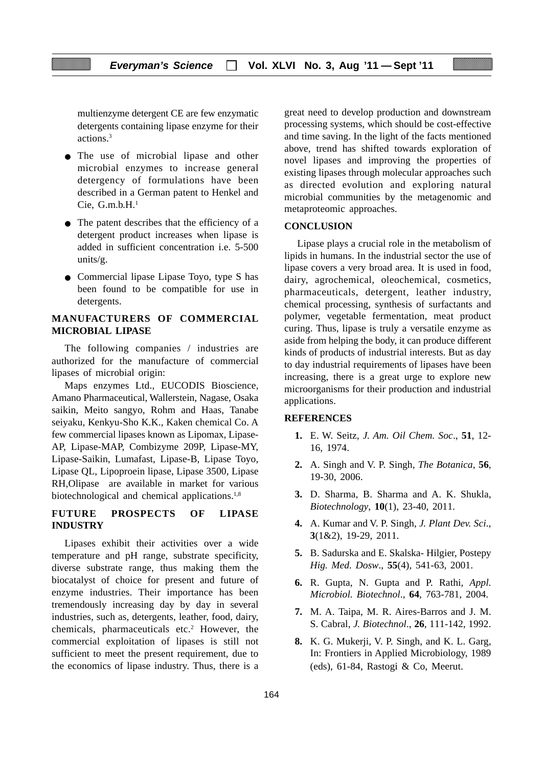multienzyme detergent CE are few enzymatic detergents containing lipase enzyme for their actions.[3]

- The use of microbial lipase and other microbial enzymes to increase general detergency of formulations have been described in a German patent to Henkel and Cie, G.m.b.H.[1]
- The patent describes that the efficiency of a detergent product increases when lipase is added in sufficient concentration i.e. 5-500 units/g.
- Commercial lipase Lipase Toyo, type S has been found to be compatible for use in detergents.

## MANUFACTURERS OF COMMERCIAL MICROBIAL LIPASE

The following companies / industries are authorized for the manufacture of commercial lipases of microbial origin:

Maps enzymes Ltd., EUCODIS Bioscience, Amano Pharmaceutical, Wallerstein, Nagase, Osaka saikin, Meito sangyo, Rohm and Haas, Tanabe seiyaku, Kenkyu-Sho K.K., Kaken chemical Co. A few commercial lipases known as Lipomax, Lipase-AP, Lipase-MAP, Combizyme 209P, Lipase-MY, Lipase-Saikin, Lumafast, Lipase-B, Lipase Toyo, Lipase QL, Lipoproein lipase, Lipase 3500, Lipase RH,Olipase are available in market for various biotechnological and chemical applications.[1,8]

## FUTURE PROSPECTS OF LIPASE INDUSTRY

Lipases exhibit their activities over a wide temperature and pH range, substrate specificity, diverse substrate range, thus making them the biocatalyst of choice for present and future of enzyme industries. Their importance has been tremendously increasing day by day in several industries, such as, detergents, leather, food, dairy, chemicals, pharmaceuticals etc.[2] However, the commercial exploitation of lipases is still not sufficient to meet the present requirement, due to the economics of lipase industry. Thus, there is a great need to develop production and downstream processing systems, which should be cost-effective and time saving. In the light of the facts mentioned above, trend has shifted towards exploration of novel lipases and improving the properties of existing lipases through molecular approaches such as directed evolution and exploring natural microbial communities by the metagenomic and metaproteomic approaches.

## CONCLUSION

Lipase plays a crucial role in the metabolism of lipids in humans. In the industrial sector the use of lipase covers a very broad area. It is used in food, dairy, agrochemical, oleochemical, cosmetics, pharmaceuticals, detergent, leather industry, chemical processing, synthesis of surfactants and polymer, vegetable fermentation, meat product curing. Thus, lipase is truly a versatile enzyme as aside from helping the body, it can produce different kinds of products of industrial interests. But as day to day industrial requirements of lipases have been increasing, there is a great urge to explore new microorganisms for their production and industrial applications.

## REFERENCES

1. E. W. Seitz, *J. Am. Oil Chem. Soc*., **51**, 12-16, 1974.
2. A. Singh and V. P. Singh, *The Botanica*, **56**, 19-30, 2006.
3. D. Sharma, B. Sharma and A. K. Shukla, *Biotechnology*, **10**(1), 23-40, 2011.
4. A. Kumar and V. P. Singh, *J. Plant Dev. Sci*., **3**(1&2), 19-29, 2011.
5. B. Sadurska and E. Skalska- Hilgier, Postepy *Hig. Med. Dosw*., **55**(4), 541-63, 2001.
6. R. Gupta, N. Gupta and P. Rathi, *Appl. Microbiol. Biotechnol*., **64**, 763-781, 2004.
7. M. A. Taipa, M. R. Aires-Barros and J. M. S. Cabral, *J. Biotechnol*., **26**, 111-142, 1992.
8. K. G. Mukerji, V. P. Singh, and K. L. Garg, In: Frontiers in Applied Microbiology, 1989 (eds), 61-84, Rastogi & Co, Meerut.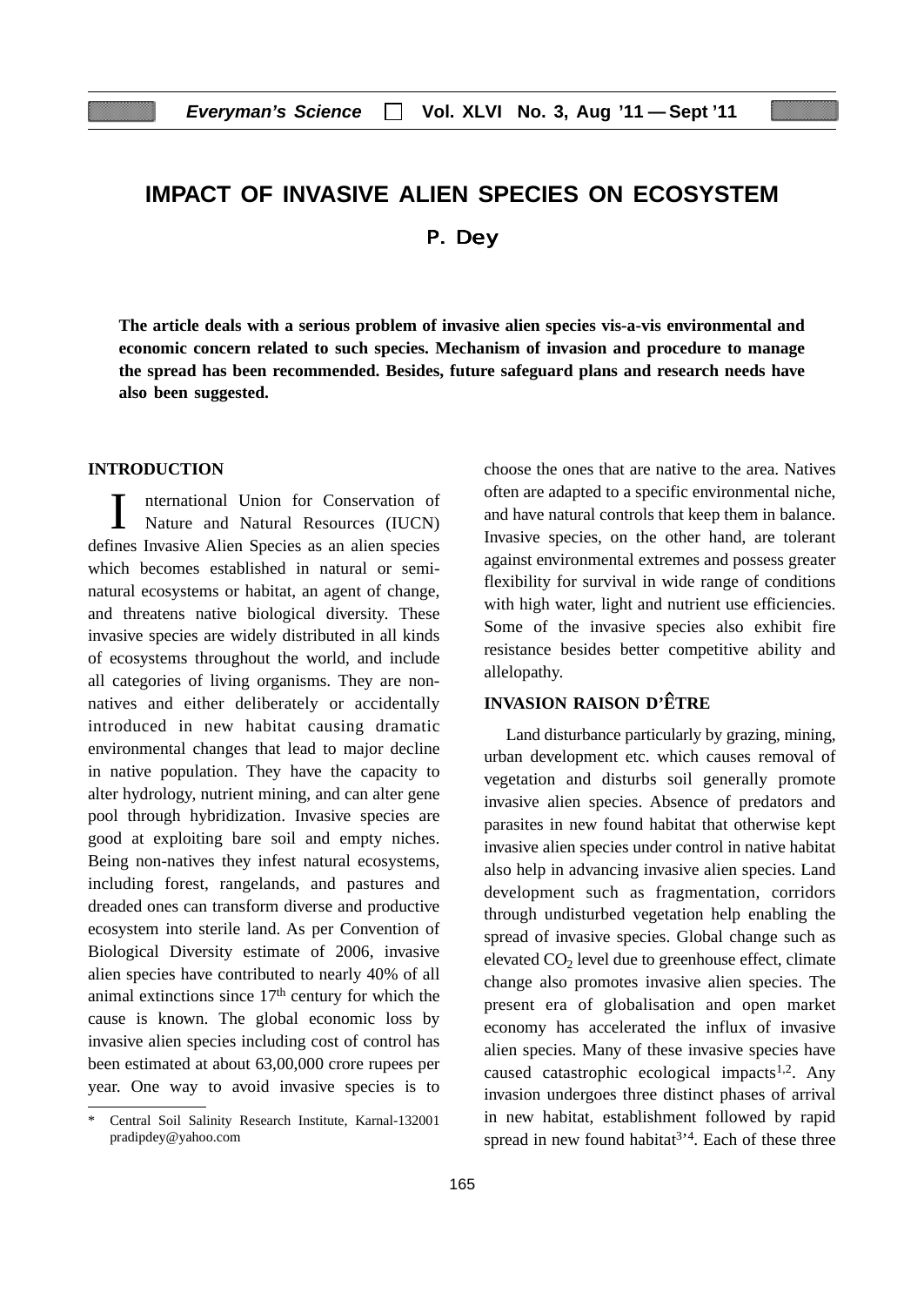# IMPACT OF INVASIVE ALIEN SPECIES ON ECOSYSTEM

**P. Dey**

**The article deals with a serious problem of invasive alien species vis-a-vis environmental and economic concern related to such species. Mechanism of invasion and procedure to manage the spread has been recommended. Besides, future safeguard plans and research needs have also been suggested.**

## INTRODUCTION

International Union for Conservation of Nature and Natural Resources (IUCN) defines Invasive Alien Species as an alien species which becomes established in natural or semi-natural ecosystems or habitat, an agent of change, and threatens native biological diversity. These invasive species are widely distributed in all kinds of ecosystems throughout the world, and include all categories of living organisms. They are non-natives and either deliberately or accidentally introduced in new habitat causing dramatic environmental changes that lead to major decline in native population. They have the capacity to alter hydrology, nutrient mining, and can alter gene pool through hybridization. Invasive species are good at exploiting bare soil and empty niches. Being non-natives they infest natural ecosystems, including forest, rangelands, and pastures and dreaded ones can transform diverse and productive ecosystem into sterile land. As per Convention of Biological Diversity estimate of 2006, invasive alien species have contributed to nearly 40% of all animal extinctions since 17th century for which the cause is known. The global economic loss by invasive alien species including cost of control has been estimated at about 63,00,000 crore rupees per year. One way to avoid invasive species is to choose the ones that are native to the area. Natives often are adapted to a specific environmental niche, and have natural controls that keep them in balance. Invasive species, on the other hand, are tolerant against environmental extremes and possess greater flexibility for survival in wide range of conditions with high water, light and nutrient use efficiencies. Some of the invasive species also exhibit fire resistance besides better competitive ability and allelopathy.

## INVASION RAISON D'ÊTRE

Land disturbance particularly by grazing, mining, urban development etc. which causes removal of vegetation and disturbs soil generally promote invasive alien species. Absence of predators and parasites in new found habitat that otherwise kept invasive alien species under control in native habitat also help in advancing invasive alien species. Land development such as fragmentation, corridors through undisturbed vegetation help enabling the spread of invasive species. Global change such as elevated $CO_2$ level due to greenhouse effect, climate change also promotes invasive alien species. The present era of globalisation and open market economy has accelerated the influx of invasive alien species. Many of these invasive species have caused catastrophic ecological impacts[1,2]. Any invasion undergoes three distinct phases of arrival in new habitat, establishment followed by rapid spread in new found habitat[3,4]. Each of these three

---

\* Central Soil Salinity Research Institute, Karnal-132001 pradipdey@yahoo.com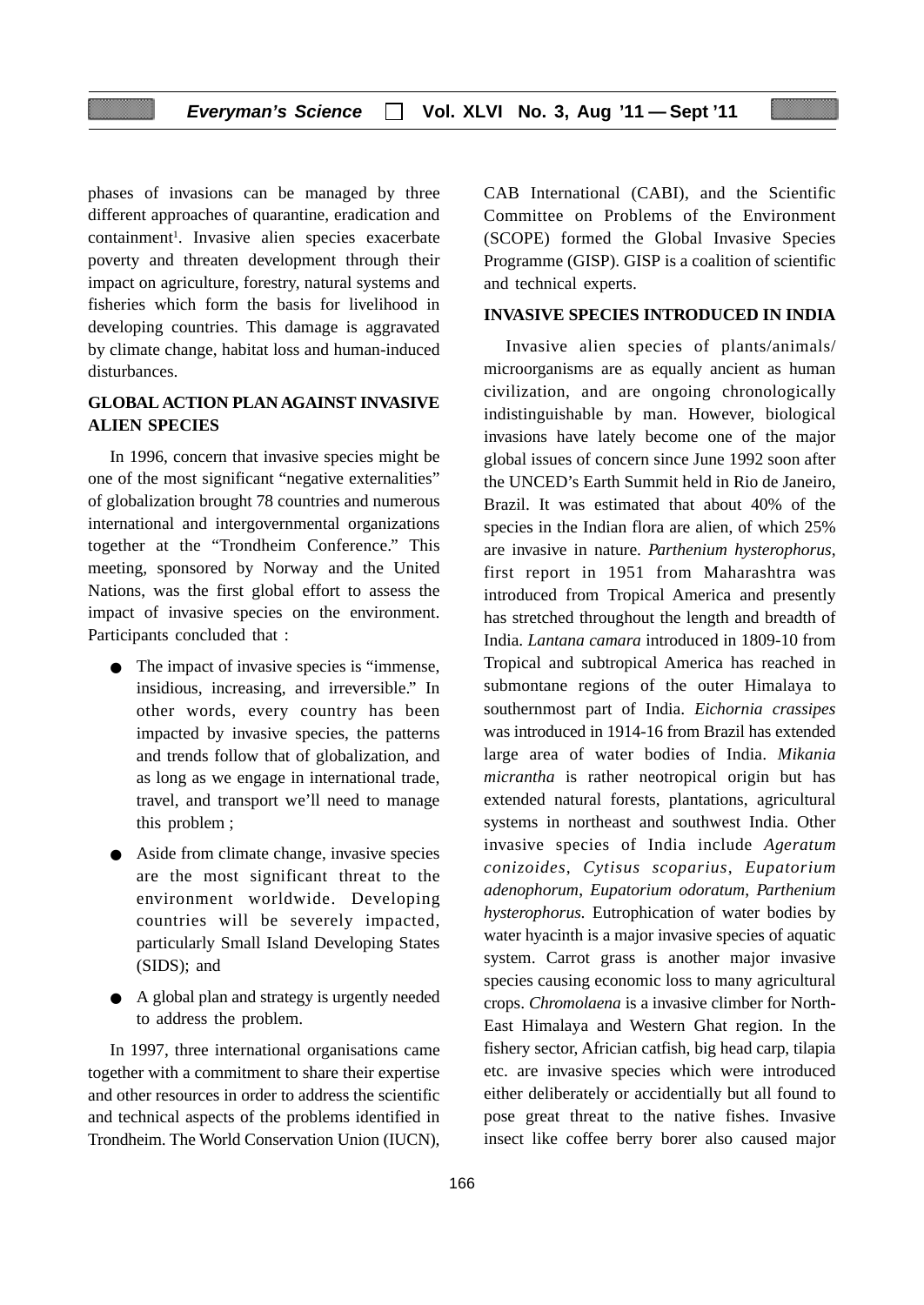phases of invasions can be managed by three different approaches of quarantine, eradication and containment[1]. Invasive alien species exacerbate poverty and threaten development through their impact on agriculture, forestry, natural systems and fisheries which form the basis for livelihood in developing countries. This damage is aggravated by climate change, habitat loss and human-induced disturbances.

## GLOBAL ACTION PLAN AGAINST INVASIVE ALIEN SPECIES

In 1996, concern that invasive species might be one of the most significant "negative externalities" of globalization brought 78 countries and numerous international and intergovernmental organizations together at the "Trondheim Conference." This meeting, sponsored by Norway and the United Nations, was the first global effort to assess the impact of invasive species on the environment. Participants concluded that :

- The impact of invasive species is "immense, insidious, increasing, and irreversible." In other words, every country has been impacted by invasive species, the patterns and trends follow that of globalization, and as long as we engage in international trade, travel, and transport we'll need to manage this problem ;
- Aside from climate change, invasive species are the most significant threat to the environment worldwide. Developing countries will be severely impacted, particularly Small Island Developing States (SIDS); and
- A global plan and strategy is urgently needed to address the problem.

In 1997, three international organisations came together with a commitment to share their expertise and other resources in order to address the scientific and technical aspects of the problems identified in Trondheim. The World Conservation Union (IUCN), CAB International (CABI), and the Scientific Committee on Problems of the Environment (SCOPE) formed the Global Invasive Species Programme (GISP). GISP is a coalition of scientific and technical experts.

## INVASIVE SPECIES INTRODUCED IN INDIA

Invasive alien species of plants/animals/ microorganisms are as equally ancient as human civilization, and are ongoing chronologically indistinguishable by man. However, biological invasions have lately become one of the major global issues of concern since June 1992 soon after the UNCED's Earth Summit held in Rio de Janeiro, Brazil. It was estimated that about 40% of the species in the Indian flora are alien, of which 25% are invasive in nature. *Parthenium hysterophorus*, first report in 1951 from Maharashtra was introduced from Tropical America and presently has stretched throughout the length and breadth of India. *Lantana camara* introduced in 1809-10 from Tropical and subtropical America has reached in submontane regions of the outer Himalaya to southernmost part of India. *Eichornia crassipes* was introduced in 1914-16 from Brazil has extended large area of water bodies of India. *Mikania micrantha* is rather neotropical origin but has extended natural forests, plantations, agricultural systems in northeast and southwest India. Other invasive species of India include *Ageratum conizoides*, *Cytisus scoparius*, *Eupatorium adenophorum*, *Eupatorium odoratum*, *Parthenium hysterophorus.* Eutrophication of water bodies by water hyacinth is a major invasive species of aquatic system. Carrot grass is another major invasive species causing economic loss to many agricultural crops. *Chromolaena* is a invasive climber for North-East Himalaya and Western Ghat region. In the fishery sector, Africian catfish, big head carp, tilapia etc. are invasive species which were introduced either deliberately or accidentally but all found to pose great threat to the native fishes. Invasive insect like coffee berry borer also caused major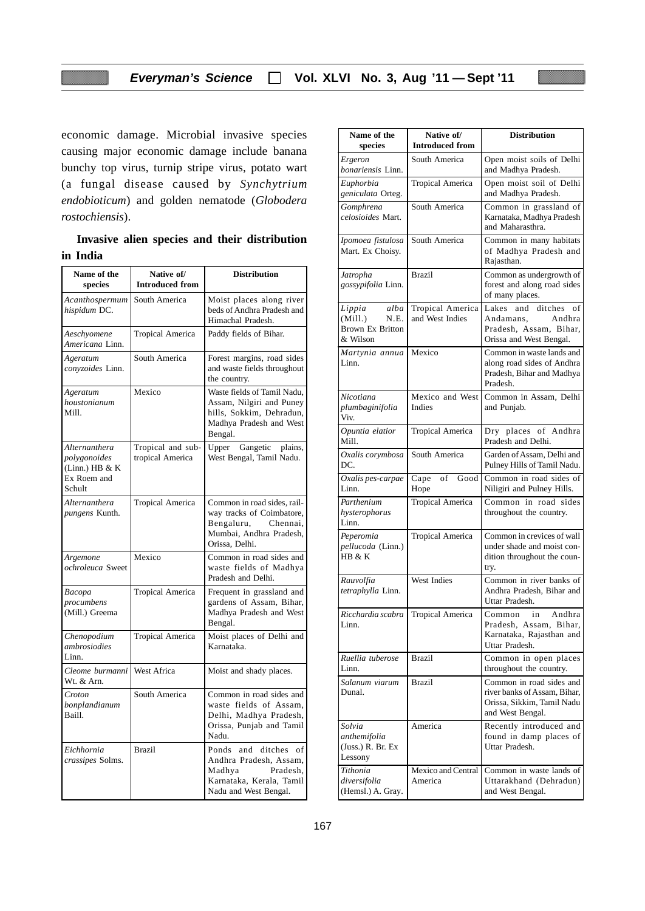economic damage. Microbial invasive species causing major economic damage include banana bunchy top virus, turnip stripe virus, potato wart (a fungal disease caused by *Synchytrium endobioticum*) and golden nematode (*Globodera rostochiensis*).

**Invasive alien species and their distribution in India**

| Name of the species | Native of/ Introduced from | Distribution |
|---|---|---|
| *Acanthospermum hispidum* DC. | South America | Moist places along river beds of Andhra Pradesh and Himachal Pradesh. |
| *Aeschyomene Americana* Linn. | Tropical America | Paddy fields of Bihar. |
| *Ageratum conyzoides* Linn. | South America | Forest margins, road sides and waste fields throughout the country. |
| *Ageratum houstonianum* Mill. | Mexico | Waste fields of Tamil Nadu, Assam, Nilgiri and Puney hills, Sokkim, Dehradun, Madhya Pradesh and West Bengal. |
| *Alternanthera polygonoides* (Linn.) HB & K Ex Roem and Schult | Tropical and sub-tropical America | Upper Gangetic plains, West Bengal, Tamil Nadu. |
| *Alternanthera pungens* Kunth. | Tropical America | Common in road sides, rail-way tracks of Coimbatore, Bengaluru, Chennai, Mumbai, Andhra Pradesh, Orissa, Delhi. |
| *Argemone ochroleuca* Sweet | Mexico | Common in road sides and waste fields of Madhya Pradesh and Delhi. |
| *Bacopa procumbens* (Mill.) Greema | Tropical America | Frequent in grassland and gardens of Assam, Bihar, Madhya Pradesh and West Bengal. |
| *Chenopodium ambrosiodies* Linn. | Tropical America | Moist places of Delhi and Karnataka. |
| *Cleome burmanni* Wt. & Arn. | West Africa | Moist and shady places. |
| *Croton bonplandianum* Baill. | South America | Common in road sides and waste fields of Assam, Delhi, Madhya Pradesh, Orissa, Punjab and Tamil Nadu. |
| *Eichhornia crassipes* Solms. | Brazil | Ponds and ditches of Andhra Pradesh, Assam, Madhya Pradesh, Karnataka, Kerala, Tamil Nadu and West Bengal. |
| *Ergeron bonariensis* Linn. | South America | Open moist soils of Delhi and Madhya Pradesh. |
| *Euphorbia geniculata* Orteg. | Tropical America | Open moist soil of Delhi and Madhya Pradesh. |
| *Gomphrena celosioides* Mart. | South America | Common in grassland of Karnataka, Madhya Pradesh and Maharasthra. |
| *Ipomoea fistulosa* Mart. Ex Choisy. | South America | Common in many habitats of Madhya Pradesh and Rajasthan. |
| *Jatropha gossypifolia* Linn. | Brazil | Common as undergrowth of forest and along road sides of many places. |
| *Lippia alba* (Mill.) N.E. Brown Ex Britton & Wilson | Tropical America and West Indies | Lakes and ditches of Andamans, Andhra Pradesh, Assam, Bihar, Orissa and West Bengal. |
| *Martynia annua* Linn. | Mexico | Common in waste lands and along road sides of Andhra Pradesh, Bihar and Madhya Pradesh. |
| *Nicotiana plumbaginifolia* Viv. | Mexico and West Indies | Common in Assam, Delhi and Punjab. |
| *Opuntia elatior* Mill. | Tropical America | Dry places of Andhra Pradesh and Delhi. |
| *Oxalis corymbosa* DC. | South America | Garden of Assam, Delhi and Pulney Hills of Tamil Nadu. |
| *Oxalis pes-carpae* Linn. | Cape of Good Hope | Common in road sides of Niligiri and Pulney Hills. |
| *Parthenium hysterophorus* Linn. | Tropical America | Common in road sides throughout the country. |
| *Peperomia pellucoda* (Linn.) HB & K | Tropical America | Common in crevices of wall under shade and moist condition throughout the country. |
| *Rauvolfia tetraphylla* Linn. | West Indies | Common in river banks of Andhra Pradesh, Bihar and Uttar Pradesh. |
| *Ricchardia scabra* Linn. | Tropical America | Common in Andhra Pradesh, Assam, Bihar, Karnataka, Rajasthan and Uttar Pradesh. |
| *Ruellia tuberose* Linn. | Brazil | Common in open places throughout the country. |
| *Salanum viarum* Dunal. | Brazil | Common in road sides and river banks of Assam, Bihar, Orissa, Sikkim, Tamil Nadu and West Bengal. |
| *Solvia anthemifolia* (Juss.) R. Br. Ex Lessony | America | Recently introduced and found in damp places of Uttar Pradesh. |
| *Tithonia diversifolia* (Hemsl.) A. Gray. | Mexico and Central America | Common in waste lands of Uttarakhand (Dehradun) and West Bengal. |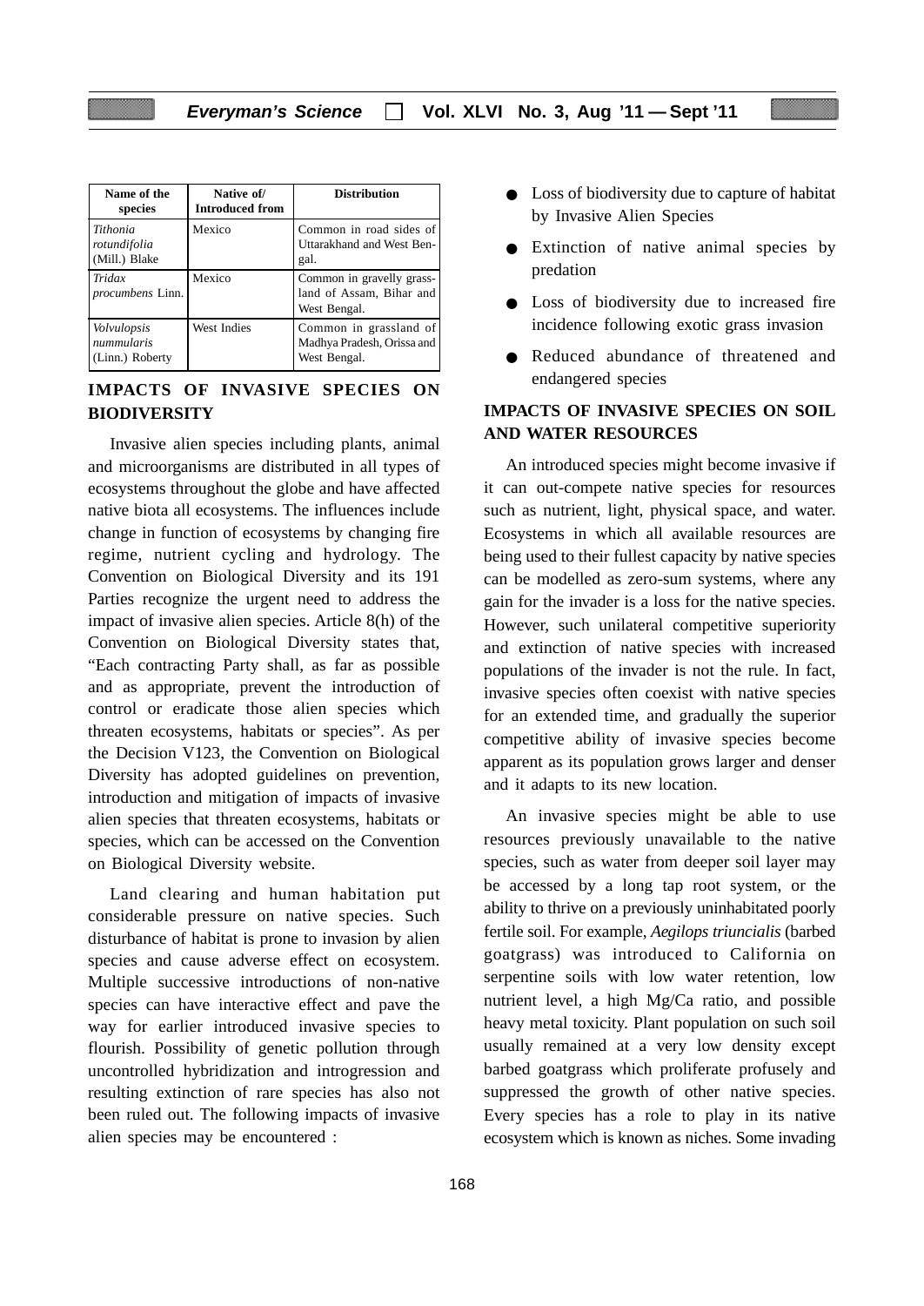| Name of the species | Native of/ Introduced from | Distribution |
|---|---|---|
| *Tithonia rotundifolia* (Mill.) Blake | Mexico | Common in road sides of Uttarakhand and West Bengal. |
| *Tridax procumbens* Linn. | Mexico | Common in gravelly grassland of Assam, Bihar and West Bengal. |
| *Volvulopsis nummularis* (Linn.) Roberty | West Indies | Common in grassland of Madhya Pradesh, Orissa and West Bengal. |

## IMPACTS OF INVASIVE SPECIES ON BIODIVERSITY

Invasive alien species including plants, animal and microorganisms are distributed in all types of ecosystems throughout the globe and have affected native biota all ecosystems. The influences include change in function of ecosystems by changing fire regime, nutrient cycling and hydrology. The Convention on Biological Diversity and its 191 Parties recognize the urgent need to address the impact of invasive alien species. Article 8(h) of the Convention on Biological Diversity states that, "Each contracting Party shall, as far as possible and as appropriate, prevent the introduction of control or eradicate those alien species which threaten ecosystems, habitats or species". As per the Decision V123, the Convention on Biological Diversity has adopted guidelines on prevention, introduction and mitigation of impacts of invasive alien species that threaten ecosystems, habitats or species, which can be accessed on the Convention on Biological Diversity website.

Land clearing and human habitation put considerable pressure on native species. Such disturbance of habitat is prone to invasion by alien species and cause adverse effect on ecosystem. Multiple successive introductions of non-native species can have interactive effect and pave the way for earlier introduced invasive species to flourish. Possibility of genetic pollution through uncontrolled hybridization and introgression and resulting extinction of rare species has also not been ruled out. The following impacts of invasive alien species may be encountered :

- Loss of biodiversity due to capture of habitat by Invasive Alien Species
- Extinction of native animal species by predation
- Loss of biodiversity due to increased fire incidence following exotic grass invasion
- Reduced abundance of threatened and endangered species

## IMPACTS OF INVASIVE SPECIES ON SOIL AND WATER RESOURCES

An introduced species might become invasive if it can out-compete native species for resources such as nutrient, light, physical space, and water. Ecosystems in which all available resources are being used to their fullest capacity by native species can be modelled as zero-sum systems, where any gain for the invader is a loss for the native species. However, such unilateral competitive superiority and extinction of native species with increased populations of the invader is not the rule. In fact, invasive species often coexist with native species for an extended time, and gradually the superior competitive ability of invasive species become apparent as its population grows larger and denser and it adapts to its new location.

An invasive species might be able to use resources previously unavailable to the native species, such as water from deeper soil layer may be accessed by a long tap root system, or the ability to thrive on a previously uninhabitated poorly fertile soil. For example, *Aegilops triuncialis* (barbed goatgrass) was introduced to California on serpentine soils with low water retention, low nutrient level, a high Mg/Ca ratio, and possible heavy metal toxicity. Plant population on such soil usually remained at a very low density except barbed goatgrass which proliferate profusely and suppressed the growth of other native species. Every species has a role to play in its native ecosystem which is known as niches. Some invading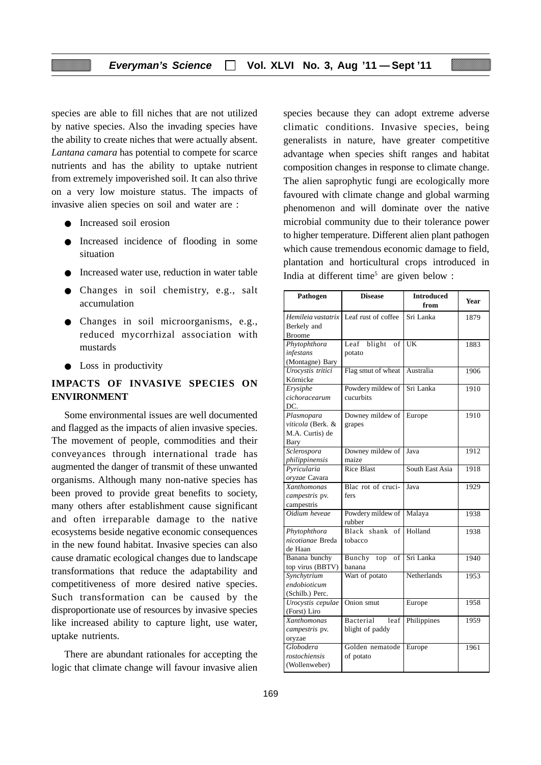species are able to fill niches that are not utilized by native species. Also the invading species have the ability to create niches that were actually absent. *Lantana camara* has potential to compete for scarce nutrients and has the ability to uptake nutrient from extremely impoverished soil. It can also thrive on a very low moisture status. The impacts of invasive alien species on soil and water are :

- Increased soil erosion
- Increased incidence of flooding in some situation
- Increased water use, reduction in water table
- Changes in soil chemistry, e.g., salt accumulation
- Changes in soil microorganisms, e.g., reduced mycorrhizal association with mustards
- Loss in productivity

## IMPACTS OF INVASIVE SPECIES ON ENVIRONMENT

Some environmental issues are well documented and flagged as the impacts of alien invasive species. The movement of people, commodities and their conveyances through international trade has augmented the danger of transmit of these unwanted organisms. Although many non-native species has been proved to provide great benefits to society, many others after establishment cause significant and often irreparable damage to the native ecosystems beside negative economic consequences in the new found habitat. Invasive species can also cause dramatic ecological changes due to landscape transformations that reduce the adaptability and competitiveness of more desired native species. Such transformation can be caused by the disproportionate use of resources by invasive species like increased ability to capture light, use water, uptake nutrients.

There are abundant rationales for accepting the logic that climate change will favour invasive alien species because they can adopt extreme adverse climatic conditions. Invasive species, being generalists in nature, have greater competitive advantage when species shift ranges and habitat composition changes in response to climate change. The alien saprophytic fungi are ecologically more favoured with climate change and global warming phenomenon and will dominate over the native microbial community due to their tolerance power to higher temperature. Different alien plant pathogen which cause tremendous economic damage to field, plantation and horticultural crops introduced in India at different time[5] are given below :

| Pathogen | Disease | Introduced from | Year |
|---|---|---|---|
| *Hemileia vastatrix* Berkely and Broome | Leaf rust of coffee | Sri Lanka | 1879 |
| *Phytophthora infestans* (Montagne) Bary | Leaf blight of potato | UK | 1883 |
| *Urocystis tritici* Körnicke | Flag smut of wheat | Australia | 1906 |
| *Erysiphe cichoracearum* DC. | Powdery mildew of cucurbits | Sri Lanka | 1910 |
| *Plasmopara viticola* (Berk. & M.A. Curtis) de Bary | Downey mildew of grapes | Europe | 1910 |
| *Sclerospora philippinensis* | Downey mildew of maize | Java | 1912 |
| *Pyricularia oryzae* Cavara | Rice Blast | South East Asia | 1918 |
| *Xanthomonas campestris* pv. campestris | Blac rot of crucifers | Java | 1929 |
| *Oidium heveae* | Powdery mildew of rubber | Malaya | 1938 |
| *Phytophthora nicotianae* Breda de Haan | Black shank of tobacco | Holland | 1938 |
| Banana bunchy top virus (BBTV) | Bunchy top of banana | Sri Lanka | 1940 |
| *Synchytrium endobioticum* (Schilb.) Perc. | Wart of potato | Netherlands | 1953 |
| *Urocystis cepulae* (Forst) Liro | Onion smut | Europe | 1958 |
| *Xanthomonas campestris* pv. oryzae | Bacterial leaf blight of paddy | Philippines | 1959 |
| *Globodera rostochiensis* (Wollenweber) | Golden nematode of potato | Europe | 1961 |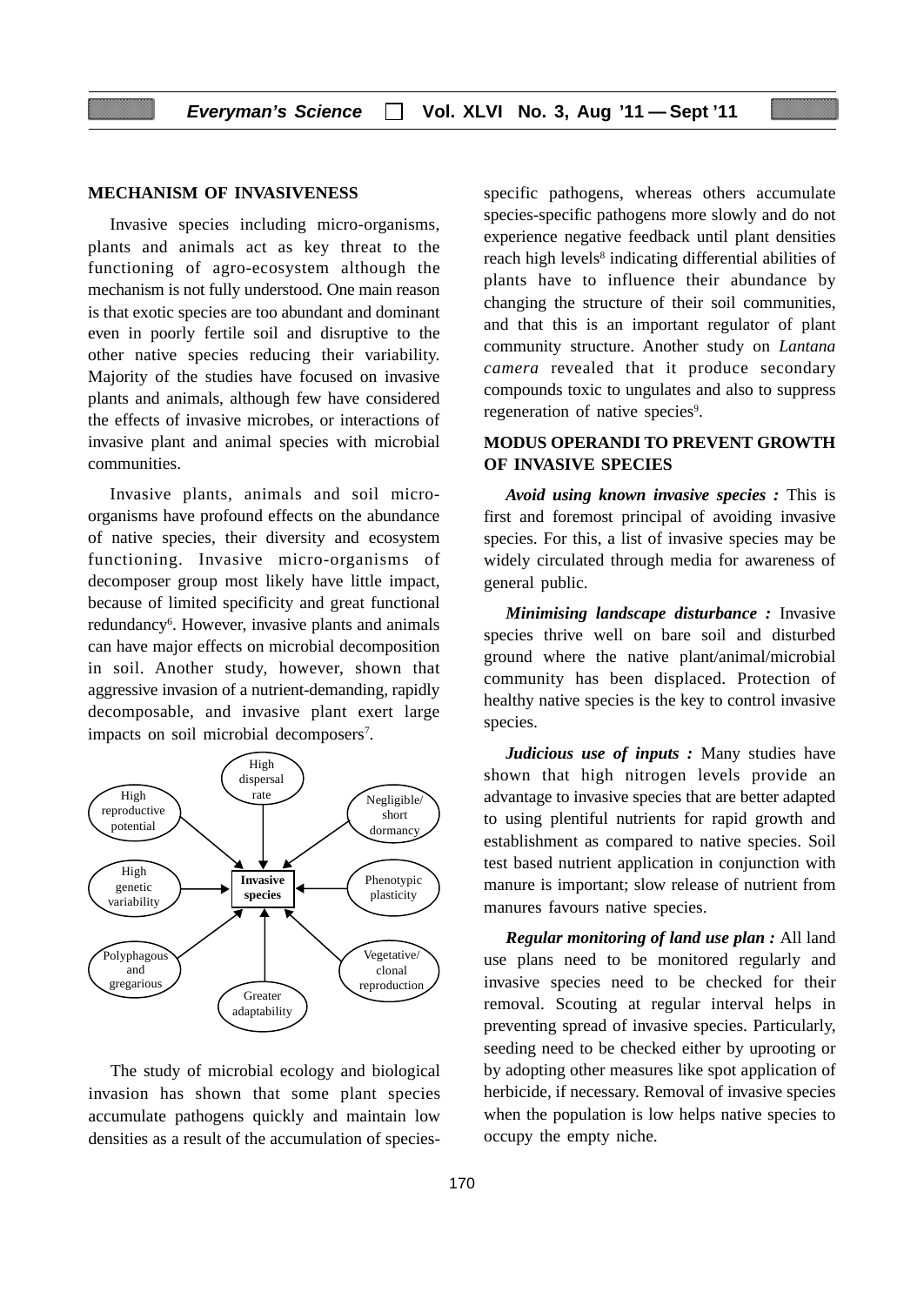## MECHANISM OF INVASIVENESS

Invasive species including micro-organisms, plants and animals act as key threat to the functioning of agro-ecosystem although the mechanism is not fully understood. One main reason is that exotic species are too abundant and dominant even in poorly fertile soil and disruptive to the other native species reducing their variability. Majority of the studies have focused on invasive plants and animals, although few have considered the effects of invasive microbes, or interactions of invasive plant and animal species with microbial communities.

Invasive plants, animals and soil micro-organisms have profound effects on the abundance of native species, their diversity and ecosystem functioning. Invasive micro-organisms of decomposer group most likely have little impact, because of limited specificity and great functional redundancy[6]. However, invasive plants and animals can have major effects on microbial decomposition in soil. Another study, however, shown that aggressive invasion of a nutrient-demanding, rapidly decomposable, and invasive plant exert large impacts on soil microbial decomposers[7].

High dispersal rate; High reproductive potential; Negligible/short dormancy; High genetic variability; Phenotypic plasticity; Polyphagous and gregarious; Vegetative/clonal reproduction; Greater adaptability → Invasive species

The study of microbial ecology and biological invasion has shown that some plant species accumulate pathogens quickly and maintain low densities as a result of the accumulation of species-specific pathogens, whereas others accumulate species-specific pathogens more slowly and do not experience negative feedback until plant densities reach high levels[8] indicating differential abilities of plants have to influence their abundance by changing the structure of their soil communities, and that this is an important regulator of plant community structure. Another study on *Lantana camera* revealed that it produce secondary compounds toxic to ungulates and also to suppress regeneration of native species[9].

## MODUS OPERANDI TO PREVENT GROWTH OF INVASIVE SPECIES

***Avoid using known invasive species :*** This is first and foremost principal of avoiding invasive species. For this, a list of invasive species may be widely circulated through media for awareness of general public.

***Minimising landscape disturbance :*** Invasive species thrive well on bare soil and disturbed ground where the native plant/animal/microbial community has been displaced. Protection of healthy native species is the key to control invasive species.

***Judicious use of inputs :*** Many studies have shown that high nitrogen levels provide an advantage to invasive species that are better adapted to using plentiful nutrients for rapid growth and establishment as compared to native species. Soil test based nutrient application in conjunction with manure is important; slow release of nutrient from manures favours native species.

***Regular monitoring of land use plan :*** All land use plans need to be monitored regularly and invasive species need to be checked for their removal. Scouting at regular interval helps in preventing spread of invasive species. Particularly, seeding need to be checked either by uprooting or by adopting other measures like spot application of herbicide, if necessary. Removal of invasive species when the population is low helps native species to occupy the empty niche.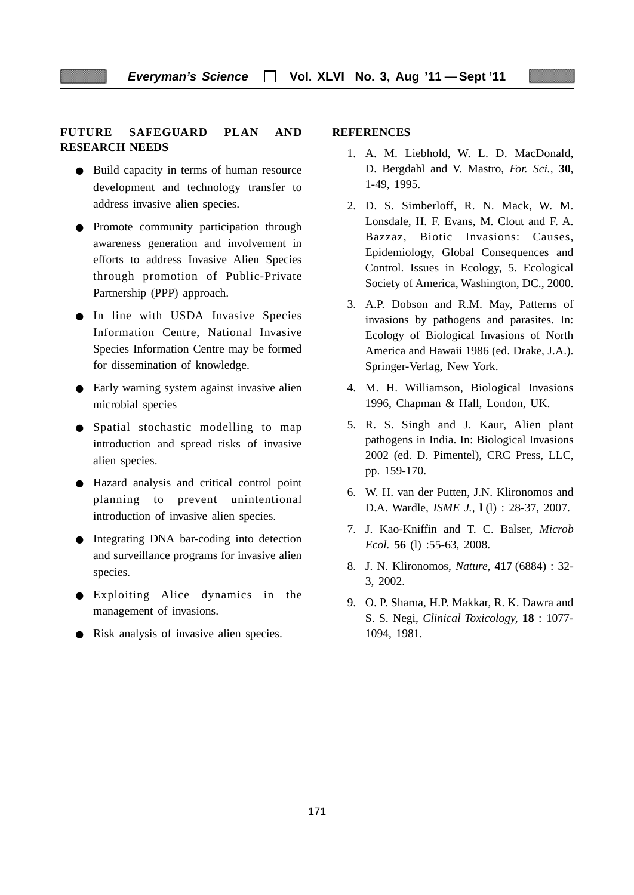## FUTURE SAFEGUARD PLAN AND RESEARCH NEEDS

- Build capacity in terms of human resource development and technology transfer to address invasive alien species.
- Promote community participation through awareness generation and involvement in efforts to address Invasive Alien Species through promotion of Public-Private Partnership (PPP) approach.
- In line with USDA Invasive Species Information Centre, National Invasive Species Information Centre may be formed for dissemination of knowledge.
- Early warning system against invasive alien microbial species
- Spatial stochastic modelling to map introduction and spread risks of invasive alien species.
- Hazard analysis and critical control point planning to prevent unintentional introduction of invasive alien species.
- Integrating DNA bar-coding into detection and surveillance programs for invasive alien species.
- Exploiting Alice dynamics in the management of invasions.
- Risk analysis of invasive alien species.

## REFERENCES

1. A. M. Liebhold, W. L. D. MacDonald, D. Bergdahl and V. Mastro, *For. Sci.,* **30**, 1-49, 1995.
2. D. S. Simberloff, R. N. Mack, W. M. Lonsdale, H. F. Evans, M. Clout and F. A. Bazzaz, Biotic Invasions: Causes, Epidemiology, Global Consequences and Control. Issues in Ecology, 5. Ecological Society of America, Washington, DC., 2000.
3. A.P. Dobson and R.M. May, Patterns of invasions by pathogens and parasites. In: Ecology of Biological Invasions of North America and Hawaii 1986 (ed. Drake, J.A.). Springer-Verlag, New York.
4. M. H. Williamson, Biological Invasions 1996, Chapman & Hall, London, UK.
5. R. S. Singh and J. Kaur, Alien plant pathogens in India. In: Biological Invasions 2002 (ed. D. Pimentel), CRC Press, LLC, pp. 159-170.
6. W. H. van der Putten, J.N. Klironomos and D.A. Wardle, *ISME J.,* **l** (l) : 28-37, 2007.
7. J. Kao-Kniffin and T. C. Balser, *Microb Ecol.* **56** (l) :55-63, 2008.
8. J. N. Klironomos, *Nature,* **417** (6884) : 32-3, 2002.
9. O. P. Sharna, H.P. Makkar, R. K. Dawra and S. S. Negi, *Clinical Toxicology,* **18** : 1077-1094, 1981.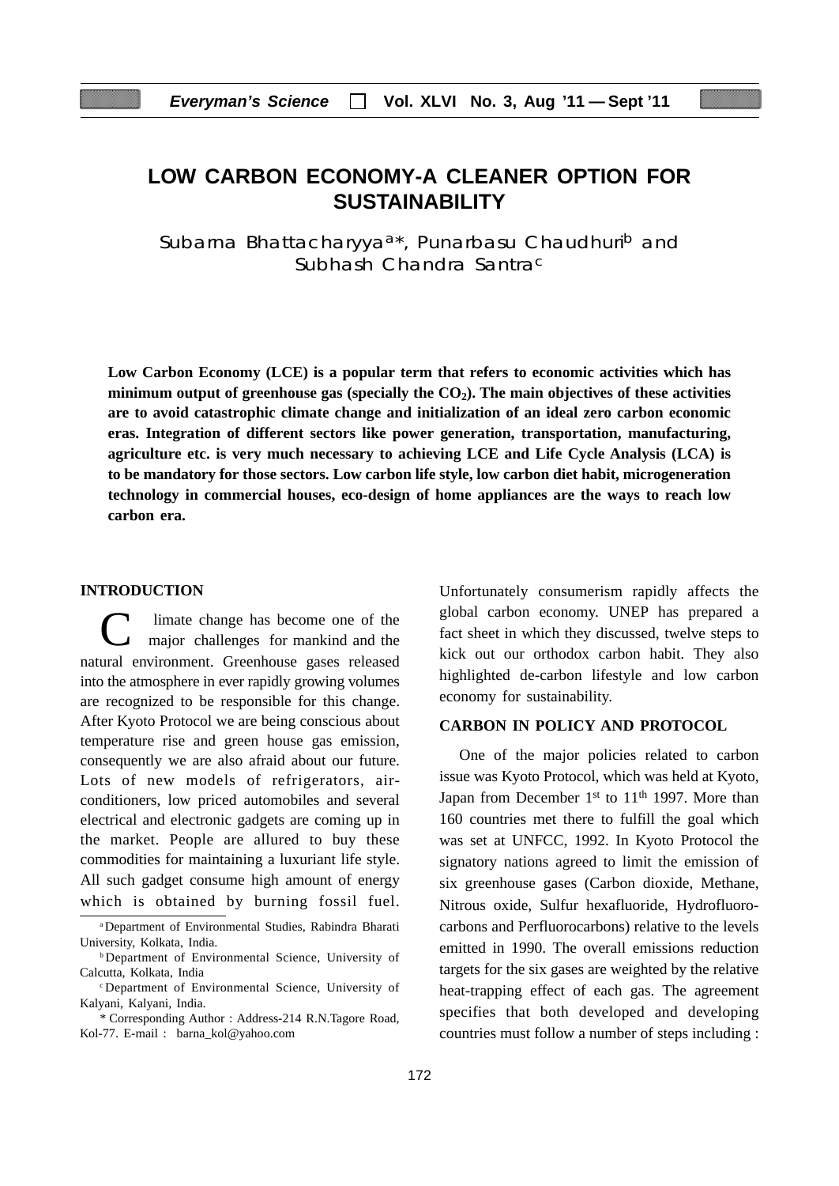# LOW CARBON ECONOMY-A CLEANER OPTION FOR SUSTAINABILITY

Subarna Bhattacharyya[a]*, Punarbasu Chaudhuri[b] and Subhash Chandra Santra[c]

**Low Carbon Economy (LCE) is a popular term that refers to economic activities which has minimum output of greenhouse gas (specially the $CO_2$). The main objectives of these activities are to avoid catastrophic climate change and initialization of an ideal zero carbon economic eras. Integration of different sectors like power generation, transportation, manufacturing, agriculture etc. is very much necessary to achieving LCE and Life Cycle Analysis (LCA) is to be mandatory for those sectors. Low carbon life style, low carbon diet habit, microgeneration technology in commercial houses, eco-design of home appliances are the ways to reach low carbon era.**

## INTRODUCTION

Climate change has become one of the major challenges for mankind and the natural environment. Greenhouse gases released into the atmosphere in ever rapidly growing volumes are recognized to be responsible for this change. After Kyoto Protocol we are being conscious about temperature rise and green house gas emission, consequently we are also afraid about our future. Lots of new models of refrigerators, air-conditioners, low priced automobiles and several electrical and electronic gadgets are coming up in the market. People are allured to buy these commodities for maintaining a luxuriant life style. All such gadget consume high amount of energy which is obtained by burning fossil fuel. Unfortunately consumerism rapidly affects the global carbon economy. UNEP has prepared a fact sheet in which they discussed, twelve steps to kick out our orthodox carbon habit. They also highlighted de-carbon lifestyle and low carbon economy for sustainability.

## CARBON IN POLICY AND PROTOCOL

One of the major policies related to carbon issue was Kyoto Protocol, which was held at Kyoto, Japan from December 1st to 11th 1997. More than 160 countries met there to fulfill the goal which was set at UNFCC, 1992. In Kyoto Protocol the signatory nations agreed to limit the emission of six greenhouse gases (Carbon dioxide, Methane, Nitrous oxide, Sulfur hexafluoride, Hydrofluoro-carbons and Perfluorocarbons) relative to the levels emitted in 1990. The overall emissions reduction targets for the six gases are weighted by the relative heat-trapping effect of each gas. The agreement specifies that both developed and developing countries must follow a number of steps including :

---

[a] Department of Environmental Studies, Rabindra Bharati University, Kolkata, India.

[b] Department of Environmental Science, University of Calcutta, Kolkata, India

[c] Department of Environmental Science, University of Kalyani, Kalyani, India.

\* Corresponding Author : Address-214 R.N.Tagore Road, Kol-77. E-mail : barna_kol@yahoo.com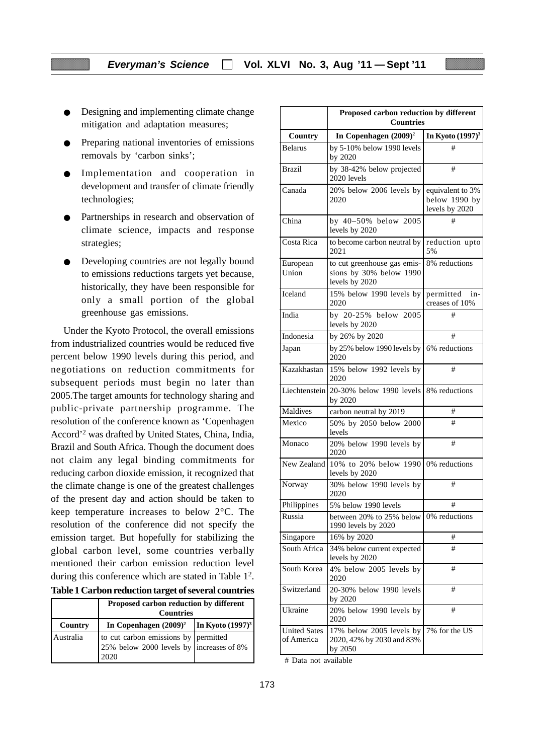- Designing and implementing climate change mitigation and adaptation measures;
- Preparing national inventories of emissions removals by 'carbon sinks';
- Implementation and cooperation in development and transfer of climate friendly technologies;
- Partnerships in research and observation of climate science, impacts and response strategies;
- Developing countries are not legally bound to emissions reductions targets yet because, historically, they have been responsible for only a small portion of the global greenhouse gas emissions.

Under the Kyoto Protocol, the overall emissions from industrialized countries would be reduced five percent below 1990 levels during this period, and negotiations on reduction commitments for subsequent periods must begin no later than 2005.The target amounts for technology sharing and public-private partnership programme. The resolution of the conference known as 'Copenhagen Accord'[2] was drafted by United States, China, India, Brazil and South Africa. Though the document does not claim any legal binding commitments for reducing carbon dioxide emission, it recognized that the climate change is one of the greatest challenges of the present day and action should be taken to keep temperature increases to below 2°C. The resolution of the conference did not specify the emission target. But hopefully for stabilizing the global carbon level, some countries verbally mentioned their carbon emission reduction level during this conference which are stated in Table 1[2].

**Table 1 Carbon reduction target of several countries**

| | Proposed carbon reduction by different Countries | |
|---|---|---|
| **Country** | **In Copenhagen (2009)[2]** | **In Kyoto (1997)[3]** |
| Australia | to cut carbon emissions by 25% below 2000 levels by 2020 | permitted increases of 8% |
| Belarus | by 5-10% below 1990 levels by 2020 | # |
| Brazil | by 38-42% below projected 2020 levels | # |
| Canada | 20% below 2006 levels by 2020 | equivalent to 3% below 1990 by levels by 2020 |
| China | by 40–50% below 2005 levels by 2020 | # |
| Costa Rica | to become carbon neutral by 2021 | reduction upto 5% |
| European Union | to cut greenhouse gas emissions by 30% below 1990 levels by 2020 | 8% reductions |
| Iceland | 15% below 1990 levels by 2020 | permitted increases of 10% |
| India | by 20-25% below 2005 levels by 2020 | # |
| Indonesia | by 26% by 2020 | # |
| Japan | by 25% below 1990 levels by 2020 | 6% reductions |
| Kazakhastan | 15% below 1992 levels by 2020 | # |
| Liechtenstein | 20-30% below 1990 levels by 2020 | 8% reductions |
| Maldives | carbon neutral by 2019 | # |
| Mexico | 50% by 2050 below 2000 levels | # |
| Monaco | 20% below 1990 levels by 2020 | # |
| New Zealand | 10% to 20% below 1990 levels by 2020 | 0% reductions |
| Norway | 30% below 1990 levels by 2020 | # |
| Philippines | 5% below 1990 levels | # |
| Russia | between 20% to 25% below 1990 levels by 2020 | 0% reductions |
| Singapore | 16% by 2020 | # |
| South Africa | 34% below current expected levels by 2020 | # |
| South Korea | 4% below 2005 levels by 2020 | # |
| Switzerland | 20-30% below 1990 levels by 2020 | # |
| Ukraine | 20% below 1990 levels by 2020 | # |
| United Sates of America | 17% below 2005 levels by 2020, 42% by 2030 and 83% by 2050 | 7% for the US |

# Data not available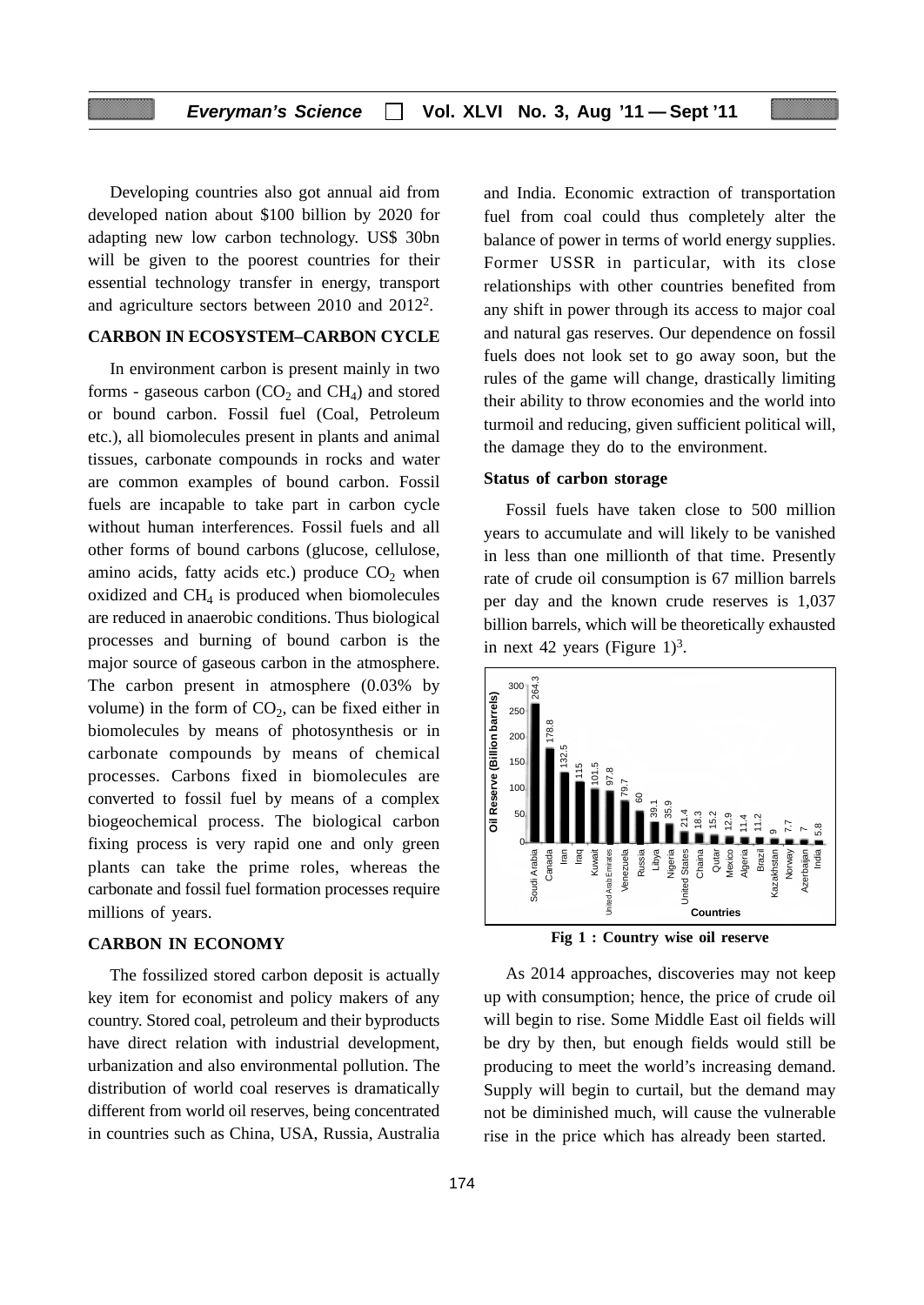Developing countries also got annual aid from developed nation about \$100 billion by 2020 for adapting new low carbon technology. US\$ 30bn will be given to the poorest countries for their essential technology transfer in energy, transport and agriculture sectors between 2010 and 2012[2].

## CARBON IN ECOSYSTEM–CARBON CYCLE

In environment carbon is present mainly in two forms - gaseous carbon ($CO_2$ and $CH_4$) and stored or bound carbon. Fossil fuel (Coal, Petroleum etc.), all biomolecules present in plants and animal tissues, carbonate compounds in rocks and water are common examples of bound carbon. Fossil fuels are incapable to take part in carbon cycle without human interferences. Fossil fuels and all other forms of bound carbons (glucose, cellulose, amino acids, fatty acids etc.) produce $CO_2$ when oxidized and $CH_4$ is produced when biomolecules are reduced in anaerobic conditions. Thus biological processes and burning of bound carbon is the major source of gaseous carbon in the atmosphere. The carbon present in atmosphere (0.03% by volume) in the form of $CO_2$, can be fixed either in biomolecules by means of photosynthesis or in carbonate compounds by means of chemical processes. Carbons fixed in biomolecules are converted to fossil fuel by means of a complex biogeochemical process. The biological carbon fixing process is very rapid one and only green plants can take the prime roles, whereas the carbonate and fossil fuel formation processes require millions of years.

## CARBON IN ECONOMY

The fossilized stored carbon deposit is actually key item for economist and policy makers of any country. Stored coal, petroleum and their byproducts have direct relation with industrial development, urbanization and also environmental pollution. The distribution of world coal reserves is dramatically different from world oil reserves, being concentrated in countries such as China, USA, Russia, Australia and India. Economic extraction of transportation fuel from coal could thus completely alter the balance of power in terms of world energy supplies. Former USSR in particular, with its close relationships with other countries benefited from any shift in power through its access to major coal and natural gas reserves. Our dependence on fossil fuels does not look set to go away soon, but the rules of the game will change, drastically limiting their ability to throw economies and the world into turmoil and reducing, given sufficient political will, the damage they do to the environment.

### Status of carbon storage

Fossil fuels have taken close to 500 million years to accumulate and will likely to be vanished in less than one millionth of that time. Presently rate of crude oil consumption is 67 million barrels per day and the known crude reserves is 1,037 billion barrels, which will be theoretically exhausted in next 42 years (Figure 1)[3].

| Countries | Oil Reserve (Billion barrels) |
|---|---|
| Soudi Arabia | 264.3 |
| Canada | 178.8 |
| Iran | 132.5 |
| Iraq | 115 |
| Kuwait | 101.5 |
| United Arab Emirates | 97.8 |
| Venezuela | 79.7 |
| Russia | 60 |
| Libya | 39.1 |
| Nigeria | 35.9 |
| United States | 21.4 |
| Chaina | 18.3 |
| Qutar | 15.2 |
| Mexico | 12.9 |
| Algeria | 11.4 |
| Brazil | 11.2 |
| Kazakhstan | 9 |
| Norway | 7.7 |
| Azerbaijan | 7 |
| India | 5.8 |

**Fig 1 : Country wise oil reserve**

As 2014 approaches, discoveries may not keep up with consumption; hence, the price of crude oil will begin to rise. Some Middle East oil fields will be dry by then, but enough fields would still be producing to meet the world's increasing demand. Supply will begin to curtail, but the demand may not be diminished much, will cause the vulnerable rise in the price which has already been started.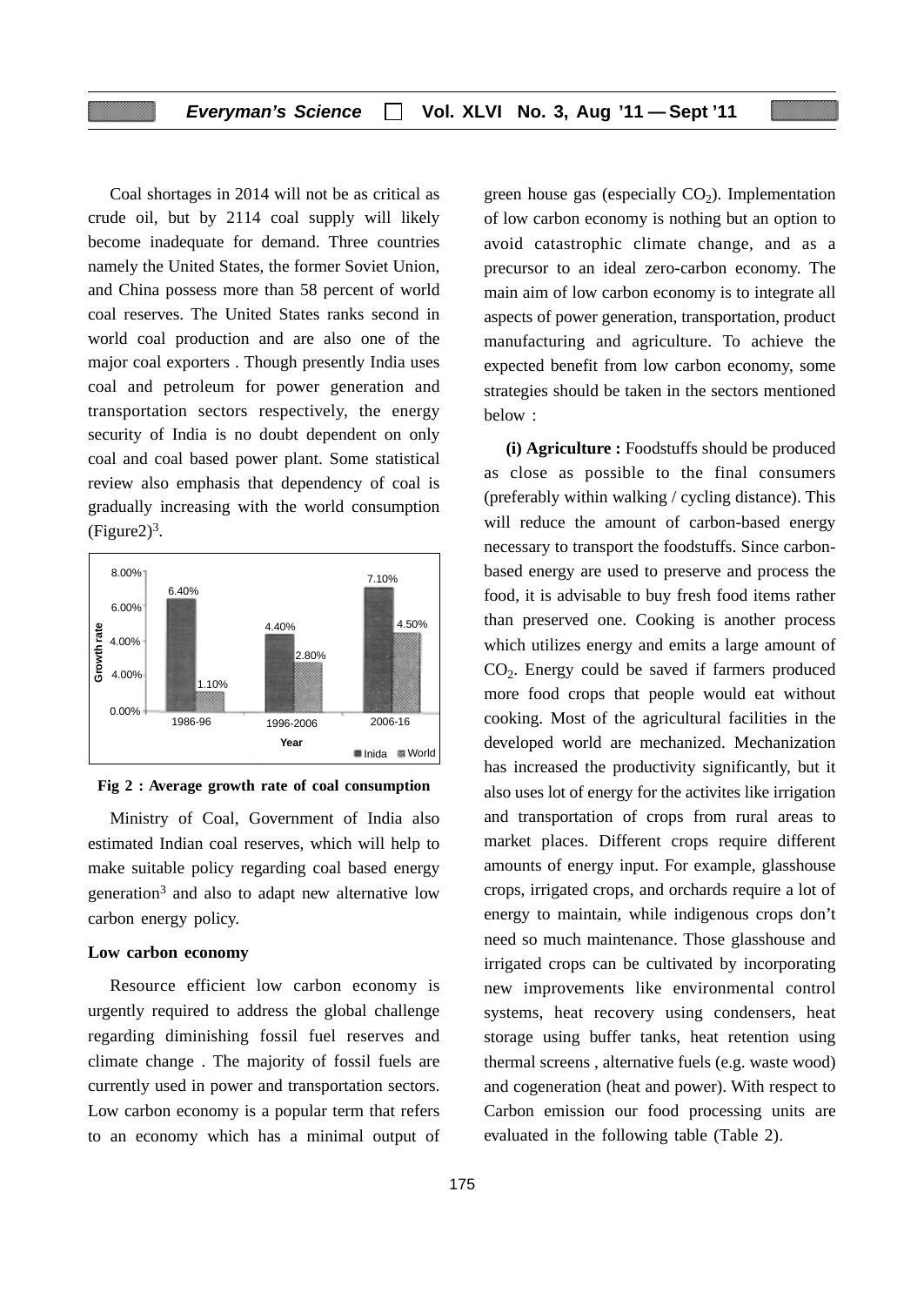Coal shortages in 2014 will not be as critical as crude oil, but by 2114 coal supply will likely become inadequate for demand. Three countries namely the United States, the former Soviet Union, and China possess more than 58 percent of world coal reserves. The United States ranks second in world coal production and are also one of the major coal exporters . Though presently India uses coal and petroleum for power generation and transportation sectors respectively, the energy security of India is no doubt dependent on only coal and coal based power plant. Some statistical review also emphasis that dependency of coal is gradually increasing with the world consumption (Figure2)[3].

| Year | India | World |
|---|---|---|
| 1986-96 | 6.40% | 1.10% |
| 1996-2006 | 4.40% | 2.80% |
| 2006-16 | 7.10% | 4.50% |

**Fig 2 : Average growth rate of coal consumption**

Ministry of Coal, Government of India also estimated Indian coal reserves, which will help to make suitable policy regarding coal based energy generation[3] and also to adapt new alternative low carbon energy policy.

### Low carbon economy

Resource efficient low carbon economy is urgently required to address the global challenge regarding diminishing fossil fuel reserves and climate change . The majority of fossil fuels are currently used in power and transportation sectors. Low carbon economy is a popular term that refers to an economy which has a minimal output of green house gas (especially $CO_2$). Implementation of low carbon economy is nothing but an option to avoid catastrophic climate change, and as a precursor to an ideal zero-carbon economy. The main aim of low carbon economy is to integrate all aspects of power generation, transportation, product manufacturing and agriculture. To achieve the expected benefit from low carbon economy, some strategies should be taken in the sectors mentioned below :

**(i) Agriculture :** Foodstuffs should be produced as close as possible to the final consumers (preferably within walking / cycling distance). This will reduce the amount of carbon-based energy necessary to transport the foodstuffs. Since carbon-based energy are used to preserve and process the food, it is advisable to buy fresh food items rather than preserved one. Cooking is another process which utilizes energy and emits a large amount of $CO_2$. Energy could be saved if farmers produced more food crops that people would eat without cooking. Most of the agricultural facilities in the developed world are mechanized. Mechanization has increased the productivity significantly, but it also uses lot of energy for the activites like irrigation and transportation of crops from rural areas to market places. Different crops require different amounts of energy input. For example, glasshouse crops, irrigated crops, and orchards require a lot of energy to maintain, while indigenous crops don't need so much maintenance. Those glasshouse and irrigated crops can be cultivated by incorporating new improvements like environmental control systems, heat recovery using condensers, heat storage using buffer tanks, heat retention using thermal screens , alternative fuels (e.g. waste wood) and cogeneration (heat and power). With respect to Carbon emission our food processing units are evaluated in the following table (Table 2).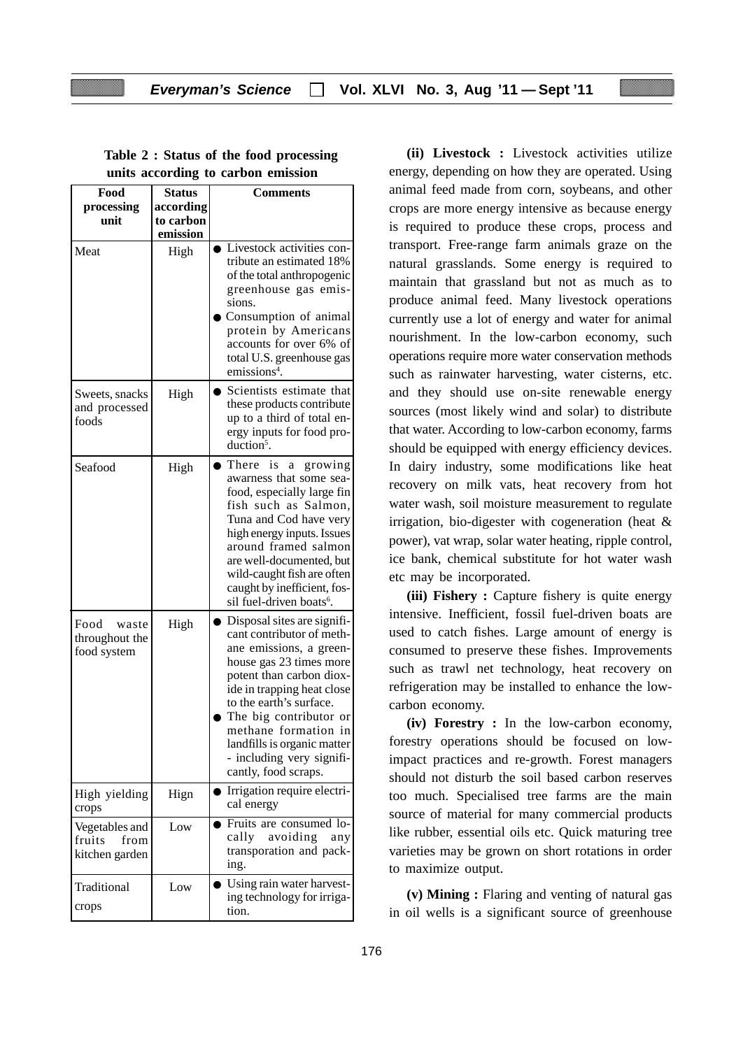**Table 2 : Status of the food processing units according to carbon emission**

| Food processing unit | Status according to carbon emission | Comments |
|---|---|---|
| Meat | High | ● Livestock activities contribute an estimated 18% of the total anthropogenic greenhouse gas emissions.<br>● Consumption of animal protein by Americans accounts for over 6% of total U.S. greenhouse gas emissions[4]. |
| Sweets, snacks and processed foods | High | ● Scientists estimate that these products contribute up to a third of total energy inputs for food production[5]. |
| Seafood | High | ● There is a growing awarness that some seafood, especially large fin fish such as Salmon, Tuna and Cod have very high energy inputs. Issues around framed salmon are well-documented, but wild-caught fish are often caught by inefficient, fossil fuel-driven boats[6]. |
| Food waste throughout the food system | High | ● Disposal sites are significant contributor of methane emissions, a greenhouse gas 23 times more potent than carbon dioxide in trapping heat close to the earth's surface.<br>● The big contributor or methane formation in landfills is organic matter - including very significantly, food scraps. |
| High yielding crops | Hign | ● Irrigation require electrical energy |
| Vegetables and fruits from kitchen garden | Low | ● Fruits are consumed locally avoiding any transporation and packing. |
| Traditional crops | Low | ● Using rain water harvesting technology for irrigation. |

**(ii) Livestock :** Livestock activities utilize energy, depending on how they are operated. Using animal feed made from corn, soybeans, and other crops are more energy intensive as because energy is required to produce these crops, process and transport. Free-range farm animals graze on the natural grasslands. Some energy is required to maintain that grassland but not as much as to produce animal feed. Many livestock operations currently use a lot of energy and water for animal nourishment. In the low-carbon economy, such operations require more water conservation methods such as rainwater harvesting, water cisterns, etc. and they should use on-site renewable energy sources (most likely wind and solar) to distribute that water. According to low-carbon economy, farms should be equipped with energy efficiency devices. In dairy industry, some modifications like heat recovery on milk vats, heat recovery from hot water wash, soil moisture measurement to regulate irrigation, bio-digester with cogeneration (heat & power), vat wrap, solar water heating, ripple control, ice bank, chemical substitute for hot water wash etc may be incorporated.

**(iii) Fishery :** Capture fishery is quite energy intensive. Inefficient, fossil fuel-driven boats are used to catch fishes. Large amount of energy is consumed to preserve these fishes. Improvements such as trawl net technology, heat recovery on refrigeration may be installed to enhance the low-carbon economy.

**(iv) Forestry :** In the low-carbon economy, forestry operations should be focused on low-impact practices and re-growth. Forest managers should not disturb the soil based carbon reserves too much. Specialised tree farms are the main source of material for many commercial products like rubber, essential oils etc. Quick maturing tree varieties may be grown on short rotations in order to maximize output.

**(v) Mining :** Flaring and venting of natural gas in oil wells is a significant source of greenhouse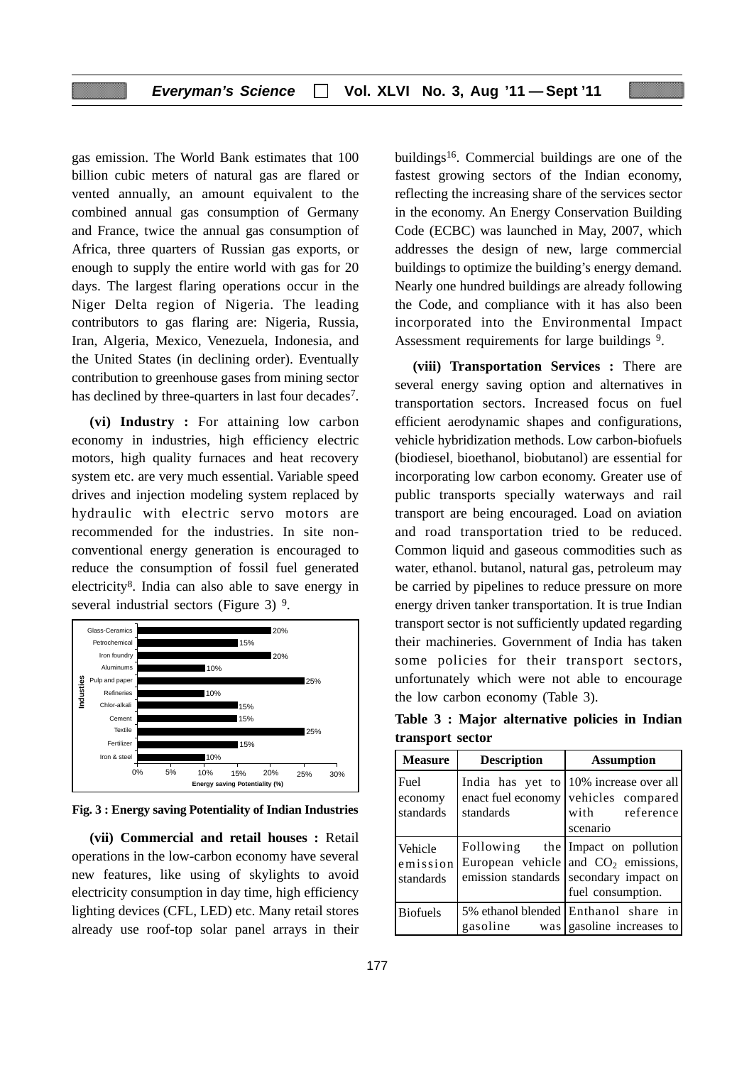gas emission. The World Bank estimates that 100 billion cubic meters of natural gas are flared or vented annually, an amount equivalent to the combined annual gas consumption of Germany and France, twice the annual gas consumption of Africa, three quarters of Russian gas exports, or enough to supply the entire world with gas for 20 days. The largest flaring operations occur in the Niger Delta region of Nigeria. The leading contributors to gas flaring are: Nigeria, Russia, Iran, Algeria, Mexico, Venezuela, Indonesia, and the United States (in declining order). Eventually contribution to greenhouse gases from mining sector has declined by three-quarters in last four decades[7].

**(vi) Industry :** For attaining low carbon economy in industries, high efficiency electric motors, high quality furnaces and heat recovery system etc. are very much essential. Variable speed drives and injection modeling system replaced by hydraulic with electric servo motors are recommended for the industries. In site non-conventional energy generation is encouraged to reduce the consumption of fossil fuel generated electricity[8]. India can also able to save energy in several industrial sectors (Figure 3) [9].

| Industries | Energy saving Potentiality (%) |
|---|---|
| Glass-Ceramics | 20% |
| Petrochemical | 15% |
| Iron foundry | 20% |
| Aluminums | 10% |
| Pulp and paper | 25% |
| Refineries | 10% |
| Chlor-alkali | 15% |
| Cement | 15% |
| Textile | 25% |
| Fertilizer | 15% |
| Iron & steel | 10% |

**Fig. 3 : Energy saving Potentiality of Indian Industries**

**(vii) Commercial and retail houses :** Retail operations in the low-carbon economy have several new features, like using of skylights to avoid electricity consumption in day time, high efficiency lighting devices (CFL, LED) etc. Many retail stores already use roof-top solar panel arrays in their buildings[16]. Commercial buildings are one of the fastest growing sectors of the Indian economy, reflecting the increasing share of the services sector in the economy. An Energy Conservation Building Code (ECBC) was launched in May, 2007, which addresses the design of new, large commercial buildings to optimize the building's energy demand. Nearly one hundred buildings are already following the Code, and compliance with it has also been incorporated into the Environmental Impact Assessment requirements for large buildings [9].

**(viii) Transportation Services :** There are several energy saving option and alternatives in transportation sectors. Increased focus on fuel efficient aerodynamic shapes and configurations, vehicle hybridization methods. Low carbon-biofuels (biodiesel, bioethanol, biobutanol) are essential for incorporating low carbon economy. Greater use of public transports specially waterways and rail transport are being encouraged. Load on aviation and road transportation tried to be reduced. Common liquid and gaseous commodities such as water, ethanol. butanol, natural gas, petroleum may be carried by pipelines to reduce pressure on more energy driven tanker transportation. It is true Indian transport sector is not sufficiently updated regarding their machineries. Government of India has taken some policies for their transport sectors, unfortunately which were not able to encourage the low carbon economy (Table 3).

**Table 3 : Major alternative policies in Indian transport sector**

| Measure | Description | Assumption |
|---|---|---|
| Fuel economy standards | India has yet to enact fuel economy standards | 10% increase over all vehicles compared with reference scenario |
| Vehicle emission standards | Following the European vehicle emission standards | Impact on pollution and $CO_2$ emissions, secondary impact on fuel consumption. |
| Biofuels | 5% ethanol blended gasoline was | Enthanol share in gasoline increases to |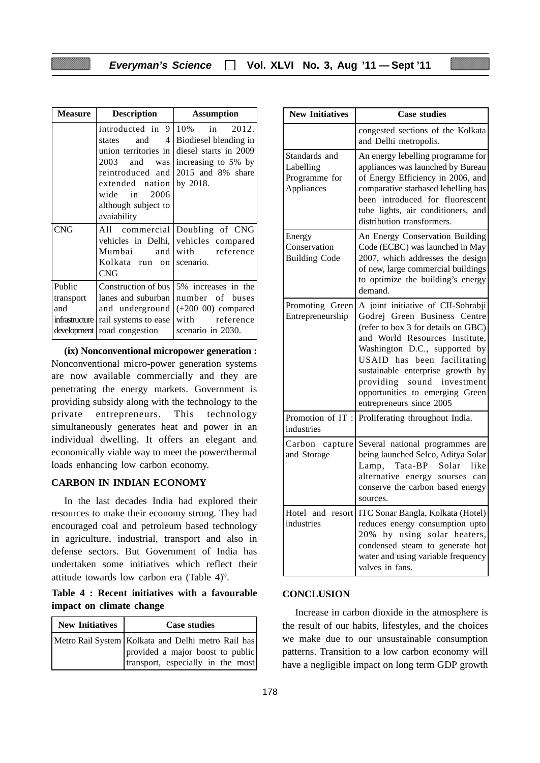| Measure | Description | Assumption |
|---|---|---|
| | introducted in 9 states and 4 union territories in 2003 and was reintroduced and extended nation wide in 2006 although subject to avaiability | 10% in 2012. Biodiesel blending in diesel starts in 2009 increasing to 5% by 2015 and 8% share by 2018. |
| CNG | All commercial vehicles in Delhi, Mumbai and Kolkata run on CNG | Doubling of CNG vehicles compared with reference scenario. |
| Public transport and infrastructure development | Construction of bus lanes and suburban and underground rail systems to ease road congestion | 5% increases in the number of buses (+200 00) compared with reference scenario in 2030. |

**(ix) Nonconventional micropower generation :** Nonconventional micro-power generation systems are now available commercially and they are penetrating the energy markets. Government is providing subsidy along with the technology to the private entrepreneurs. This technology simultaneously generates heat and power in an individual dwelling. It offers an elegant and economically viable way to meet the power/thermal loads enhancing low carbon economy.

## CARBON IN INDIAN ECONOMY

In the last decades India had explored their resources to make their economy strong. They had encouraged coal and petroleum based technology in agriculture, industrial, transport and also in defense sectors. But Government of India has undertaken some initiatives which reflect their attitude towards low carbon era (Table 4)[9].

**Table 4 : Recent initiatives with a favourable impact on climate change**

| New Initiatives | Case studies |
|---|---|
| Metro Rail System | Kolkata and Delhi metro Rail has provided a major boost to public transport, especially in the most congested sections of the Kolkata and Delhi metropolis. |
| Standards and Labelling Programme for Appliances | An energy lebelling programme for appliances was launched by Bureau of Energy Efficiency in 2006, and comparative starbased lebelling has been introduced for fluorescent tube lights, air conditioners, and distribution transformers. |
| Energy Conservation Building Code | An Energy Conservation Building Code (ECBC) was launched in May 2007, which addresses the design of new, large commercial buildings to optimize the building's energy demand. |
| Promoting Green Entrepreneurship | A joint initiative of CII-Sohrabji Godrej Green Business Centre (refer to box 3 for details on GBC) and World Resources Institute, Washington D.C., supported by USAID has been facilitating sustainable enterprise growth by providing sound investment opportunities to emerging Green entrepreneurs since 2005 |
| Promotion of IT : industries | Proliferating throughout India. |
| Carbon capture and Storage | Several national programmes are being launched Selco, Aditya Solar Lamp, Tata-BP Solar like alternative energy sourses can conserve the carbon based energy sources. |
| Hotel and resort industries | ITC Sonar Bangla, Kolkata (Hotel) reduces energy consumption upto 20% by using solar heaters, condensed steam to generate hot water and using variable frequency valves in fans. |

## CONCLUSION

Increase in carbon dioxide in the atmosphere is the result of our habits, lifestyles, and the choices we make due to our unsustainable consumption patterns. Transition to a low carbon economy will have a negligible impact on long term GDP growth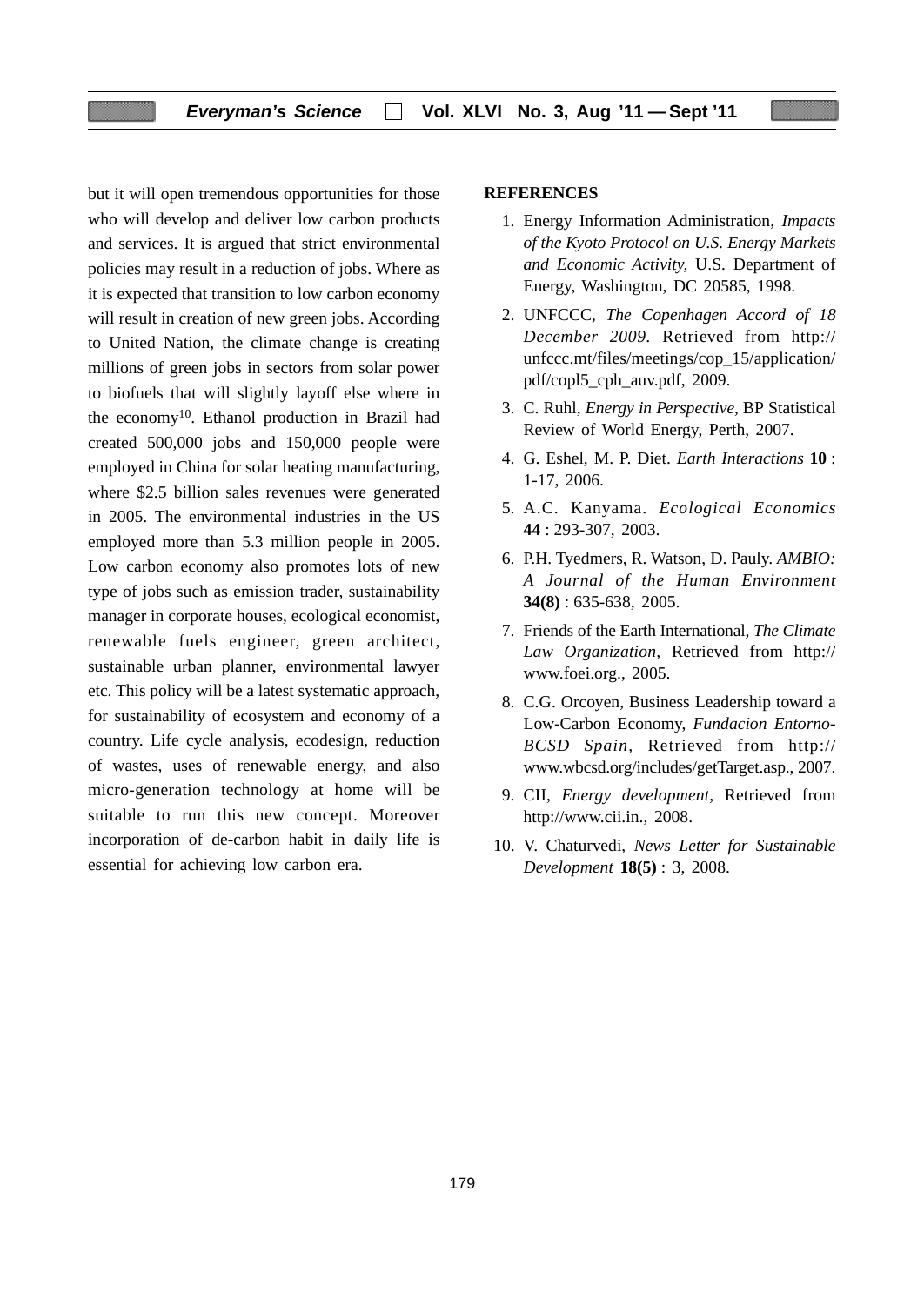but it will open tremendous opportunities for those who will develop and deliver low carbon products and services. It is argued that strict environmental policies may result in a reduction of jobs. Where as it is expected that transition to low carbon economy will result in creation of new green jobs. According to United Nation, the climate change is creating millions of green jobs in sectors from solar power to biofuels that will slightly layoff else where in the economy[10]. Ethanol production in Brazil had created 500,000 jobs and 150,000 people were employed in China for solar heating manufacturing, where $2.5 billion sales revenues were generated in 2005. The environmental industries in the US employed more than 5.3 million people in 2005. Low carbon economy also promotes lots of new type of jobs such as emission trader, sustainability manager in corporate houses, ecological economist, renewable fuels engineer, green architect, sustainable urban planner, environmental lawyer etc. This policy will be a latest systematic approach, for sustainability of ecosystem and economy of a country. Life cycle analysis, ecodesign, reduction of wastes, uses of renewable energy, and also micro-generation technology at home will be suitable to run this new concept. Moreover incorporation of de-carbon habit in daily life is essential for achieving low carbon era.

**REFERENCES**

1. Energy Information Administration, *Impacts of the Kyoto Protocol on U.S. Energy Markets and Economic Activity,* U.S. Department of Energy, Washington, DC 20585, 1998.
2. UNFCCC, *The Copenhagen Accord of 18 December 2009*. Retrieved from http://unfccc.mt/files/meetings/cop_15/application/pdf/copl5_cph_auv.pdf, 2009.
3. C. Ruhl, *Energy in Perspective,* BP Statistical Review of World Energy, Perth, 2007.
4. G. Eshel, M. P. Diet. *Earth Interactions* **10** : 1-17, 2006.
5. A.C. Kanyama. *Ecological Economics* **44** : 293-307, 2003.
6. P.H. Tyedmers, R. Watson, D. Pauly. *AMBIO: A Journal of the Human Environment* **34(8)** : 635-638, 2005.
7. Friends of the Earth International, *The Climate Law Organization,* Retrieved from http://www.foei.org., 2005.
8. C.G. Orcoyen, Business Leadership toward a Low-Carbon Economy, *Fundacion Entorno-BCSD Spain,* Retrieved from http://www.wbcsd.org/includes/getTarget.asp., 2007.
9. CII, *Energy development,* Retrieved from http://www.cii.in., 2008.
10. V. Chaturvedi, *News Letter for Sustainable Development* **18(5)** : 3, 2008.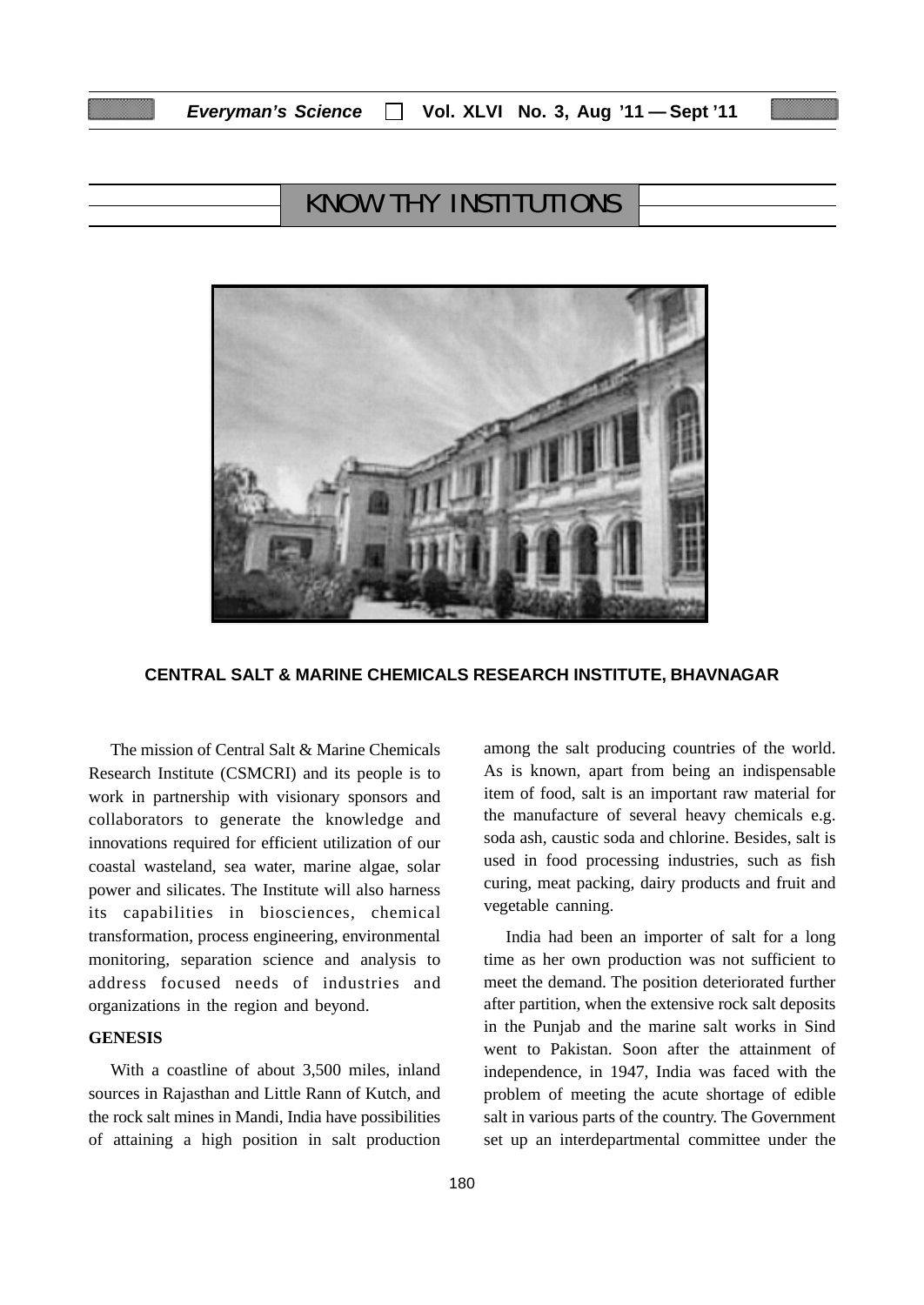# KNOW THY INSTITUTIONS

**CENTRAL SALT & MARINE CHEMICALS RESEARCH INSTITUTE, BHAVNAGAR**

The mission of Central Salt & Marine Chemicals Research Institute (CSMCRI) and its people is to work in partnership with visionary sponsors and collaborators to generate the knowledge and innovations required for efficient utilization of our coastal wasteland, sea water, marine algae, solar power and silicates. The Institute will also harness its capabilities in biosciences, chemical transformation, process engineering, environmental monitoring, separation science and analysis to address focused needs of industries and organizations in the region and beyond.

## GENESIS

With a coastline of about 3,500 miles, inland sources in Rajasthan and Little Rann of Kutch, and the rock salt mines in Mandi, India have possibilities of attaining a high position in salt production among the salt producing countries of the world. As is known, apart from being an indispensable item of food, salt is an important raw material for the manufacture of several heavy chemicals e.g. soda ash, caustic soda and chlorine. Besides, salt is used in food processing industries, such as fish curing, meat packing, dairy products and fruit and vegetable canning.

India had been an importer of salt for a long time as her own production was not sufficient to meet the demand. The position deteriorated further after partition, when the extensive rock salt deposits in the Punjab and the marine salt works in Sind went to Pakistan. Soon after the attainment of independence, in 1947, India was faced with the problem of meeting the acute shortage of edible salt in various parts of the country. The Government set up an interdepartmental committee under the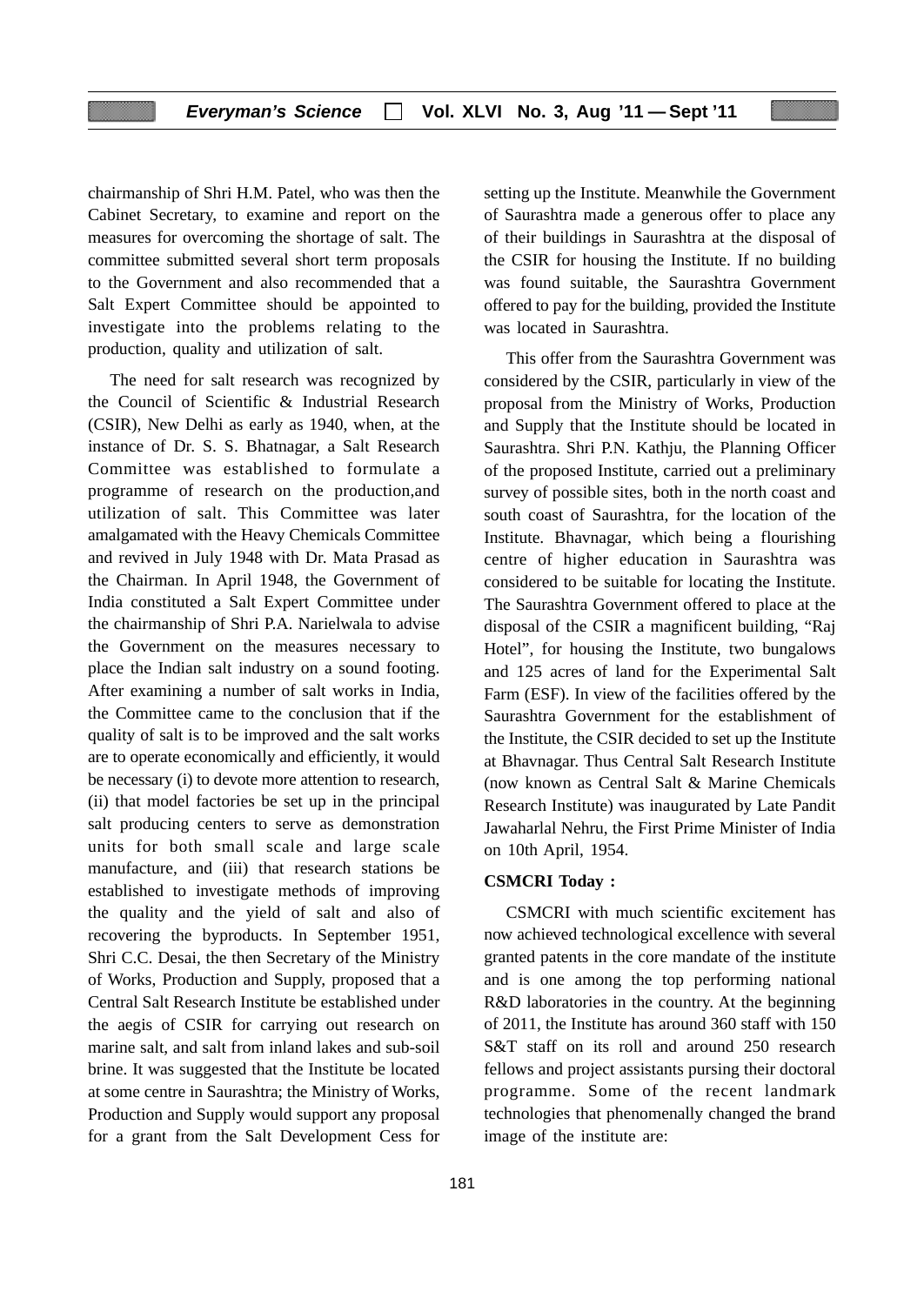chairmanship of Shri H.M. Patel, who was then the Cabinet Secretary, to examine and report on the measures for overcoming the shortage of salt. The committee submitted several short term proposals to the Government and also recommended that a Salt Expert Committee should be appointed to investigate into the problems relating to the production, quality and utilization of salt.

The need for salt research was recognized by the Council of Scientific & Industrial Research (CSIR), New Delhi as early as 1940, when, at the instance of Dr. S. S. Bhatnagar, a Salt Research Committee was established to formulate a programme of research on the production,and utilization of salt. This Committee was later amalgamated with the Heavy Chemicals Committee and revived in July 1948 with Dr. Mata Prasad as the Chairman. In April 1948, the Government of India constituted a Salt Expert Committee under the chairmanship of Shri P.A. Narielwala to advise the Government on the measures necessary to place the Indian salt industry on a sound footing. After examining a number of salt works in India, the Committee came to the conclusion that if the quality of salt is to be improved and the salt works are to operate economically and efficiently, it would be necessary (i) to devote more attention to research, (ii) that model factories be set up in the principal salt producing centers to serve as demonstration units for both small scale and large scale manufacture, and (iii) that research stations be established to investigate methods of improving the quality and the yield of salt and also of recovering the byproducts. In September 1951, Shri C.C. Desai, the then Secretary of the Ministry of Works, Production and Supply, proposed that a Central Salt Research Institute be established under the aegis of CSIR for carrying out research on marine salt, and salt from inland lakes and sub-soil brine. It was suggested that the Institute be located at some centre in Saurashtra; the Ministry of Works, Production and Supply would support any proposal for a grant from the Salt Development Cess for setting up the Institute. Meanwhile the Government of Saurashtra made a generous offer to place any of their buildings in Saurashtra at the disposal of the CSIR for housing the Institute. If no building was found suitable, the Saurashtra Government offered to pay for the building, provided the Institute was located in Saurashtra.

This offer from the Saurashtra Government was considered by the CSIR, particularly in view of the proposal from the Ministry of Works, Production and Supply that the Institute should be located in Saurashtra. Shri P.N. Kathju, the Planning Officer of the proposed Institute, carried out a preliminary survey of possible sites, both in the north coast and south coast of Saurashtra, for the location of the Institute. Bhavnagar, which being a flourishing centre of higher education in Saurashtra was considered to be suitable for locating the Institute. The Saurashtra Government offered to place at the disposal of the CSIR a magnificent building, "Raj Hotel", for housing the Institute, two bungalows and 125 acres of land for the Experimental Salt Farm (ESF). In view of the facilities offered by the Saurashtra Government for the establishment of the Institute, the CSIR decided to set up the Institute at Bhavnagar. Thus Central Salt Research Institute (now known as Central Salt & Marine Chemicals Research Institute) was inaugurated by Late Pandit Jawaharlal Nehru, the First Prime Minister of India on 10th April, 1954.

**CSMCRI Today :**

CSMCRI with much scientific excitement has now achieved technological excellence with several granted patents in the core mandate of the institute and is one among the top performing national R&D laboratories in the country. At the beginning of 2011, the Institute has around 360 staff with 150 S&T staff on its roll and around 250 research fellows and project assistants pursing their doctoral programme. Some of the recent landmark technologies that phenomenally changed the brand image of the institute are: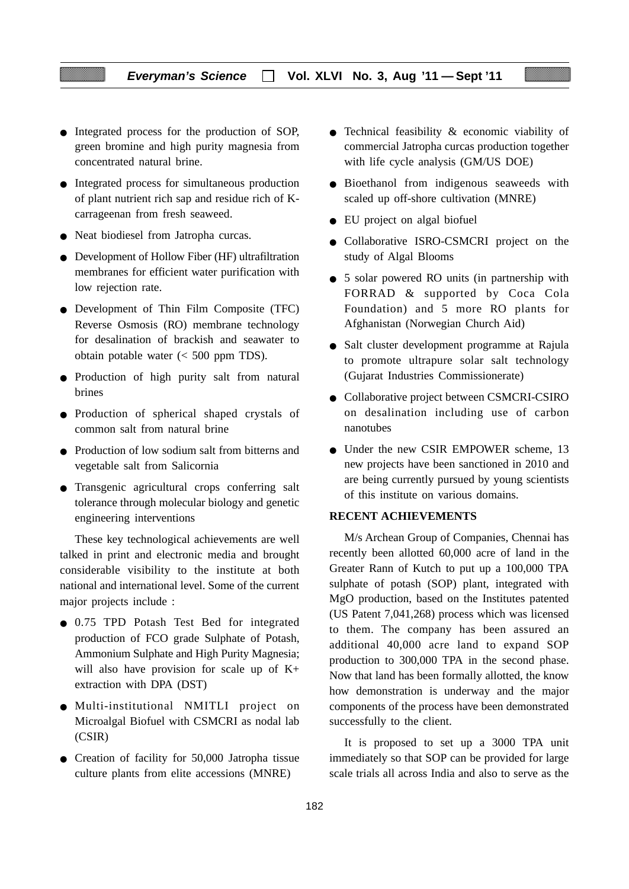- Integrated process for the production of SOP, green bromine and high purity magnesia from concentrated natural brine.
- Integrated process for simultaneous production of plant nutrient rich sap and residue rich of K-carrageenan from fresh seaweed.
- Neat biodiesel from Jatropha curcas.
- Development of Hollow Fiber (HF) ultrafiltration membranes for efficient water purification with low rejection rate.
- Development of Thin Film Composite (TFC) Reverse Osmosis (RO) membrane technology for desalination of brackish and seawater to obtain potable water (< 500 ppm TDS).
- Production of high purity salt from natural brines
- Production of spherical shaped crystals of common salt from natural brine
- Production of low sodium salt from bitterns and vegetable salt from Salicornia
- Transgenic agricultural crops conferring salt tolerance through molecular biology and genetic engineering interventions

These key technological achievements are well talked in print and electronic media and brought considerable visibility to the institute at both national and international level. Some of the current major projects include :

- 0.75 TPD Potash Test Bed for integrated production of FCO grade Sulphate of Potash, Ammonium Sulphate and High Purity Magnesia; will also have provision for scale up of K+ extraction with DPA (DST)
- Multi-institutional NMITLI project on Microalgal Biofuel with CSMCRI as nodal lab (CSIR)
- Creation of facility for 50,000 Jatropha tissue culture plants from elite accessions (MNRE)
- Technical feasibility & economic viability of commercial Jatropha curcas production together with life cycle analysis (GM/US DOE)
- Bioethanol from indigenous seaweeds with scaled up off-shore cultivation (MNRE)
- EU project on algal biofuel
- Collaborative ISRO-CSMCRI project on the study of Algal Blooms
- 5 solar powered RO units (in partnership with FORRAD & supported by Coca Cola Foundation) and 5 more RO plants for Afghanistan (Norwegian Church Aid)
- Salt cluster development programme at Rajula to promote ultrapure solar salt technology (Gujarat Industries Commissionerate)
- Collaborative project between CSMCRI-CSIRO on desalination including use of carbon nanotubes
- Under the new CSIR EMPOWER scheme, 13 new projects have been sanctioned in 2010 and are being currently pursued by young scientists of this institute on various domains.

**RECENT ACHIEVEMENTS**

M/s Archean Group of Companies, Chennai has recently been allotted 60,000 acre of land in the Greater Rann of Kutch to put up a 100,000 TPA sulphate of potash (SOP) plant, integrated with MgO production, based on the Institutes patented (US Patent 7,041,268) process which was licensed to them. The company has been assured an additional 40,000 acre land to expand SOP production to 300,000 TPA in the second phase. Now that land has been formally allotted, the know how demonstration is underway and the major components of the process have been demonstrated successfully to the client.

It is proposed to set up a 3000 TPA unit immediately so that SOP can be provided for large scale trials all across India and also to serve as the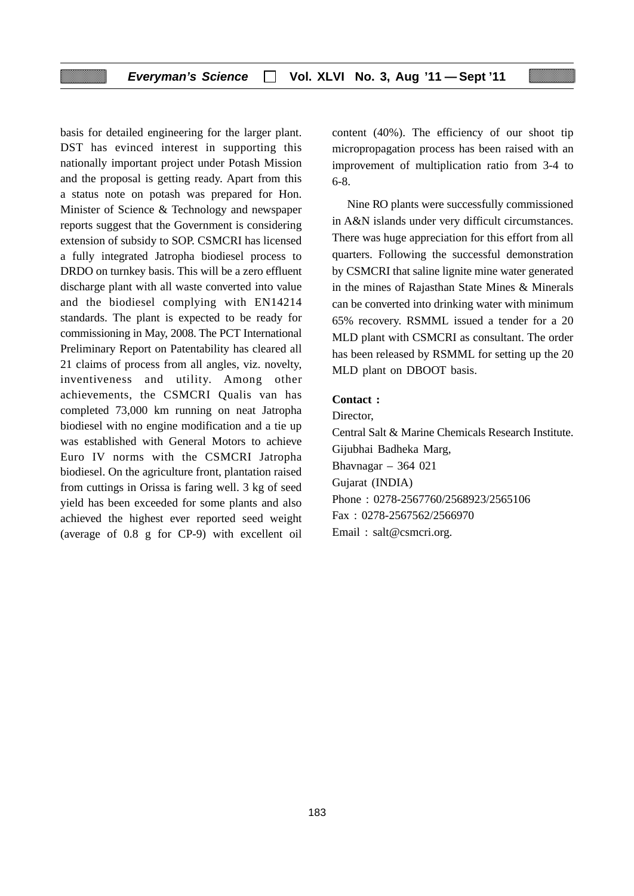basis for detailed engineering for the larger plant. DST has evinced interest in supporting this nationally important project under Potash Mission and the proposal is getting ready. Apart from this a status note on potash was prepared for Hon. Minister of Science & Technology and newspaper reports suggest that the Government is considering extension of subsidy to SOP. CSMCRI has licensed a fully integrated Jatropha biodiesel process to DRDO on turnkey basis. This will be a zero effluent discharge plant with all waste converted into value and the biodiesel complying with EN14214 standards. The plant is expected to be ready for commissioning in May, 2008. The PCT International Preliminary Report on Patentability has cleared all 21 claims of process from all angles, viz. novelty, inventiveness and utility. Among other achievements, the CSMCRI Qualis van has completed 73,000 km running on neat Jatropha biodiesel with no engine modification and a tie up was established with General Motors to achieve Euro IV norms with the CSMCRI Jatropha biodiesel. On the agriculture front, plantation raised from cuttings in Orissa is faring well. 3 kg of seed yield has been exceeded for some plants and also achieved the highest ever reported seed weight (average of 0.8 g for CP-9) with excellent oil content (40%). The efficiency of our shoot tip micropropagation process has been raised with an improvement of multiplication ratio from 3-4 to 6-8.

Nine RO plants were successfully commissioned in A&N islands under very difficult circumstances. There was huge appreciation for this effort from all quarters. Following the successful demonstration by CSMCRI that saline lignite mine water generated in the mines of Rajasthan State Mines & Minerals can be converted into drinking water with minimum 65% recovery. RSMML issued a tender for a 20 MLD plant with CSMCRI as consultant. The order has been released by RSMML for setting up the 20 MLD plant on DBOOT basis.

**Contact :**

Director,
Central Salt & Marine Chemicals Research Institute.
Gijubhai Badheka Marg,
Bhavnagar – 364 021
Gujarat (INDIA)
Phone : 0278-2567760/2568923/2565106
Fax : 0278-2567562/2566970
Email : salt@csmcri.org.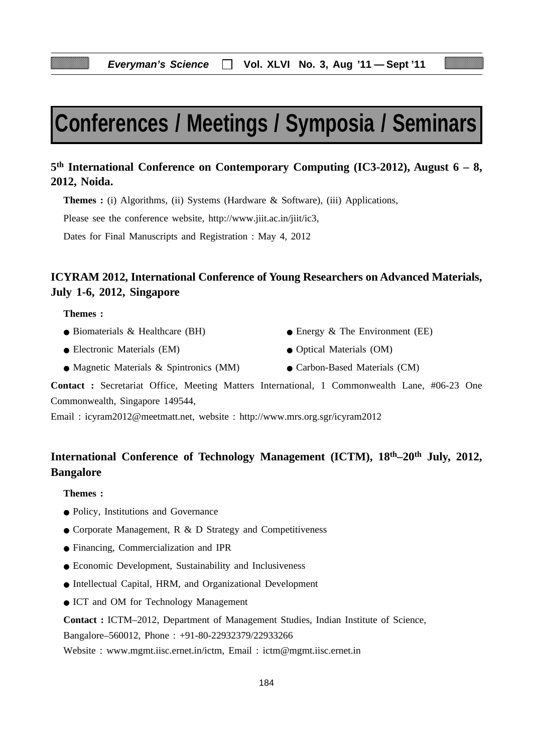# Conferences / Meetings / Symposia / Seminars

## 5th International Conference on Contemporary Computing (IC3-2012), August 6 – 8, 2012, Noida.

**Themes :** (i) Algorithms, (ii) Systems (Hardware & Software), (iii) Applications,

Please see the conference website, http://www.jiit.ac.in/jiit/ic3,

Dates for Final Manuscripts and Registration : May 4, 2012

## ICYRAM 2012, International Conference of Young Researchers on Advanced Materials, July 1-6, 2012, Singapore

**Themes :**

- Biomaterials & Healthcare (BH)
- Energy & The Environment (EE)
- Electronic Materials (EM)
- Optical Materials (OM)
- Magnetic Materials & Spintronics (MM)
- Carbon-Based Materials (CM)

**Contact :** Secretariat Office, Meeting Matters International, 1 Commonwealth Lane, #06-23 One Commonwealth, Singapore 149544,

Email : icyram2012@meetmatt.net, website : http://www.mrs.org.sgr/icyram2012

## International Conference of Technology Management (ICTM), 18th–20th July, 2012, Bangalore

**Themes :**

- Policy, Institutions and Governance
- Corporate Management, R & D Strategy and Competitiveness
- Financing, Commercialization and IPR
- Economic Development, Sustainability and Inclusiveness
- Intellectual Capital, HRM, and Organizational Development
- ICT and OM for Technology Management

**Contact :** ICTM–2012, Department of Management Studies, Indian Institute of Science, Bangalore–560012, Phone : +91-80-22932379/22933266

Website : www.mgmt.iisc.ernet.in/ictm, Email : ictm@mgmt.iisc.ernet.in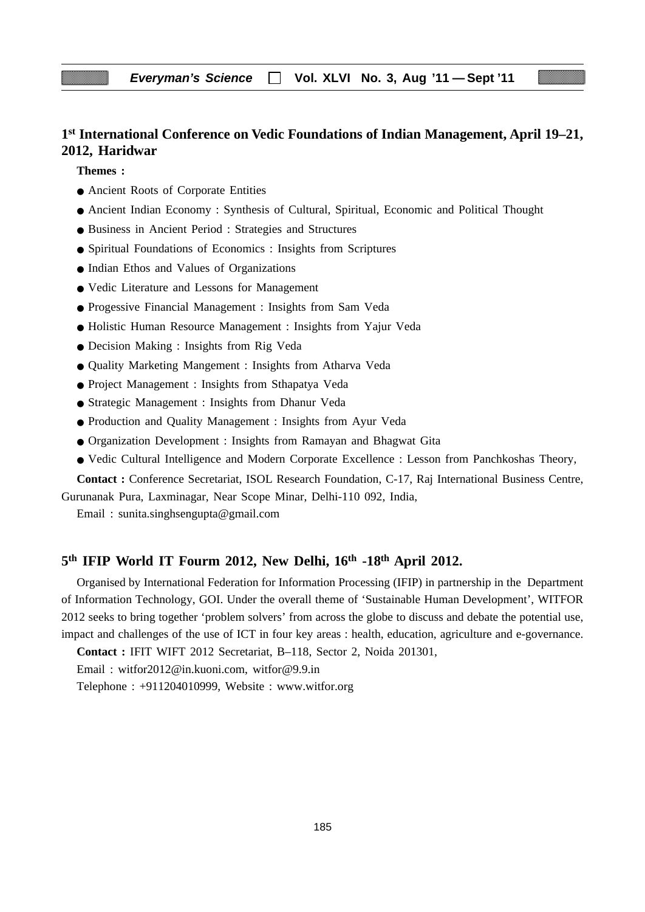## 1st International Conference on Vedic Foundations of Indian Management, April 19–21, 2012, Haridwar

**Themes :**

- Ancient Roots of Corporate Entities
- Ancient Indian Economy : Synthesis of Cultural, Spiritual, Economic and Political Thought
- Business in Ancient Period : Strategies and Structures
- Spiritual Foundations of Economics : Insights from Scriptures
- Indian Ethos and Values of Organizations
- Vedic Literature and Lessons for Management
- Progessive Financial Management : Insights from Sam Veda
- Holistic Human Resource Management : Insights from Yajur Veda
- Decision Making : Insights from Rig Veda
- Quality Marketing Mangement : Insights from Atharva Veda
- Project Management : Insights from Sthapatya Veda
- Strategic Management : Insights from Dhanur Veda
- Production and Quality Management : Insights from Ayur Veda
- Organization Development : Insights from Ramayan and Bhagwat Gita
- Vedic Cultural Intelligence and Modern Corporate Excellence : Lesson from Panchkoshas Theory,

**Contact :** Conference Secretariat, ISOL Research Foundation, C-17, Raj International Business Centre, Gurunanak Pura, Laxminagar, Near Scope Minar, Delhi-110 092, India,

Email : sunita.singhsengupta@gmail.com

## 5th IFIP World IT Fourm 2012, New Delhi, 16th -18th April 2012.

Organised by International Federation for Information Processing (IFIP) in partnership in the Department of Information Technology, GOI. Under the overall theme of 'Sustainable Human Development', WITFOR 2012 seeks to bring together 'problem solvers' from across the globe to discuss and debate the potential use, impact and challenges of the use of ICT in four key areas : health, education, agriculture and e-governance.

**Contact :** IFIT WIFT 2012 Secretariat, B–118, Sector 2, Noida 201301,

Email : witfor2012@in.kuoni.com, witfor@9.9.in

Telephone : +911204010999, Website : www.witfor.org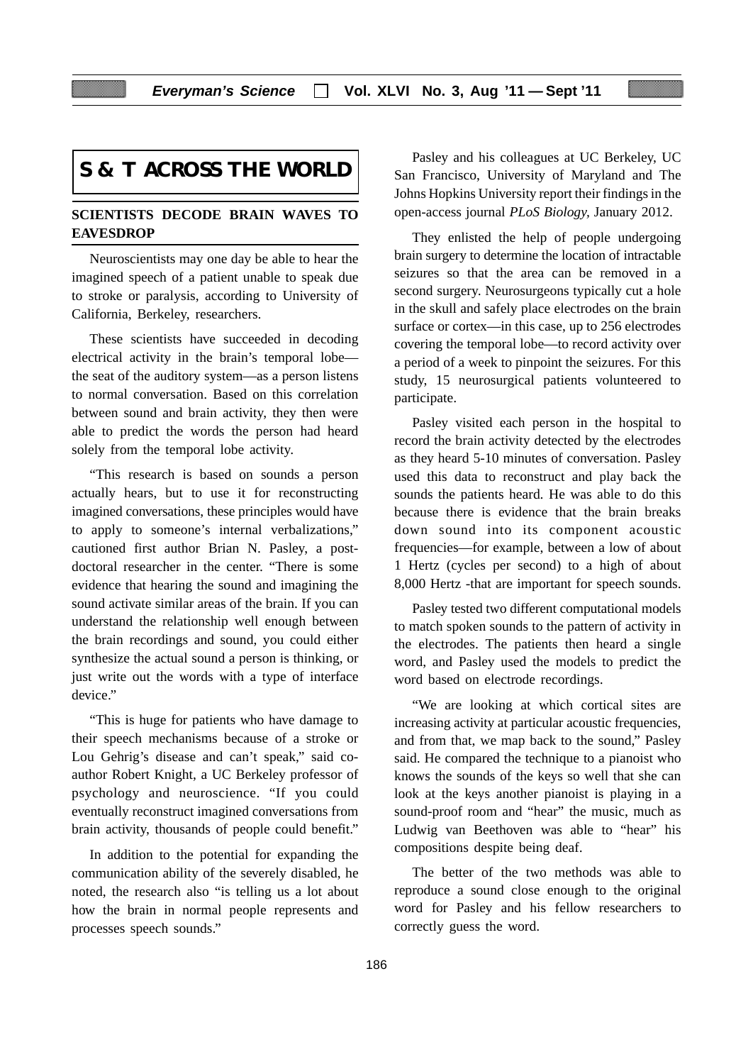# S & T ACROSS THE WORLD

## SCIENTISTS DECODE BRAIN WAVES TO EAVESDROP

Neuroscientists may one day be able to hear the imagined speech of a patient unable to speak due to stroke or paralysis, according to University of California, Berkeley, researchers.

These scientists have succeeded in decoding electrical activity in the brain's temporal lobe—the seat of the auditory system—as a person listens to normal conversation. Based on this correlation between sound and brain activity, they then were able to predict the words the person had heard solely from the temporal lobe activity.

"This research is based on sounds a person actually hears, but to use it for reconstructing imagined conversations, these principles would have to apply to someone's internal verbalizations," cautioned first author Brian N. Pasley, a post-doctoral researcher in the center. "There is some evidence that hearing the sound and imagining the sound activate similar areas of the brain. If you can understand the relationship well enough between the brain recordings and sound, you could either synthesize the actual sound a person is thinking, or just write out the words with a type of interface device."

"This is huge for patients who have damage to their speech mechanisms because of a stroke or Lou Gehrig's disease and can't speak," said co-author Robert Knight, a UC Berkeley professor of psychology and neuroscience. "If you could eventually reconstruct imagined conversations from brain activity, thousands of people could benefit."

In addition to the potential for expanding the communication ability of the severely disabled, he noted, the research also "is telling us a lot about how the brain in normal people represents and processes speech sounds."

Pasley and his colleagues at UC Berkeley, UC San Francisco, University of Maryland and The Johns Hopkins University report their findings in the open-access journal *PLoS Biology,* January 2012.

They enlisted the help of people undergoing brain surgery to determine the location of intractable seizures so that the area can be removed in a second surgery. Neurosurgeons typically cut a hole in the skull and safely place electrodes on the brain surface or cortex—in this case, up to 256 electrodes covering the temporal lobe—to record activity over a period of a week to pinpoint the seizures. For this study, 15 neurosurgical patients volunteered to participate.

Pasley visited each person in the hospital to record the brain activity detected by the electrodes as they heard 5-10 minutes of conversation. Pasley used this data to reconstruct and play back the sounds the patients heard. He was able to do this because there is evidence that the brain breaks down sound into its component acoustic frequencies—for example, between a low of about 1 Hertz (cycles per second) to a high of about 8,000 Hertz -that are important for speech sounds.

Pasley tested two different computational models to match spoken sounds to the pattern of activity in the electrodes. The patients then heard a single word, and Pasley used the models to predict the word based on electrode recordings.

"We are looking at which cortical sites are increasing activity at particular acoustic frequencies, and from that, we map back to the sound," Pasley said. He compared the technique to a pianoist who knows the sounds of the keys so well that she can look at the keys another pianoist is playing in a sound-proof room and "hear" the music, much as Ludwig van Beethoven was able to "hear" his compositions despite being deaf.

The better of the two methods was able to reproduce a sound close enough to the original word for Pasley and his fellow researchers to correctly guess the word.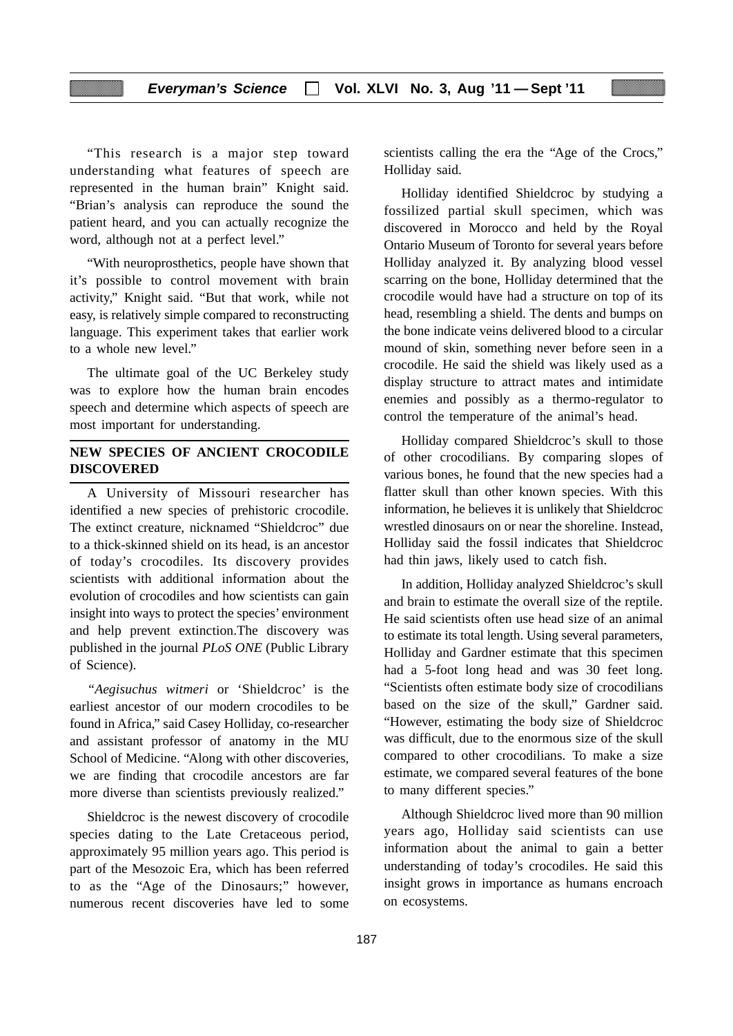"This research is a major step toward understanding what features of speech are represented in the human brain" Knight said. "Brian's analysis can reproduce the sound the patient heard, and you can actually recognize the word, although not at a perfect level."

"With neuroprosthetics, people have shown that it's possible to control movement with brain activity," Knight said. "But that work, while not easy, is relatively simple compared to reconstructing language. This experiment takes that earlier work to a whole new level."

The ultimate goal of the UC Berkeley study was to explore how the human brain encodes speech and determine which aspects of speech are most important for understanding.

## NEW SPECIES OF ANCIENT CROCODILE DISCOVERED

A University of Missouri researcher has identified a new species of prehistoric crocodile. The extinct creature, nicknamed "Shieldcroc" due to a thick-skinned shield on its head, is an ancestor of today's crocodiles. Its discovery provides scientists with additional information about the evolution of crocodiles and how scientists can gain insight into ways to protect the species' environment and help prevent extinction.The discovery was published in the journal *PLoS ONE* (Public Library of Science).

"*Aegisuchus witmeri* or 'Shieldcroc' is the earliest ancestor of our modern crocodiles to be found in Africa," said Casey Holliday, co-researcher and assistant professor of anatomy in the MU School of Medicine. "Along with other discoveries, we are finding that crocodile ancestors are far more diverse than scientists previously realized."

Shieldcroc is the newest discovery of crocodile species dating to the Late Cretaceous period, approximately 95 million years ago. This period is part of the Mesozoic Era, which has been referred to as the "Age of the Dinosaurs;" however, numerous recent discoveries have led to some scientists calling the era the "Age of the Crocs," Holliday said.

Holliday identified Shieldcroc by studying a fossilized partial skull specimen, which was discovered in Morocco and held by the Royal Ontario Museum of Toronto for several years before Holliday analyzed it. By analyzing blood vessel scarring on the bone, Holliday determined that the crocodile would have had a structure on top of its head, resembling a shield. The dents and bumps on the bone indicate veins delivered blood to a circular mound of skin, something never before seen in a crocodile. He said the shield was likely used as a display structure to attract mates and intimidate enemies and possibly as a thermo-regulator to control the temperature of the animal's head.

Holliday compared Shieldcroc's skull to those of other crocodilians. By comparing slopes of various bones, he found that the new species had a flatter skull than other known species. With this information, he believes it is unlikely that Shieldcroc wrestled dinosaurs on or near the shoreline. Instead, Holliday said the fossil indicates that Shieldcroc had thin jaws, likely used to catch fish.

In addition, Holliday analyzed Shieldcroc's skull and brain to estimate the overall size of the reptile. He said scientists often use head size of an animal to estimate its total length. Using several parameters, Holliday and Gardner estimate that this specimen had a 5-foot long head and was 30 feet long. "Scientists often estimate body size of crocodilians based on the size of the skull," Gardner said. "However, estimating the body size of Shieldcroc was difficult, due to the enormous size of the skull compared to other crocodilians. To make a size estimate, we compared several features of the bone to many different species."

Although Shieldcroc lived more than 90 million years ago, Holliday said scientists can use information about the animal to gain a better understanding of today's crocodiles. He said this insight grows in importance as humans encroach on ecosystems.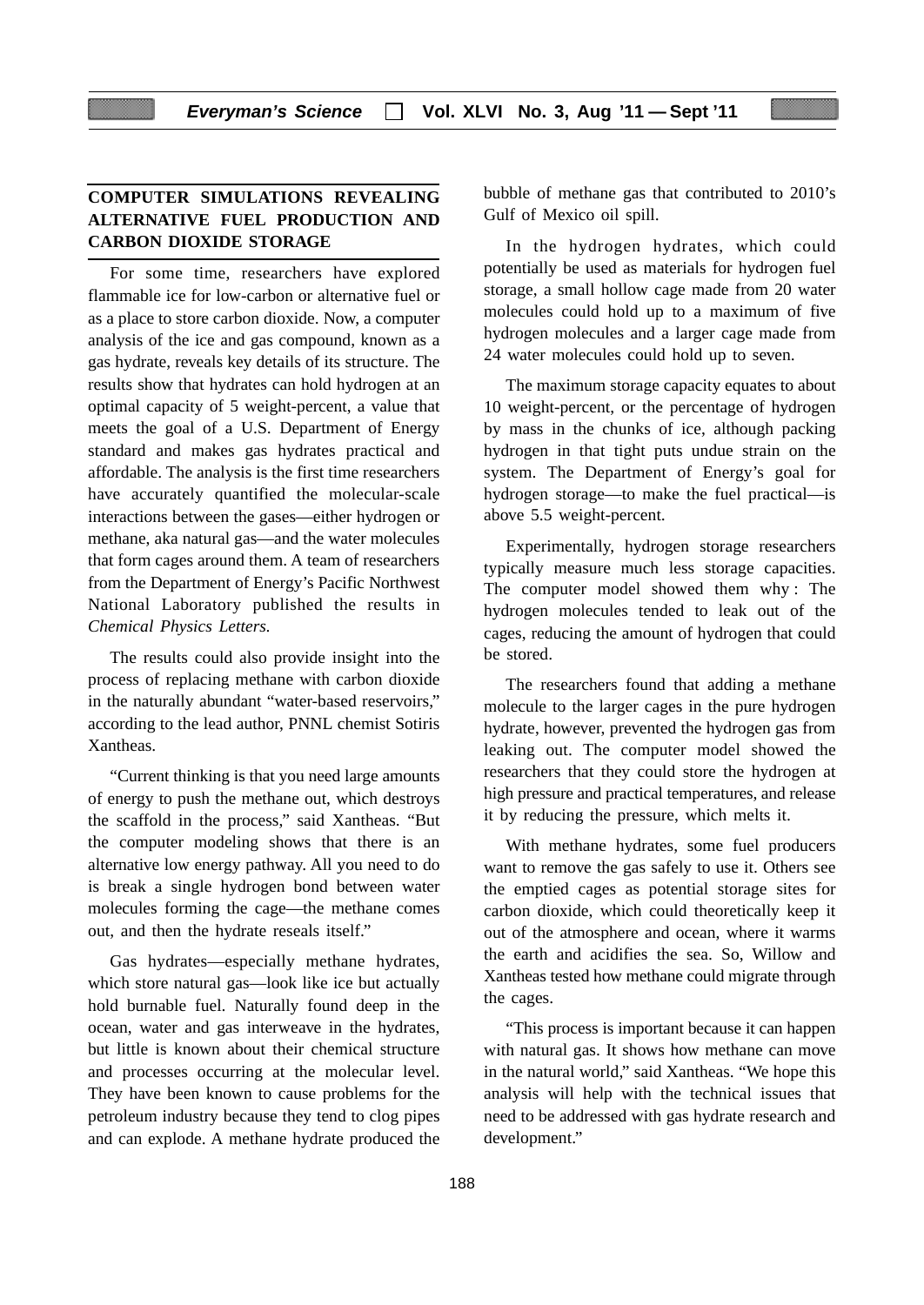## COMPUTER SIMULATIONS REVEALING ALTERNATIVE FUEL PRODUCTION AND CARBON DIOXIDE STORAGE

For some time, researchers have explored flammable ice for low-carbon or alternative fuel or as a place to store carbon dioxide. Now, a computer analysis of the ice and gas compound, known as a gas hydrate, reveals key details of its structure. The results show that hydrates can hold hydrogen at an optimal capacity of 5 weight-percent, a value that meets the goal of a U.S. Department of Energy standard and makes gas hydrates practical and affordable. The analysis is the first time researchers have accurately quantified the molecular-scale interactions between the gases—either hydrogen or methane, aka natural gas—and the water molecules that form cages around them. A team of researchers from the Department of Energy's Pacific Northwest National Laboratory published the results in *Chemical Physics Letters.*

The results could also provide insight into the process of replacing methane with carbon dioxide in the naturally abundant "water-based reservoirs," according to the lead author, PNNL chemist Sotiris Xantheas.

"Current thinking is that you need large amounts of energy to push the methane out, which destroys the scaffold in the process," said Xantheas. "But the computer modeling shows that there is an alternative low energy pathway. All you need to do is break a single hydrogen bond between water molecules forming the cage—the methane comes out, and then the hydrate reseals itself."

Gas hydrates—especially methane hydrates, which store natural gas—look like ice but actually hold burnable fuel. Naturally found deep in the ocean, water and gas interweave in the hydrates, but little is known about their chemical structure and processes occurring at the molecular level. They have been known to cause problems for the petroleum industry because they tend to clog pipes and can explode. A methane hydrate produced the bubble of methane gas that contributed to 2010's Gulf of Mexico oil spill.

In the hydrogen hydrates, which could potentially be used as materials for hydrogen fuel storage, a small hollow cage made from 20 water molecules could hold up to a maximum of five hydrogen molecules and a larger cage made from 24 water molecules could hold up to seven.

The maximum storage capacity equates to about 10 weight-percent, or the percentage of hydrogen by mass in the chunks of ice, although packing hydrogen in that tight puts undue strain on the system. The Department of Energy's goal for hydrogen storage—to make the fuel practical—is above 5.5 weight-percent.

Experimentally, hydrogen storage researchers typically measure much less storage capacities. The computer model showed them why : The hydrogen molecules tended to leak out of the cages, reducing the amount of hydrogen that could be stored.

The researchers found that adding a methane molecule to the larger cages in the pure hydrogen hydrate, however, prevented the hydrogen gas from leaking out. The computer model showed the researchers that they could store the hydrogen at high pressure and practical temperatures, and release it by reducing the pressure, which melts it.

With methane hydrates, some fuel producers want to remove the gas safely to use it. Others see the emptied cages as potential storage sites for carbon dioxide, which could theoretically keep it out of the atmosphere and ocean, where it warms the earth and acidifies the sea. So, Willow and Xantheas tested how methane could migrate through the cages.

"This process is important because it can happen with natural gas. It shows how methane can move in the natural world," said Xantheas. "We hope this analysis will help with the technical issues that need to be addressed with gas hydrate research and development."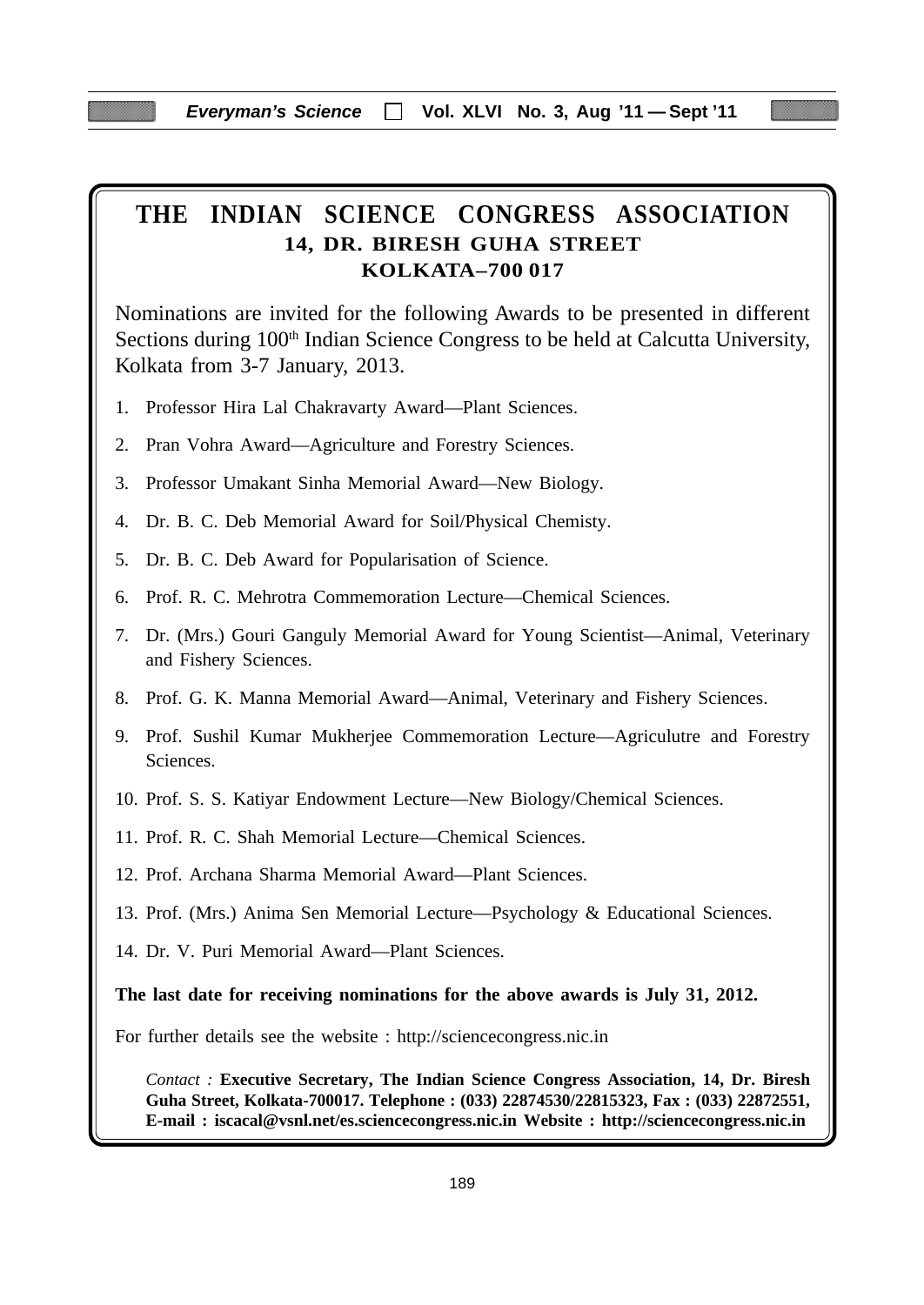# THE INDIAN SCIENCE CONGRESS ASSOCIATION

## 14, DR. BIRESH GUHA STREET
## KOLKATA–700 017

Nominations are invited for the following Awards to be presented in different Sections during 100th Indian Science Congress to be held at Calcutta University, Kolkata from 3-7 January, 2013.

1. Professor Hira Lal Chakravarty Award—Plant Sciences.
2. Pran Vohra Award—Agriculture and Forestry Sciences.
3. Professor Umakant Sinha Memorial Award—New Biology.
4. Dr. B. C. Deb Memorial Award for Soil/Physical Chemisty.
5. Dr. B. C. Deb Award for Popularisation of Science.
6. Prof. R. C. Mehrotra Commemoration Lecture—Chemical Sciences.
7. Dr. (Mrs.) Gouri Ganguly Memorial Award for Young Scientist—Animal, Veterinary and Fishery Sciences.
8. Prof. G. K. Manna Memorial Award—Animal, Veterinary and Fishery Sciences.
9. Prof. Sushil Kumar Mukherjee Commemoration Lecture—Agriculutre and Forestry Sciences.
10. Prof. S. S. Katiyar Endowment Lecture—New Biology/Chemical Sciences.
11. Prof. R. C. Shah Memorial Lecture—Chemical Sciences.
12. Prof. Archana Sharma Memorial Award—Plant Sciences.
13. Prof. (Mrs.) Anima Sen Memorial Lecture—Psychology & Educational Sciences.
14. Dr. V. Puri Memorial Award—Plant Sciences.

**The last date for receiving nominations for the above awards is July 31, 2012.**

For further details see the website : http://sciencecongress.nic.in

*Contact :* **Executive Secretary, The Indian Science Congress Association, 14, Dr. Biresh Guha Street, Kolkata-700017. Telephone : (033) 22874530/22815323, Fax : (033) 22872551, E-mail : iscacal@vsnl.net/es.sciencecongress.nic.in Website : http://sciencecongress.nic.in**